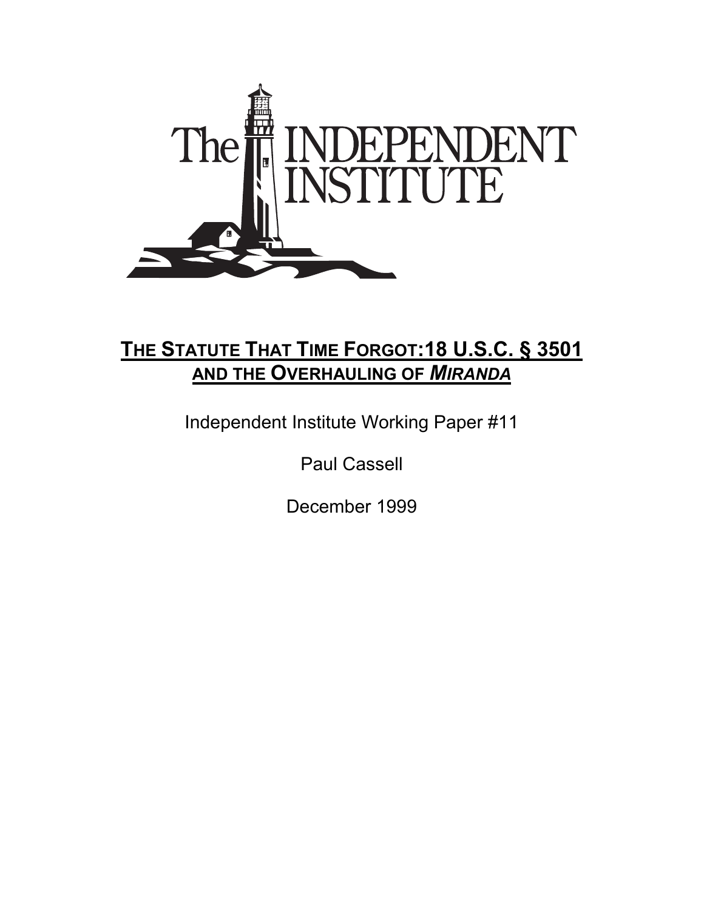The INDEPENDENT INSTITUTE

# THE STATUTE THAT TIME FORGOT: 18 U.S.C. § 3501 AND THE OVERHAULING OF *MIRANDA*

Independent Institute Working Paper #11

Paul Cassell

December 1999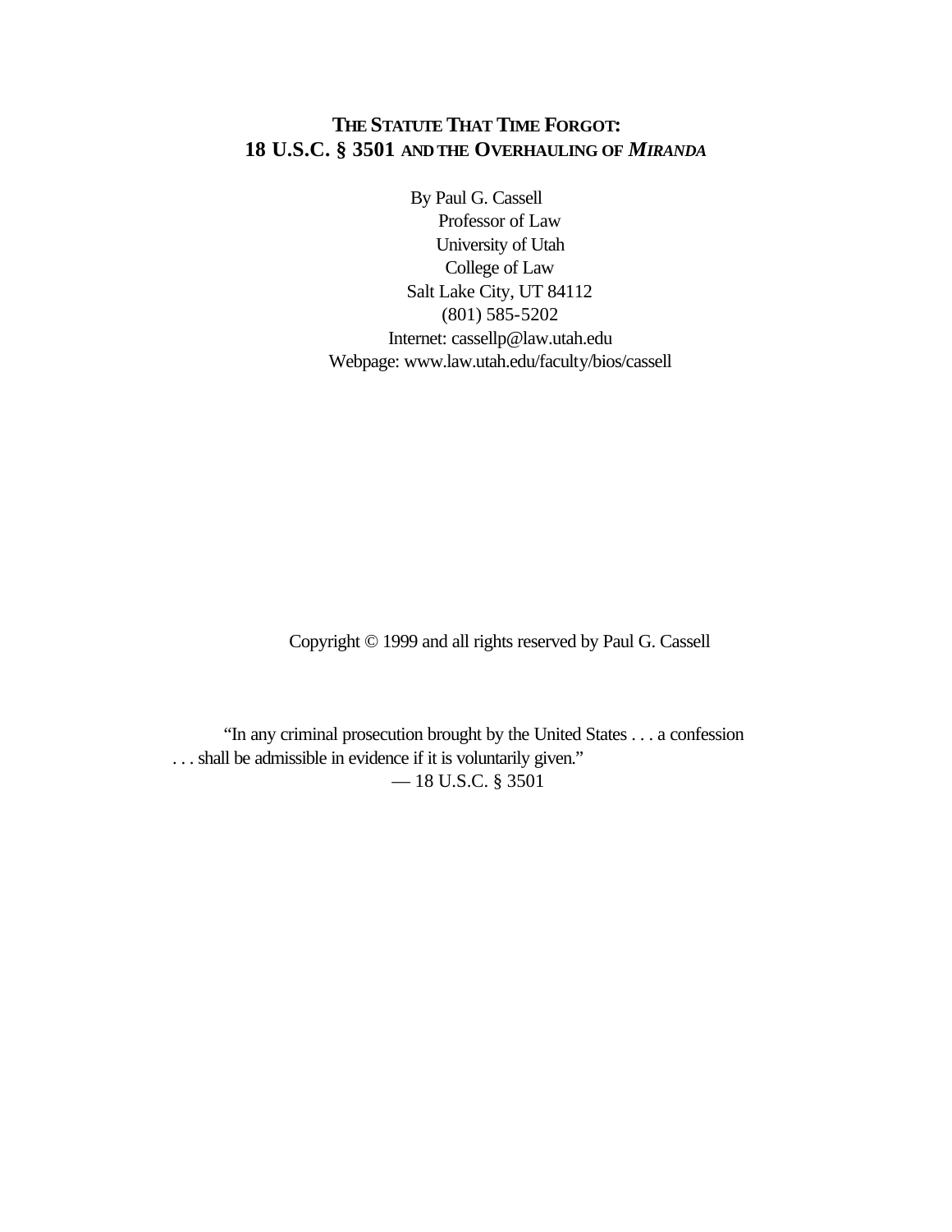# THE STATUTE THAT TIME FORGOT: 18 U.S.C. § 3501 AND THE OVERHAULING OF *MIRANDA*

By Paul G. Cassell
Professor of Law
University of Utah
College of Law
Salt Lake City, UT 84112
(801) 585-5202
Internet: cassellp@law.utah.edu
Webpage: www.law.utah.edu/faculty/bios/cassell

Copyright © 1999 and all rights reserved by Paul G. Cassell

> "In any criminal prosecution brought by the United States . . . a confession . . . shall be admissible in evidence if it is voluntarily given."
> — 18 U.S.C. § 3501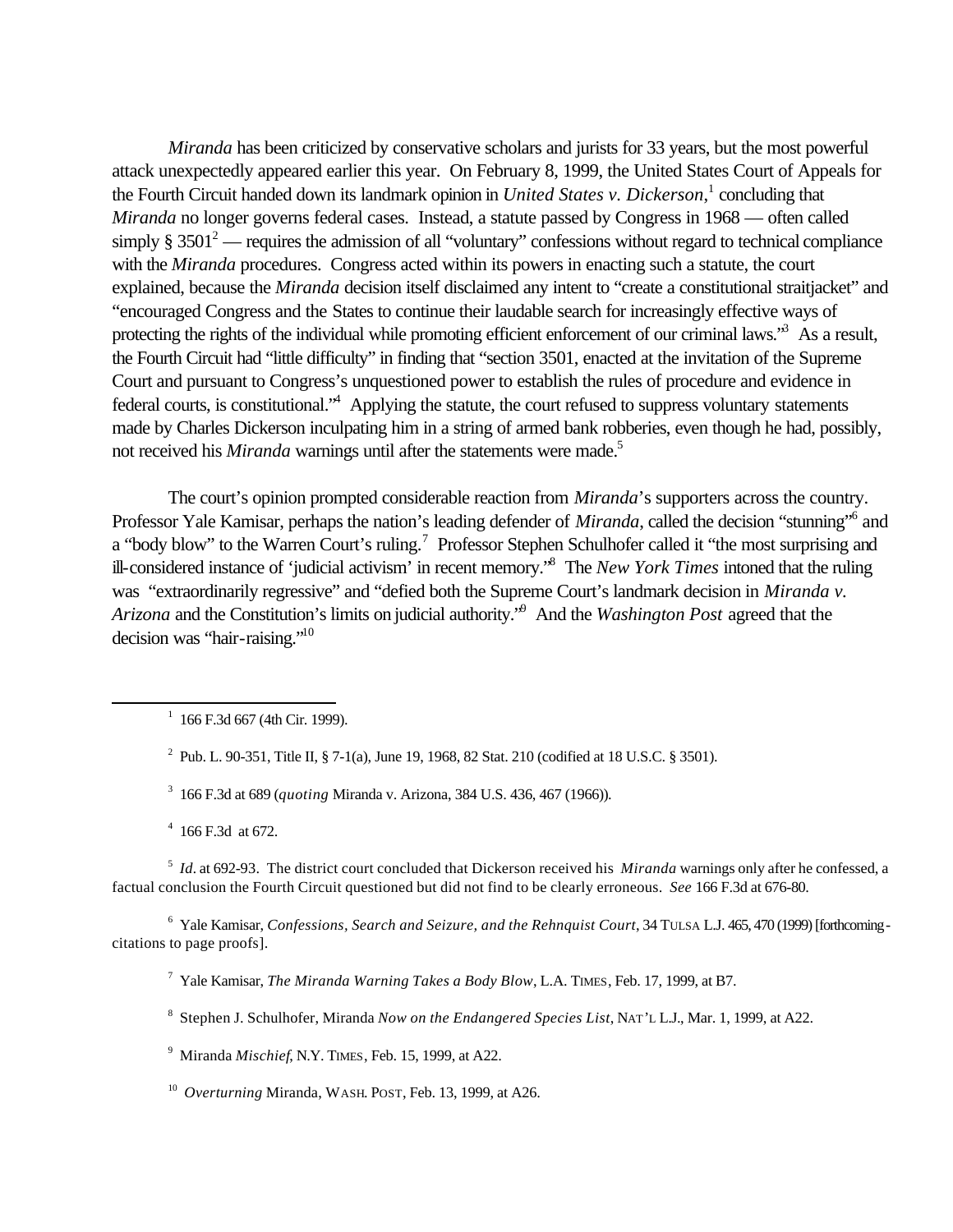*Miranda* has been criticized by conservative scholars and jurists for 33 years, but the most powerful attack unexpectedly appeared earlier this year. On February 8, 1999, the United States Court of Appeals for the Fourth Circuit handed down its landmark opinion in *United States v. Dickerson*,[1] concluding that *Miranda* no longer governs federal cases. Instead, a statute passed by Congress in 1968 — often called simply § 3501[2] — requires the admission of all "voluntary" confessions without regard to technical compliance with the *Miranda* procedures. Congress acted within its powers in enacting such a statute, the court explained, because the *Miranda* decision itself disclaimed any intent to "create a constitutional straitjacket" and "encouraged Congress and the States to continue their laudable search for increasingly effective ways of protecting the rights of the individual while promoting efficient enforcement of our criminal laws."[3] As a result, the Fourth Circuit had "little difficulty" in finding that "section 3501, enacted at the invitation of the Supreme Court and pursuant to Congress's unquestioned power to establish the rules of procedure and evidence in federal courts, is constitutional."[4] Applying the statute, the court refused to suppress voluntary statements made by Charles Dickerson inculpating him in a string of armed bank robberies, even though he had, possibly, not received his *Miranda* warnings until after the statements were made.[5]

The court's opinion prompted considerable reaction from *Miranda*'s supporters across the country. Professor Yale Kamisar, perhaps the nation's leading defender of *Miranda*, called the decision "stunning"[6] and a "body blow" to the Warren Court's ruling.[7] Professor Stephen Schulhofer called it "the most surprising and ill-considered instance of 'judicial activism' in recent memory."[8] The *New York Times* intoned that the ruling was "extraordinarily regressive" and "defied both the Supreme Court's landmark decision in *Miranda v. Arizona* and the Constitution's limits on judicial authority."[9] And the *Washington Post* agreed that the decision was "hair-raising."[10]

---

[1] 166 F.3d 667 (4th Cir. 1999).

[2] Pub. L. 90-351, Title II, § 7-1(a), June 19, 1968, 82 Stat. 210 (codified at 18 U.S.C. § 3501).

[3] 166 F.3d at 689 (*quoting* Miranda v. Arizona, 384 U.S. 436, 467 (1966)).

[4] 166 F.3d at 672.

[5] *Id*. at 692-93. The district court concluded that Dickerson received his *Miranda* warnings only after he confessed, a factual conclusion the Fourth Circuit questioned but did not find to be clearly erroneous. *See* 166 F.3d at 676-80.

[6] Yale Kamisar, *Confessions, Search and Seizure, and the Rehnquist Court*, 34 TULSA L.J. 465, 470 (1999) [forthcoming - citations to page proofs].

[7] Yale Kamisar, *The Miranda Warning Takes a Body Blow*, L.A. TIMES, Feb. 17, 1999, at B7.

[8] Stephen J. Schulhofer, Miranda *Now on the Endangered Species List*, NAT'L L.J., Mar. 1, 1999, at A22.

[9] Miranda *Mischief*, N.Y. TIMES, Feb. 15, 1999, at A22.

[10] *Overturning* Miranda, WASH. POST, Feb. 13, 1999, at A26.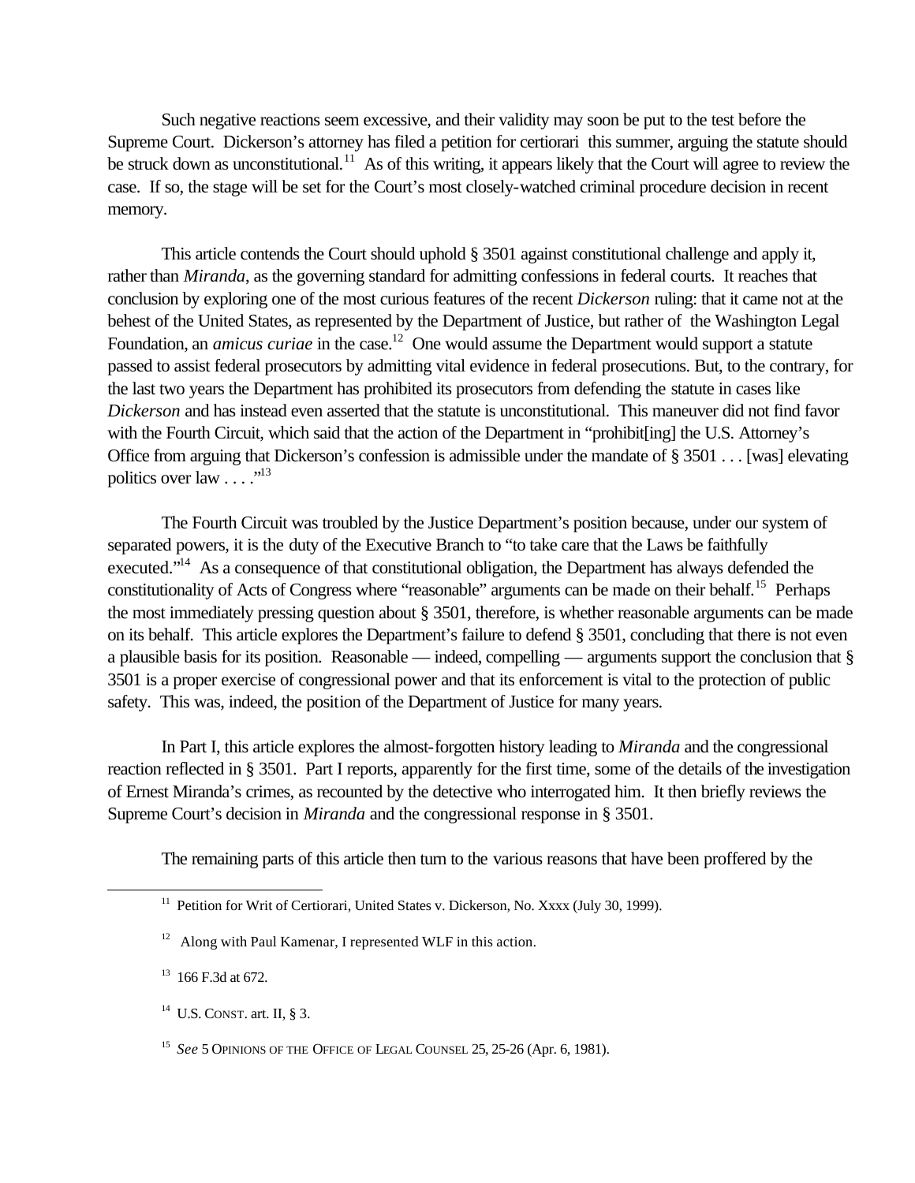Such negative reactions seem excessive, and their validity may soon be put to the test before the Supreme Court. Dickerson's attorney has filed a petition for certiorari this summer, arguing the statute should be struck down as unconstitutional.[11] As of this writing, it appears likely that the Court will agree to review the case. If so, the stage will be set for the Court's most closely-watched criminal procedure decision in recent memory.

This article contends the Court should uphold § 3501 against constitutional challenge and apply it, rather than *Miranda*, as the governing standard for admitting confessions in federal courts. It reaches that conclusion by exploring one of the most curious features of the recent *Dickerson* ruling: that it came not at the behest of the United States, as represented by the Department of Justice, but rather of the Washington Legal Foundation, an *amicus curiae* in the case.[12] One would assume the Department would support a statute passed to assist federal prosecutors by admitting vital evidence in federal prosecutions. But, to the contrary, for the last two years the Department has prohibited its prosecutors from defending the statute in cases like *Dickerson* and has instead even asserted that the statute is unconstitutional. This maneuver did not find favor with the Fourth Circuit, which said that the action of the Department in "prohibit[ing] the U.S. Attorney's Office from arguing that Dickerson's confession is admissible under the mandate of § 3501 . . . [was] elevating politics over law . . . ."[13]

The Fourth Circuit was troubled by the Justice Department's position because, under our system of separated powers, it is the duty of the Executive Branch to "to take care that the Laws be faithfully executed."[14] As a consequence of that constitutional obligation, the Department has always defended the constitutionality of Acts of Congress where "reasonable" arguments can be made on their behalf.[15] Perhaps the most immediately pressing question about § 3501, therefore, is whether reasonable arguments can be made on its behalf. This article explores the Department's failure to defend § 3501, concluding that there is not even a plausible basis for its position. Reasonable — indeed, compelling — arguments support the conclusion that § 3501 is a proper exercise of congressional power and that its enforcement is vital to the protection of public safety. This was, indeed, the position of the Department of Justice for many years.

In Part I, this article explores the almost-forgotten history leading to *Miranda* and the congressional reaction reflected in § 3501. Part I reports, apparently for the first time, some of the details of the investigation of Ernest Miranda's crimes, as recounted by the detective who interrogated him. It then briefly reviews the Supreme Court's decision in *Miranda* and the congressional response in § 3501.

The remaining parts of this article then turn to the various reasons that have been proffered by the

---

[11] Petition for Writ of Certiorari, United States v. Dickerson, No. Xxxx (July 30, 1999).

[12] Along with Paul Kamenar, I represented WLF in this action.

[13] 166 F.3d at 672.

[14] U.S. CONST. art. II, § 3.

[15] *See* 5 OPINIONS OF THE OFFICE OF LEGAL COUNSEL 25, 25-26 (Apr. 6, 1981).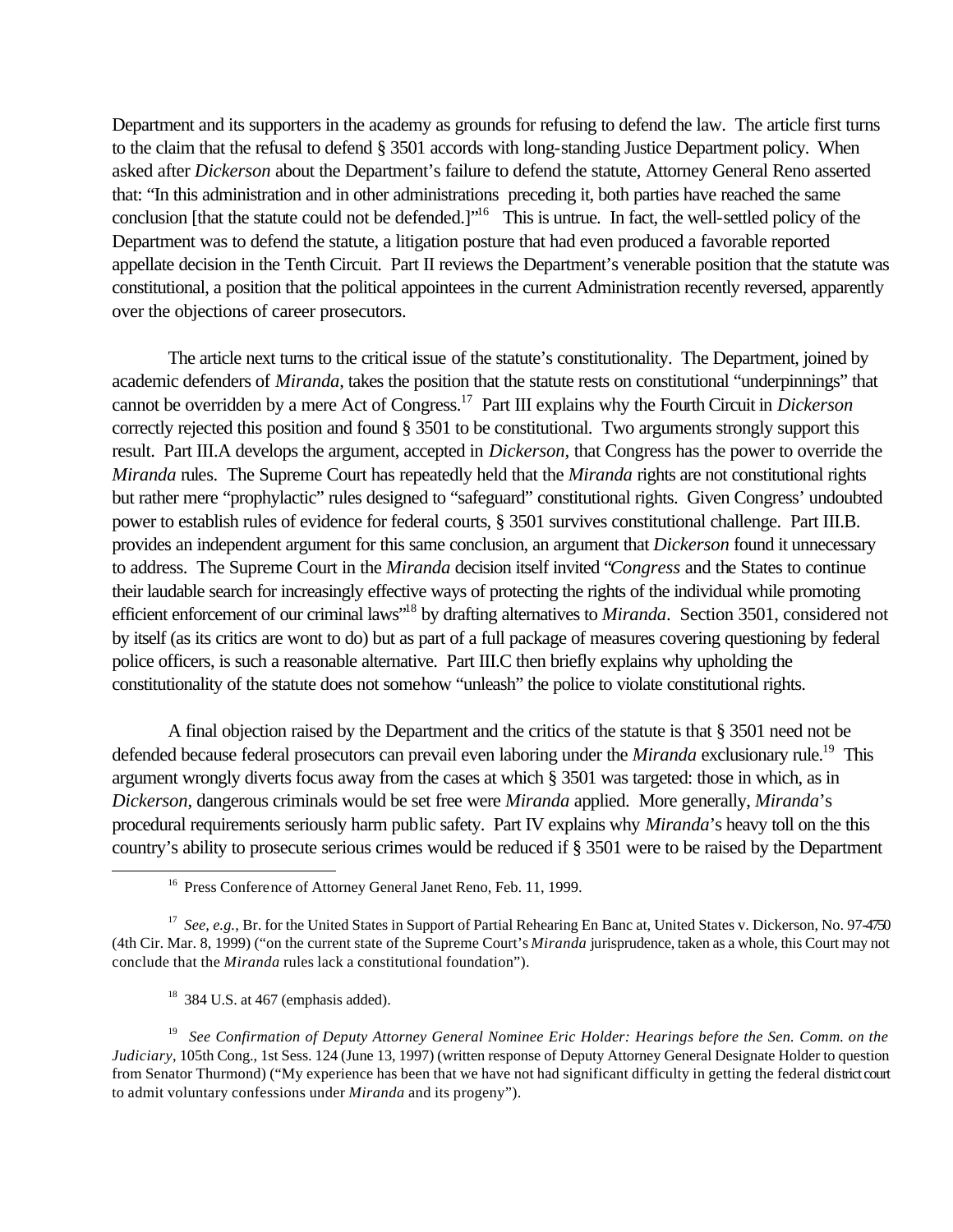Department and its supporters in the academy as grounds for refusing to defend the law. The article first turns to the claim that the refusal to defend § 3501 accords with long-standing Justice Department policy. When asked after *Dickerson* about the Department's failure to defend the statute, Attorney General Reno asserted that: "In this administration and in other administrations preceding it, both parties have reached the same conclusion [that the statute could not be defended.]"[16] This is untrue. In fact, the well-settled policy of the Department was to defend the statute, a litigation posture that had even produced a favorable reported appellate decision in the Tenth Circuit. Part II reviews the Department's venerable position that the statute was constitutional, a position that the political appointees in the current Administration recently reversed, apparently over the objections of career prosecutors.

The article next turns to the critical issue of the statute's constitutionality. The Department, joined by academic defenders of *Miranda*, takes the position that the statute rests on constitutional "underpinnings" that cannot be overridden by a mere Act of Congress.[17] Part III explains why the Fourth Circuit in *Dickerson* correctly rejected this position and found § 3501 to be constitutional. Two arguments strongly support this result. Part III.A develops the argument, accepted in *Dickerson*, that Congress has the power to override the *Miranda* rules. The Supreme Court has repeatedly held that the *Miranda* rights are not constitutional rights but rather mere "prophylactic" rules designed to "safeguard" constitutional rights. Given Congress' undoubted power to establish rules of evidence for federal courts, § 3501 survives constitutional challenge. Part III.B. provides an independent argument for this same conclusion, an argument that *Dickerson* found it unnecessary to address. The Supreme Court in the *Miranda* decision itself invited "*Congress* and the States to continue their laudable search for increasingly effective ways of protecting the rights of the individual while promoting efficient enforcement of our criminal laws"[18] by drafting alternatives to *Miranda*. Section 3501, considered not by itself (as its critics are wont to do) but as part of a full package of measures covering questioning by federal police officers, is such a reasonable alternative. Part III.C then briefly explains why upholding the constitutionality of the statute does not somehow "unleash" the police to violate constitutional rights.

A final objection raised by the Department and the critics of the statute is that § 3501 need not be defended because federal prosecutors can prevail even laboring under the *Miranda* exclusionary rule.[19] This argument wrongly diverts focus away from the cases at which § 3501 was targeted: those in which, as in *Dickerson*, dangerous criminals would be set free were *Miranda* applied. More generally, *Miranda*'s procedural requirements seriously harm public safety. Part IV explains why *Miranda*'s heavy toll on the this country's ability to prosecute serious crimes would be reduced if § 3501 were to be raised by the Department

---

[16] Press Conference of Attorney General Janet Reno, Feb. 11, 1999.

[17] *See, e.g.,* Br. for the United States in Support of Partial Rehearing En Banc at, United States v. Dickerson, No. 97-4750 (4th Cir. Mar. 8, 1999) ("on the current state of the Supreme Court's *Miranda* jurisprudence, taken as a whole, this Court may not conclude that the *Miranda* rules lack a constitutional foundation").

[18] 384 U.S. at 467 (emphasis added).

[19] *See Confirmation of Deputy Attorney General Nominee Eric Holder: Hearings before the Sen. Comm. on the Judiciary*, 105th Cong., 1st Sess. 124 (June 13, 1997) (written response of Deputy Attorney General Designate Holder to question from Senator Thurmond) ("My experience has been that we have not had significant difficulty in getting the federal district court to admit voluntary confessions under *Miranda* and its progeny").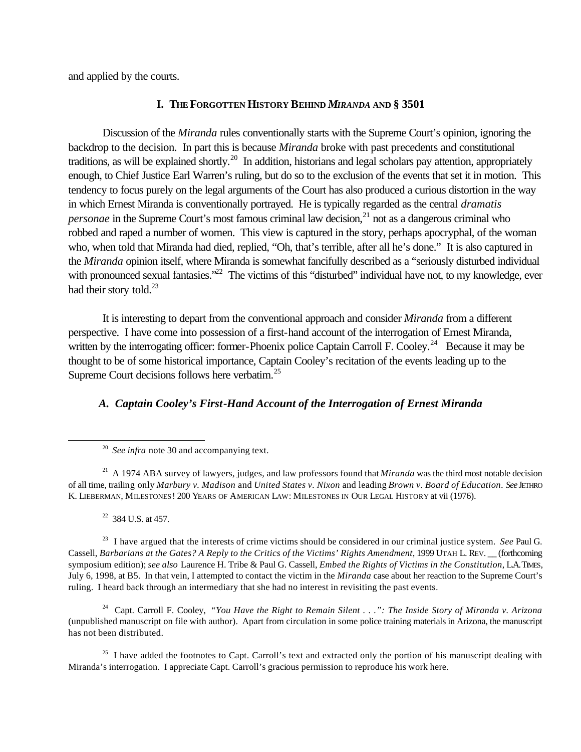and applied by the courts.

## I. THE FORGOTTEN HISTORY BEHIND *MIRANDA* AND § 3501

Discussion of the *Miranda* rules conventionally starts with the Supreme Court's opinion, ignoring the backdrop to the decision. In part this is because *Miranda* broke with past precedents and constitutional traditions, as will be explained shortly.[20] In addition, historians and legal scholars pay attention, appropriately enough, to Chief Justice Earl Warren's ruling, but do so to the exclusion of the events that set it in motion. This tendency to focus purely on the legal arguments of the Court has also produced a curious distortion in the way in which Ernest Miranda is conventionally portrayed. He is typically regarded as the central *dramatis personae* in the Supreme Court's most famous criminal law decision,[21] not as a dangerous criminal who robbed and raped a number of women. This view is captured in the story, perhaps apocryphal, of the woman who, when told that Miranda had died, replied, "Oh, that's terrible, after all he's done." It is also captured in the *Miranda* opinion itself, where Miranda is somewhat fancifully described as a "seriously disturbed individual with pronounced sexual fantasies."[22] The victims of this "disturbed" individual have not, to my knowledge, ever had their story told.[23]

It is interesting to depart from the conventional approach and consider *Miranda* from a different perspective. I have come into possession of a first-hand account of the interrogation of Ernest Miranda, written by the interrogating officer: former-Phoenix police Captain Carroll F. Cooley.[24] Because it may be thought to be of some historical importance, Captain Cooley's recitation of the events leading up to the Supreme Court decisions follows here verbatim.[25]

### *A. Captain Cooley's First-Hand Account of the Interrogation of Ernest Miranda*

---

[20] *See infra* note 30 and accompanying text.

[21] A 1974 ABA survey of lawyers, judges, and law professors found that *Miranda* was the third most notable decision of all time, trailing only *Marbury v. Madison* and *United States v. Nixon* and leading *Brown v. Board of Education*. *See* JETHRO K. LIEBERMAN, MILESTONES! 200 YEARS OF AMERICAN LAW: MILESTONES IN OUR LEGAL HISTORY at vii (1976).

[22] 384 U.S. at 457.

[23] I have argued that the interests of crime victims should be considered in our criminal justice system. *See* Paul G. Cassell, *Barbarians at the Gates? A Reply to the Critics of the Victims' Rights Amendment*, 1999 UTAH L. REV. __ (forthcoming symposium edition); *see also* Laurence H. Tribe & Paul G. Cassell, *Embed the Rights of Victims in the Constitution*, L.A. TIMES, July 6, 1998, at B5. In that vein, I attempted to contact the victim in the *Miranda* case about her reaction to the Supreme Court's ruling. I heard back through an intermediary that she had no interest in revisiting the past events.

[24] Capt. Carroll F. Cooley, *"You Have the Right to Remain Silent . . .": The Inside Story of Miranda v. Arizona* (unpublished manuscript on file with author). Apart from circulation in some police training materials in Arizona, the manuscript has not been distributed.

[25] I have added the footnotes to Capt. Carroll's text and extracted only the portion of his manuscript dealing with Miranda's interrogation. I appreciate Capt. Carroll's gracious permission to reproduce his work here.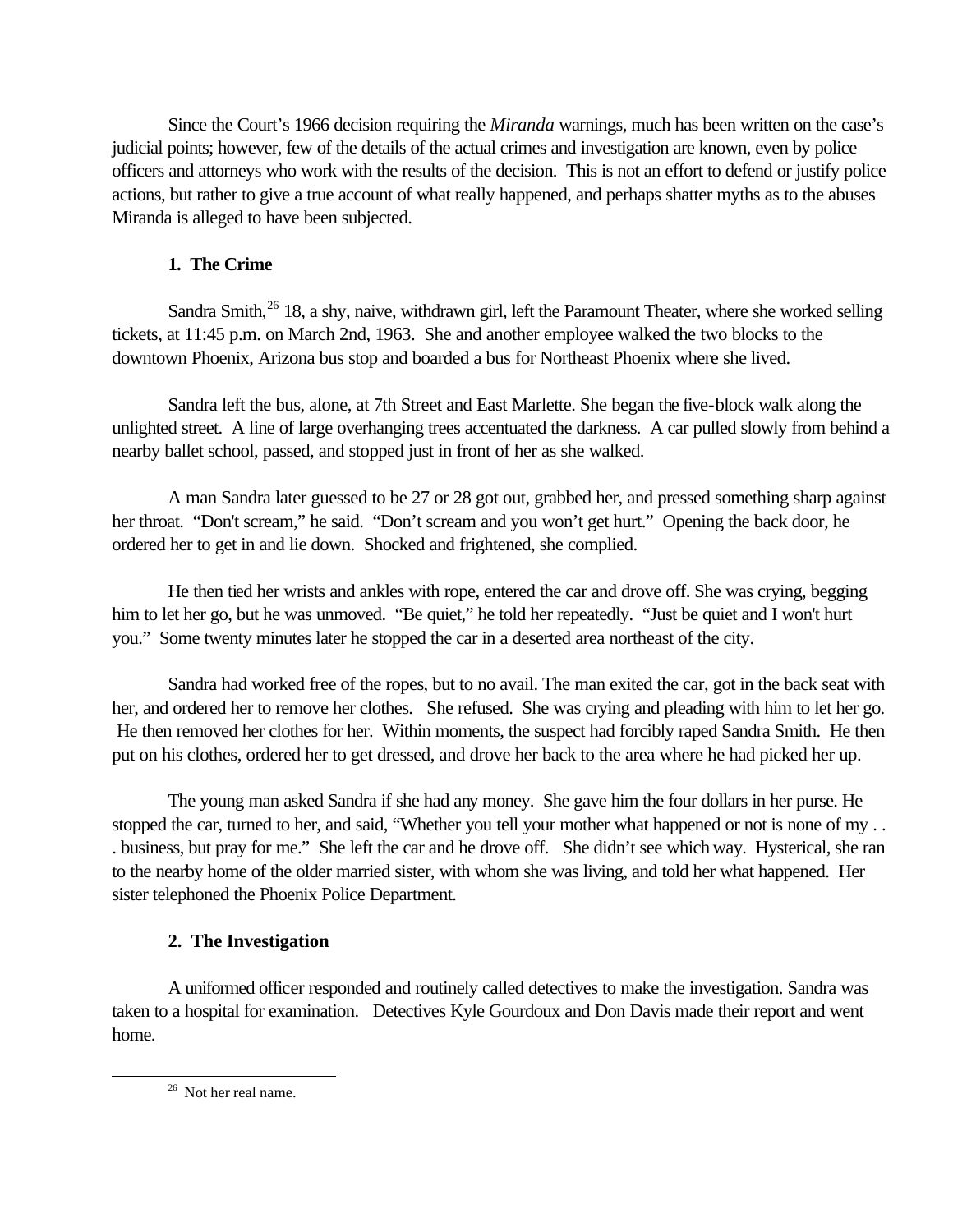Since the Court's 1966 decision requiring the *Miranda* warnings, much has been written on the case's judicial points; however, few of the details of the actual crimes and investigation are known, even by police officers and attorneys who work with the results of the decision. This is not an effort to defend or justify police actions, but rather to give a true account of what really happened, and perhaps shatter myths as to the abuses Miranda is alleged to have been subjected.

### 1. The Crime

Sandra Smith,[26] 18, a shy, naive, withdrawn girl, left the Paramount Theater, where she worked selling tickets, at 11:45 p.m. on March 2nd, 1963. She and another employee walked the two blocks to the downtown Phoenix, Arizona bus stop and boarded a bus for Northeast Phoenix where she lived.

Sandra left the bus, alone, at 7th Street and East Marlette. She began the five-block walk along the unlighted street. A line of large overhanging trees accentuated the darkness. A car pulled slowly from behind a nearby ballet school, passed, and stopped just in front of her as she walked.

A man Sandra later guessed to be 27 or 28 got out, grabbed her, and pressed something sharp against her throat. "Don't scream," he said. "Don't scream and you won't get hurt." Opening the back door, he ordered her to get in and lie down. Shocked and frightened, she complied.

He then tied her wrists and ankles with rope, entered the car and drove off. She was crying, begging him to let her go, but he was unmoved. "Be quiet," he told her repeatedly. "Just be quiet and I won't hurt you." Some twenty minutes later he stopped the car in a deserted area northeast of the city.

Sandra had worked free of the ropes, but to no avail. The man exited the car, got in the back seat with her, and ordered her to remove her clothes. She refused. She was crying and pleading with him to let her go. He then removed her clothes for her. Within moments, the suspect had forcibly raped Sandra Smith. He then put on his clothes, ordered her to get dressed, and drove her back to the area where he had picked her up.

The young man asked Sandra if she had any money. She gave him the four dollars in her purse. He stopped the car, turned to her, and said, "Whether you tell your mother what happened or not is none of my . . . business, but pray for me." She left the car and he drove off. She didn't see which way. Hysterical, she ran to the nearby home of the older married sister, with whom she was living, and told her what happened. Her sister telephoned the Phoenix Police Department.

### 2. The Investigation

A uniformed officer responded and routinely called detectives to make the investigation. Sandra was taken to a hospital for examination. Detectives Kyle Gourdoux and Don Davis made their report and went home.

---

[26] Not her real name.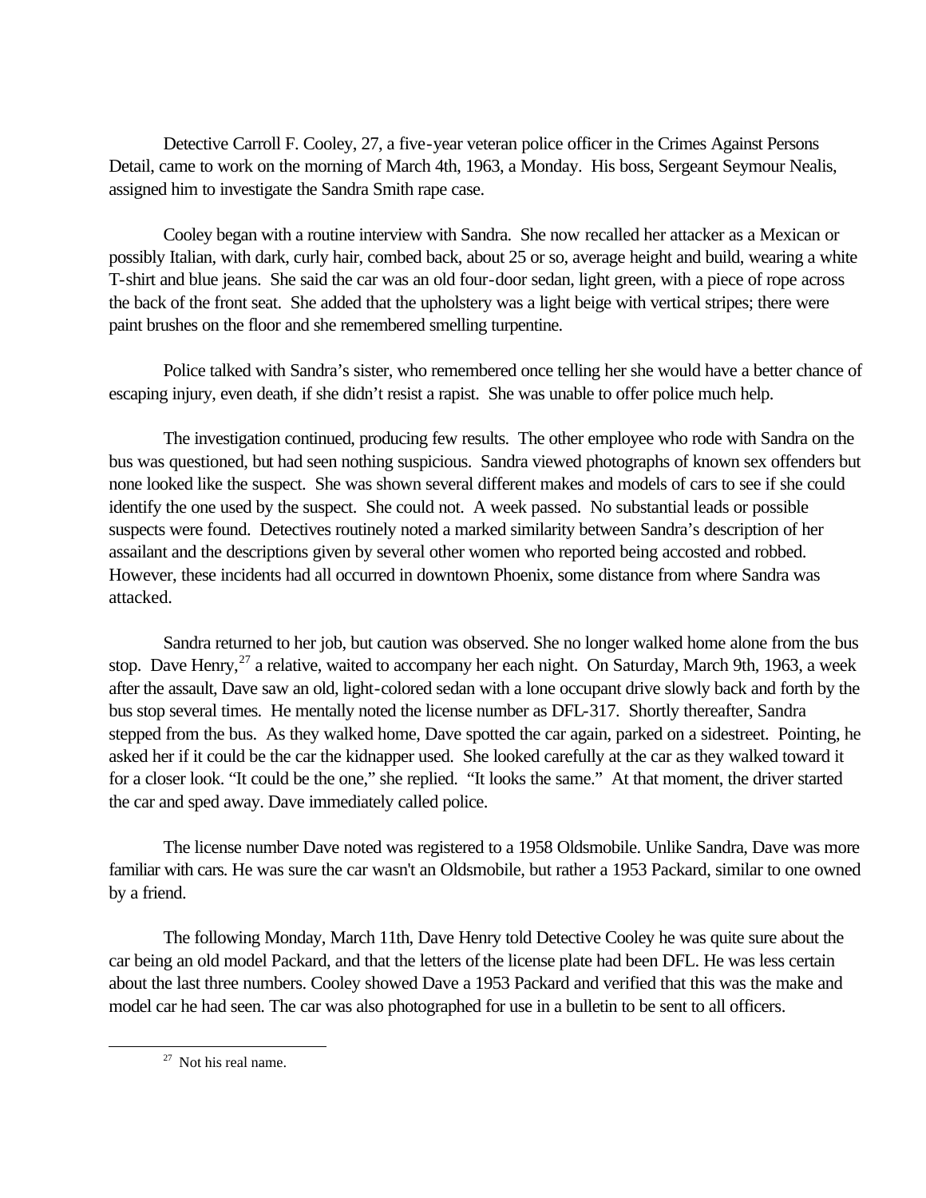Detective Carroll F. Cooley, 27, a five-year veteran police officer in the Crimes Against Persons Detail, came to work on the morning of March 4th, 1963, a Monday. His boss, Sergeant Seymour Nealis, assigned him to investigate the Sandra Smith rape case.

Cooley began with a routine interview with Sandra. She now recalled her attacker as a Mexican or possibly Italian, with dark, curly hair, combed back, about 25 or so, average height and build, wearing a white T-shirt and blue jeans. She said the car was an old four-door sedan, light green, with a piece of rope across the back of the front seat. She added that the upholstery was a light beige with vertical stripes; there were paint brushes on the floor and she remembered smelling turpentine.

Police talked with Sandra's sister, who remembered once telling her she would have a better chance of escaping injury, even death, if she didn't resist a rapist. She was unable to offer police much help.

The investigation continued, producing few results. The other employee who rode with Sandra on the bus was questioned, but had seen nothing suspicious. Sandra viewed photographs of known sex offenders but none looked like the suspect. She was shown several different makes and models of cars to see if she could identify the one used by the suspect. She could not. A week passed. No substantial leads or possible suspects were found. Detectives routinely noted a marked similarity between Sandra's description of her assailant and the descriptions given by several other women who reported being accosted and robbed. However, these incidents had all occurred in downtown Phoenix, some distance from where Sandra was attacked.

Sandra returned to her job, but caution was observed. She no longer walked home alone from the bus stop. Dave Henry,[27] a relative, waited to accompany her each night. On Saturday, March 9th, 1963, a week after the assault, Dave saw an old, light-colored sedan with a lone occupant drive slowly back and forth by the bus stop several times. He mentally noted the license number as DFL-317. Shortly thereafter, Sandra stepped from the bus. As they walked home, Dave spotted the car again, parked on a sidestreet. Pointing, he asked her if it could be the car the kidnapper used. She looked carefully at the car as they walked toward it for a closer look. "It could be the one," she replied. "It looks the same." At that moment, the driver started the car and sped away. Dave immediately called police.

The license number Dave noted was registered to a 1958 Oldsmobile. Unlike Sandra, Dave was more familiar with cars. He was sure the car wasn't an Oldsmobile, but rather a 1953 Packard, similar to one owned by a friend.

The following Monday, March 11th, Dave Henry told Detective Cooley he was quite sure about the car being an old model Packard, and that the letters of the license plate had been DFL. He was less certain about the last three numbers. Cooley showed Dave a 1953 Packard and verified that this was the make and model car he had seen. The car was also photographed for use in a bulletin to be sent to all officers.

---

[27] Not his real name.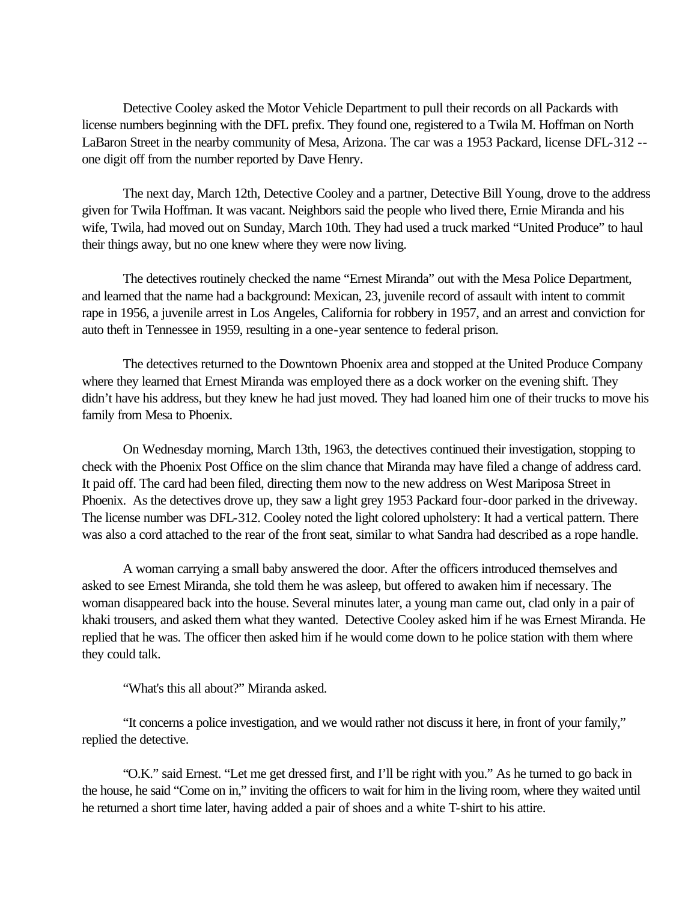Detective Cooley asked the Motor Vehicle Department to pull their records on all Packards with license numbers beginning with the DFL prefix. They found one, registered to a Twila M. Hoffman on North LaBaron Street in the nearby community of Mesa, Arizona. The car was a 1953 Packard, license DFL-312 -- one digit off from the number reported by Dave Henry.

The next day, March 12th, Detective Cooley and a partner, Detective Bill Young, drove to the address given for Twila Hoffman. It was vacant. Neighbors said the people who lived there, Ernie Miranda and his wife, Twila, had moved out on Sunday, March 10th. They had used a truck marked "United Produce" to haul their things away, but no one knew where they were now living.

The detectives routinely checked the name "Ernest Miranda" out with the Mesa Police Department, and learned that the name had a background: Mexican, 23, juvenile record of assault with intent to commit rape in 1956, a juvenile arrest in Los Angeles, California for robbery in 1957, and an arrest and conviction for auto theft in Tennessee in 1959, resulting in a one-year sentence to federal prison.

The detectives returned to the Downtown Phoenix area and stopped at the United Produce Company where they learned that Ernest Miranda was employed there as a dock worker on the evening shift. They didn't have his address, but they knew he had just moved. They had loaned him one of their trucks to move his family from Mesa to Phoenix.

On Wednesday morning, March 13th, 1963, the detectives continued their investigation, stopping to check with the Phoenix Post Office on the slim chance that Miranda may have filed a change of address card. It paid off. The card had been filed, directing them now to the new address on West Mariposa Street in Phoenix. As the detectives drove up, they saw a light grey 1953 Packard four-door parked in the driveway. The license number was DFL-312. Cooley noted the light colored upholstery: It had a vertical pattern. There was also a cord attached to the rear of the front seat, similar to what Sandra had described as a rope handle.

A woman carrying a small baby answered the door. After the officers introduced themselves and asked to see Ernest Miranda, she told them he was asleep, but offered to awaken him if necessary. The woman disappeared back into the house. Several minutes later, a young man came out, clad only in a pair of khaki trousers, and asked them what they wanted. Detective Cooley asked him if he was Ernest Miranda. He replied that he was. The officer then asked him if he would come down to he police station with them where they could talk.

"What's this all about?" Miranda asked.

"It concerns a police investigation, and we would rather not discuss it here, in front of your family," replied the detective.

"O.K." said Ernest. "Let me get dressed first, and I'll be right with you." As he turned to go back in the house, he said "Come on in," inviting the officers to wait for him in the living room, where they waited until he returned a short time later, having added a pair of shoes and a white T-shirt to his attire.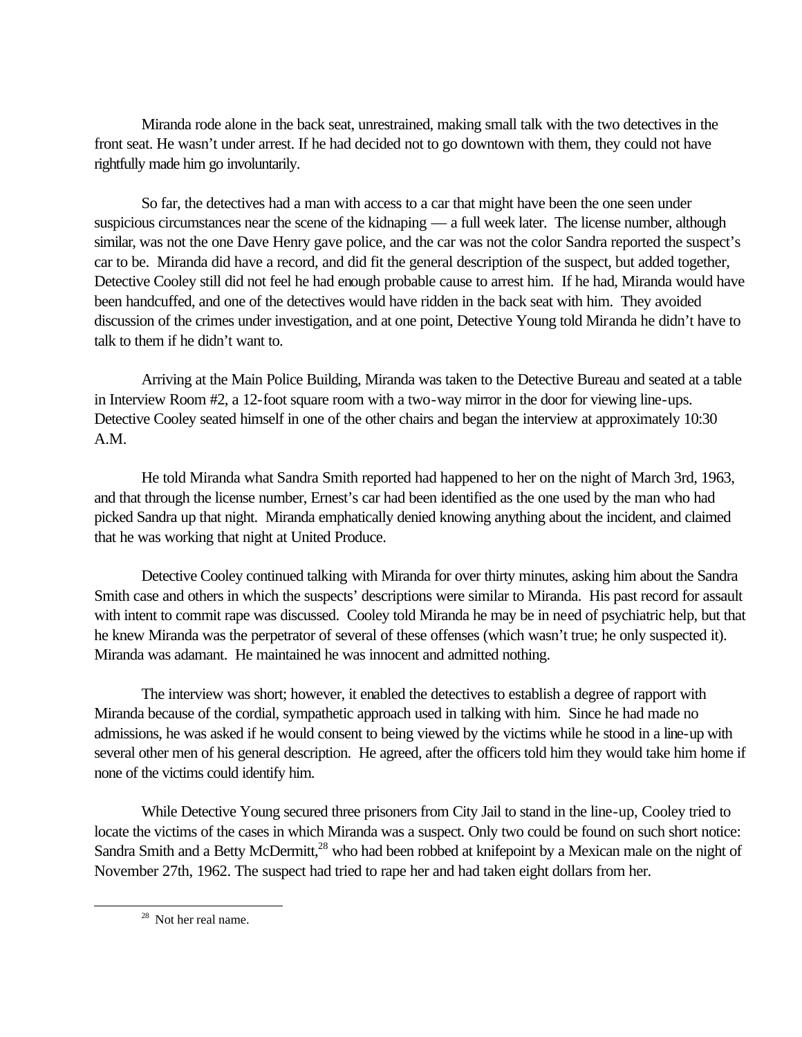Miranda rode alone in the back seat, unrestrained, making small talk with the two detectives in the front seat. He wasn't under arrest. If he had decided not to go downtown with them, they could not have rightfully made him go involuntarily.

So far, the detectives had a man with access to a car that might have been the one seen under suspicious circumstances near the scene of the kidnaping — a full week later. The license number, although similar, was not the one Dave Henry gave police, and the car was not the color Sandra reported the suspect's car to be. Miranda did have a record, and did fit the general description of the suspect, but added together, Detective Cooley still did not feel he had enough probable cause to arrest him. If he had, Miranda would have been handcuffed, and one of the detectives would have ridden in the back seat with him. They avoided discussion of the crimes under investigation, and at one point, Detective Young told Miranda he didn't have to talk to them if he didn't want to.

Arriving at the Main Police Building, Miranda was taken to the Detective Bureau and seated at a table in Interview Room #2, a 12-foot square room with a two-way mirror in the door for viewing line-ups. Detective Cooley seated himself in one of the other chairs and began the interview at approximately 10:30 A.M.

He told Miranda what Sandra Smith reported had happened to her on the night of March 3rd, 1963, and that through the license number, Ernest's car had been identified as the one used by the man who had picked Sandra up that night. Miranda emphatically denied knowing anything about the incident, and claimed that he was working that night at United Produce.

Detective Cooley continued talking with Miranda for over thirty minutes, asking him about the Sandra Smith case and others in which the suspects' descriptions were similar to Miranda. His past record for assault with intent to commit rape was discussed. Cooley told Miranda he may be in need of psychiatric help, but that he knew Miranda was the perpetrator of several of these offenses (which wasn't true; he only suspected it). Miranda was adamant. He maintained he was innocent and admitted nothing.

The interview was short; however, it enabled the detectives to establish a degree of rapport with Miranda because of the cordial, sympathetic approach used in talking with him. Since he had made no admissions, he was asked if he would consent to being viewed by the victims while he stood in a line-up with several other men of his general description. He agreed, after the officers told him they would take him home if none of the victims could identify him.

While Detective Young secured three prisoners from City Jail to stand in the line-up, Cooley tried to locate the victims of the cases in which Miranda was a suspect. Only two could be found on such short notice: Sandra Smith and a Betty McDermitt,[28] who had been robbed at knifepoint by a Mexican male on the night of November 27th, 1962. The suspect had tried to rape her and had taken eight dollars from her.

[28] Not her real name.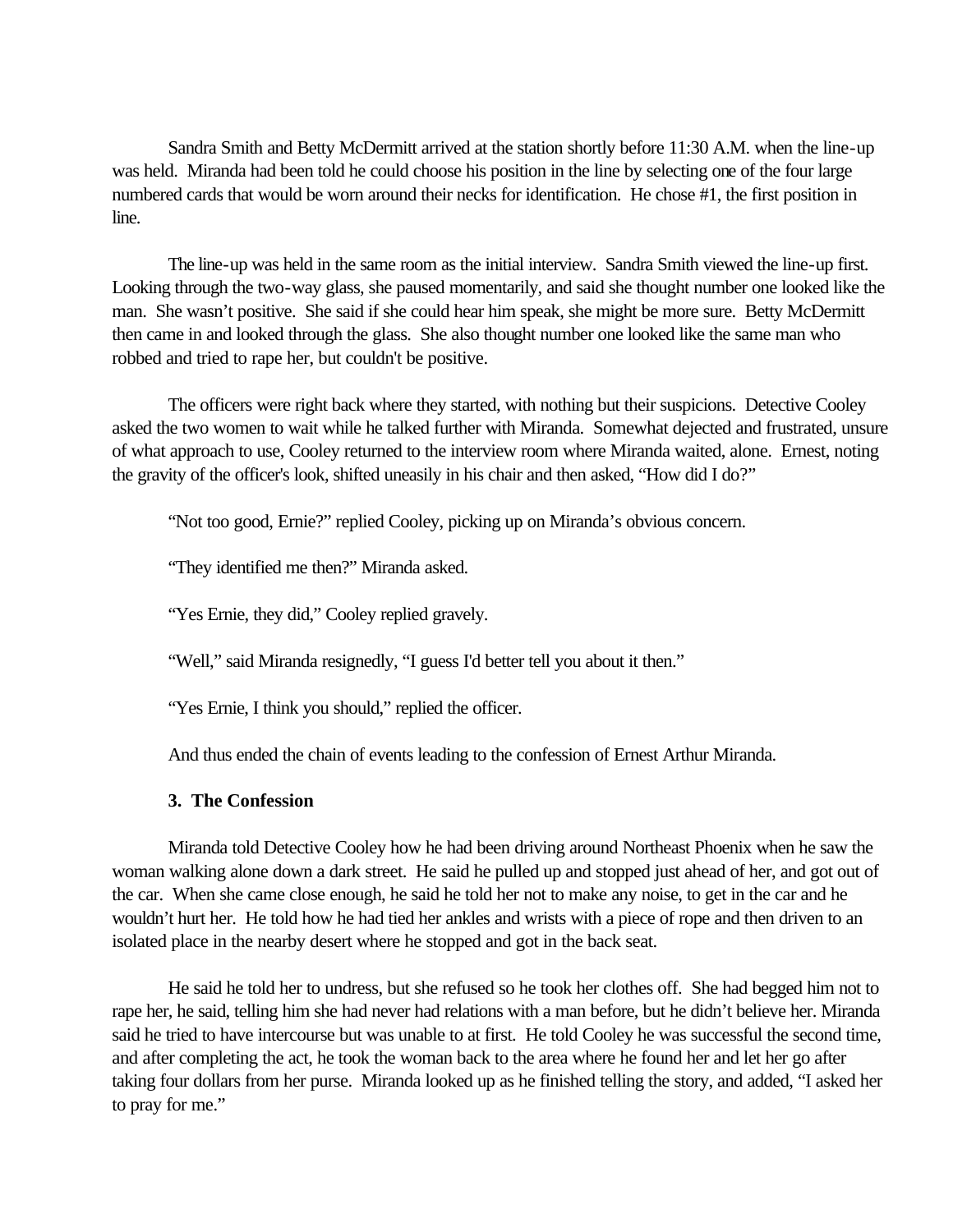Sandra Smith and Betty McDermitt arrived at the station shortly before 11:30 A.M. when the line-up was held. Miranda had been told he could choose his position in the line by selecting one of the four large numbered cards that would be worn around their necks for identification. He chose #1, the first position in line.

The line-up was held in the same room as the initial interview. Sandra Smith viewed the line-up first. Looking through the two-way glass, she paused momentarily, and said she thought number one looked like the man. She wasn't positive. She said if she could hear him speak, she might be more sure. Betty McDermitt then came in and looked through the glass. She also thought number one looked like the same man who robbed and tried to rape her, but couldn't be positive.

The officers were right back where they started, with nothing but their suspicions. Detective Cooley asked the two women to wait while he talked further with Miranda. Somewhat dejected and frustrated, unsure of what approach to use, Cooley returned to the interview room where Miranda waited, alone. Ernest, noting the gravity of the officer's look, shifted uneasily in his chair and then asked, "How did I do?"

"Not too good, Ernie?" replied Cooley, picking up on Miranda's obvious concern.

"They identified me then?" Miranda asked.

"Yes Ernie, they did," Cooley replied gravely.

"Well," said Miranda resignedly, "I guess I'd better tell you about it then."

"Yes Ernie, I think you should," replied the officer.

And thus ended the chain of events leading to the confession of Ernest Arthur Miranda.

### 3. The Confession

Miranda told Detective Cooley how he had been driving around Northeast Phoenix when he saw the woman walking alone down a dark street. He said he pulled up and stopped just ahead of her, and got out of the car. When she came close enough, he said he told her not to make any noise, to get in the car and he wouldn't hurt her. He told how he had tied her ankles and wrists with a piece of rope and then driven to an isolated place in the nearby desert where he stopped and got in the back seat.

He said he told her to undress, but she refused so he took her clothes off. She had begged him not to rape her, he said, telling him she had never had relations with a man before, but he didn't believe her. Miranda said he tried to have intercourse but was unable to at first. He told Cooley he was successful the second time, and after completing the act, he took the woman back to the area where he found her and let her go after taking four dollars from her purse. Miranda looked up as he finished telling the story, and added, "I asked her to pray for me."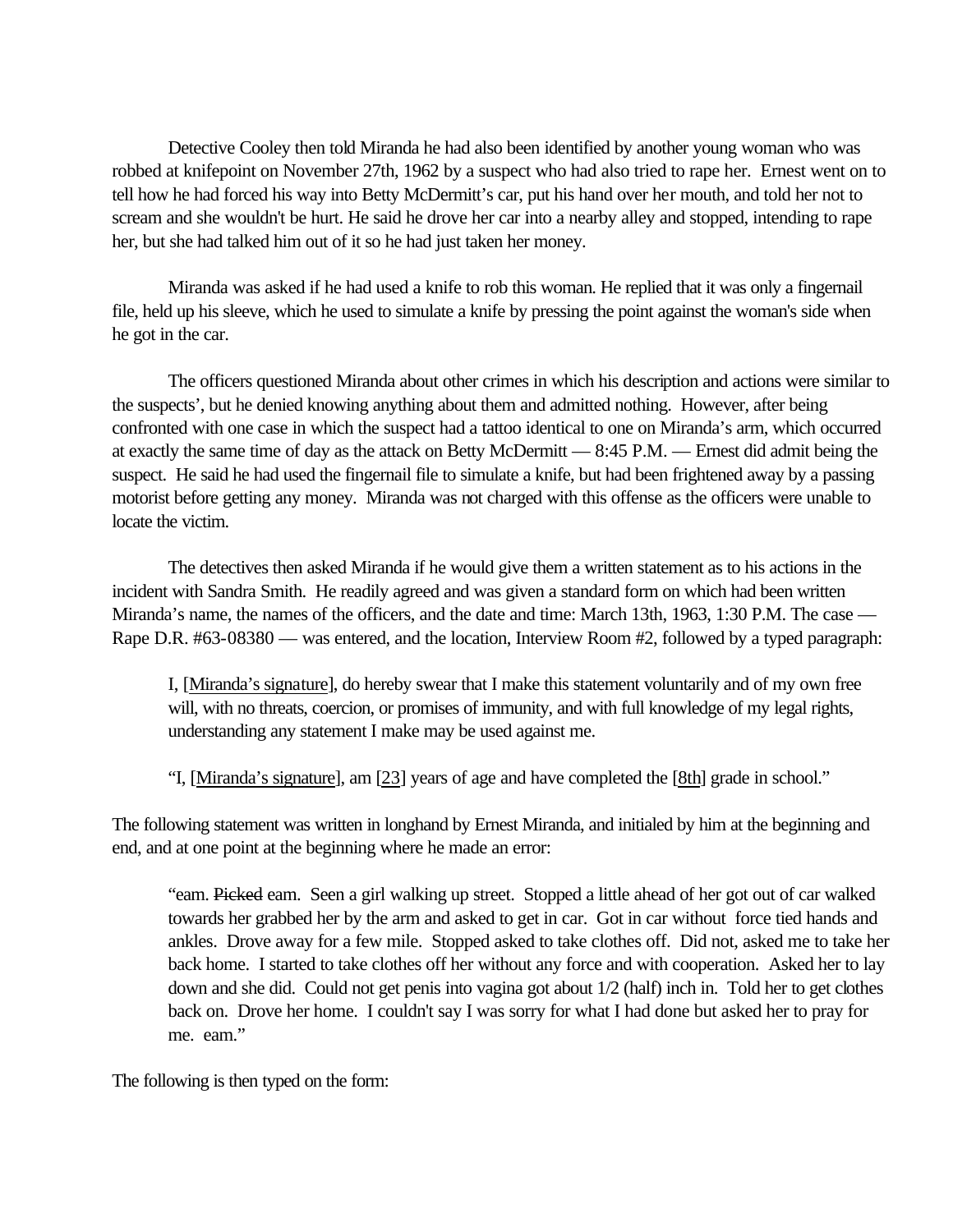Detective Cooley then told Miranda he had also been identified by another young woman who was robbed at knifepoint on November 27th, 1962 by a suspect who had also tried to rape her. Ernest went on to tell how he had forced his way into Betty McDermitt's car, put his hand over her mouth, and told her not to scream and she wouldn't be hurt. He said he drove her car into a nearby alley and stopped, intending to rape her, but she had talked him out of it so he had just taken her money.

Miranda was asked if he had used a knife to rob this woman. He replied that it was only a fingernail file, held up his sleeve, which he used to simulate a knife by pressing the point against the woman's side when he got in the car.

The officers questioned Miranda about other crimes in which his description and actions were similar to the suspects', but he denied knowing anything about them and admitted nothing. However, after being confronted with one case in which the suspect had a tattoo identical to one on Miranda's arm, which occurred at exactly the same time of day as the attack on Betty McDermitt — 8:45 P.M. — Ernest did admit being the suspect. He said he had used the fingernail file to simulate a knife, but had been frightened away by a passing motorist before getting any money. Miranda was not charged with this offense as the officers were unable to locate the victim.

The detectives then asked Miranda if he would give them a written statement as to his actions in the incident with Sandra Smith. He readily agreed and was given a standard form on which had been written Miranda's name, the names of the officers, and the date and time: March 13th, 1963, 1:30 P.M. The case — Rape D.R. #63-08380 — was entered, and the location, Interview Room #2, followed by a typed paragraph:

> I, [<u>Miranda's signature</u>], do hereby swear that I make this statement voluntarily and of my own free will, with no threats, coercion, or promises of immunity, and with full knowledge of my legal rights, understanding any statement I make may be used against me.
>
> "I, [<u>Miranda's signature</u>], am [<u>23</u>] years of age and have completed the [<u>8th</u>] grade in school."

The following statement was written in longhand by Ernest Miranda, and initialed by him at the beginning and end, and at one point at the beginning where he made an error:

> "eam. ~~Picked~~ eam. Seen a girl walking up street. Stopped a little ahead of her got out of car walked towards her grabbed her by the arm and asked to get in car. Got in car without force tied hands and ankles. Drove away for a few mile. Stopped asked to take clothes off. Did not, asked me to take her back home. I started to take clothes off her without any force and with cooperation. Asked her to lay down and she did. Could not get penis into vagina got about 1/2 (half) inch in. Told her to get clothes back on. Drove her home. I couldn't say I was sorry for what I had done but asked her to pray for me. eam."

The following is then typed on the form: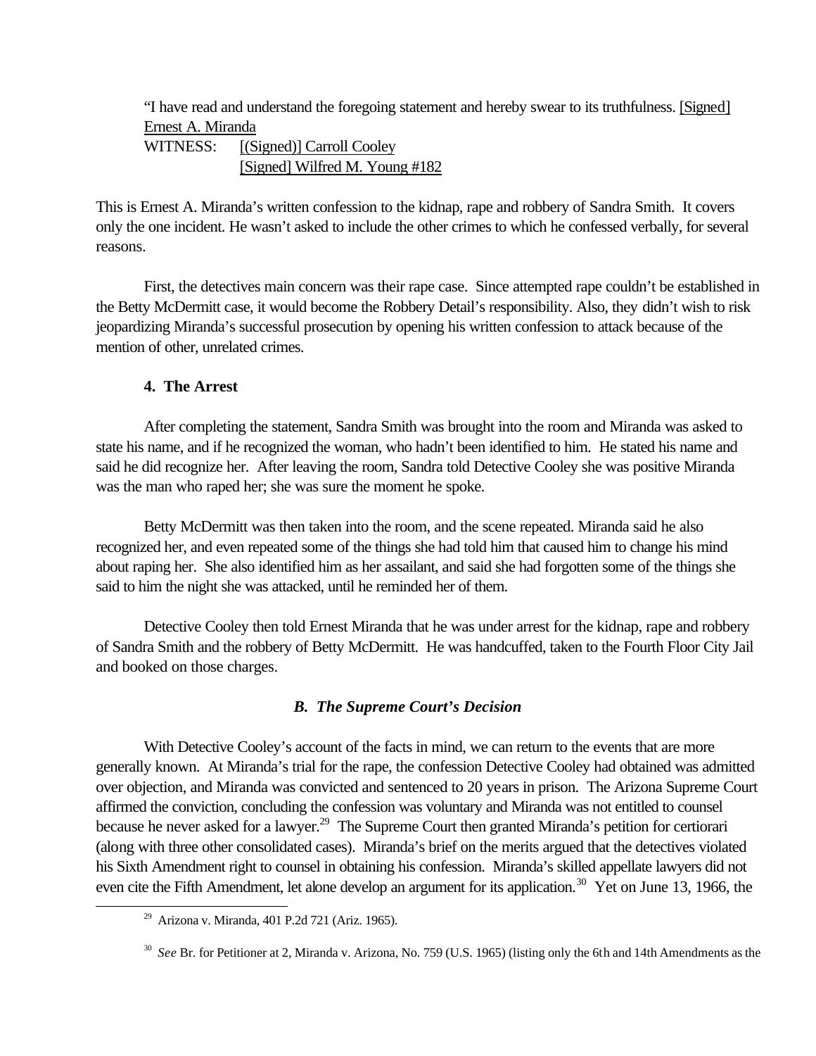"I have read and understand the foregoing statement and hereby swear to its truthfulness. [Signed] Ernest A. Miranda
WITNESS: [(Signed)] Carroll Cooley
[Signed] Wilfred M. Young #182

This is Ernest A. Miranda's written confession to the kidnap, rape and robbery of Sandra Smith. It covers only the one incident. He wasn't asked to include the other crimes to which he confessed verbally, for several reasons.

First, the detectives main concern was their rape case. Since attempted rape couldn't be established in the Betty McDermitt case, it would become the Robbery Detail's responsibility. Also, they didn't wish to risk jeopardizing Miranda's successful prosecution by opening his written confession to attack because of the mention of other, unrelated crimes.

#### 4. The Arrest

After completing the statement, Sandra Smith was brought into the room and Miranda was asked to state his name, and if he recognized the woman, who hadn't been identified to him. He stated his name and said he did recognize her. After leaving the room, Sandra told Detective Cooley she was positive Miranda was the man who raped her; she was sure the moment he spoke.

Betty McDermitt was then taken into the room, and the scene repeated. Miranda said he also recognized her, and even repeated some of the things she had told him that caused him to change his mind about raping her. She also identified him as her assailant, and said she had forgotten some of the things she said to him the night she was attacked, until he reminded her of them.

Detective Cooley then told Ernest Miranda that he was under arrest for the kidnap, rape and robbery of Sandra Smith and the robbery of Betty McDermitt. He was handcuffed, taken to the Fourth Floor City Jail and booked on those charges.

### *B. The Supreme Court's Decision*

With Detective Cooley's account of the facts in mind, we can return to the events that are more generally known. At Miranda's trial for the rape, the confession Detective Cooley had obtained was admitted over objection, and Miranda was convicted and sentenced to 20 years in prison. The Arizona Supreme Court affirmed the conviction, concluding the confession was voluntary and Miranda was not entitled to counsel because he never asked for a lawyer.[29] The Supreme Court then granted Miranda's petition for certiorari (along with three other consolidated cases). Miranda's brief on the merits argued that the detectives violated his Sixth Amendment right to counsel in obtaining his confession. Miranda's skilled appellate lawyers did not even cite the Fifth Amendment, let alone develop an argument for its application.[30] Yet on June 13, 1966, the

---

[29] Arizona v. Miranda, 401 P.2d 721 (Ariz. 1965).

[30] *See* Br. for Petitioner at 2, Miranda v. Arizona, No. 759 (U.S. 1965) (listing only the 6th and 14th Amendments as the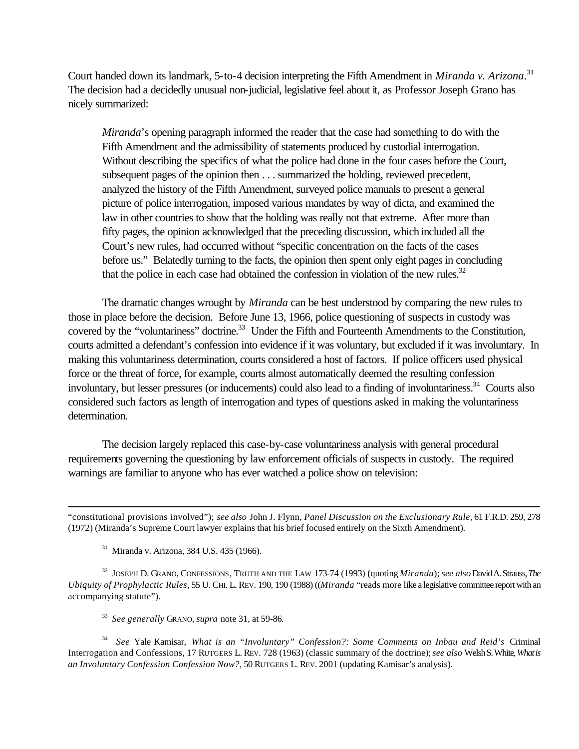Court handed down its landmark, 5-to-4 decision interpreting the Fifth Amendment in *Miranda v. Arizona*.[31] The decision had a decidedly unusual non-judicial, legislative feel about it, as Professor Joseph Grano has nicely summarized:

> *Miranda*'s opening paragraph informed the reader that the case had something to do with the Fifth Amendment and the admissibility of statements produced by custodial interrogation. Without describing the specifics of what the police had done in the four cases before the Court, subsequent pages of the opinion then . . . summarized the holding, reviewed precedent, analyzed the history of the Fifth Amendment, surveyed police manuals to present a general picture of police interrogation, imposed various mandates by way of dicta, and examined the law in other countries to show that the holding was really not that extreme. After more than fifty pages, the opinion acknowledged that the preceding discussion, which included all the Court's new rules, had occurred without "specific concentration on the facts of the cases before us." Belatedly turning to the facts, the opinion then spent only eight pages in concluding that the police in each case had obtained the confession in violation of the new rules.[32]

The dramatic changes wrought by *Miranda* can be best understood by comparing the new rules to those in place before the decision. Before June 13, 1966, police questioning of suspects in custody was covered by the "voluntariness" doctrine.[33] Under the Fifth and Fourteenth Amendments to the Constitution, courts admitted a defendant's confession into evidence if it was voluntary, but excluded if it was involuntary. In making this voluntariness determination, courts considered a host of factors. If police officers used physical force or the threat of force, for example, courts almost automatically deemed the resulting confession involuntary, but lesser pressures (or inducements) could also lead to a finding of involuntariness.[34] Courts also considered such factors as length of interrogation and types of questions asked in making the voluntariness determination.

The decision largely replaced this case-by-case voluntariness analysis with general procedural requirements governing the questioning by law enforcement officials of suspects in custody. The required warnings are familiar to anyone who has ever watched a police show on television:

---

"constitutional provisions involved"); *see also* John J. Flynn, *Panel Discussion on the Exclusionary Rule*, 61 F.R.D. 259, 278 (1972) (Miranda's Supreme Court lawyer explains that his brief focused entirely on the Sixth Amendment).

[31] Miranda v. Arizona, 384 U.S. 435 (1966).

[32] JOSEPH D. GRANO, CONFESSIONS, TRUTH AND THE LAW 173-74 (1993) (quoting *Miranda*); *see also* David A. Strauss, *The Ubiquity of Prophylactic Rules*, 55 U. CHI. L. REV. 190, 190 (1988) ((*Miranda* "reads more like a legislative committee report with an accompanying statute").

[33] *See generally* GRANO, *supra* note 31, at 59-86.

[34] *See* Yale Kamisar, *What is an "Involuntary" Confession?: Some Comments on Inbau and Reid's* Criminal Interrogation and Confessions, 17 RUTGERS L. REV. 728 (1963) (classic summary of the doctrine); *see also* Welsh S. White, *What is an Involuntary Confession Confession Now?*, 50 RUTGERS L. REV. 2001 (updating Kamisar's analysis).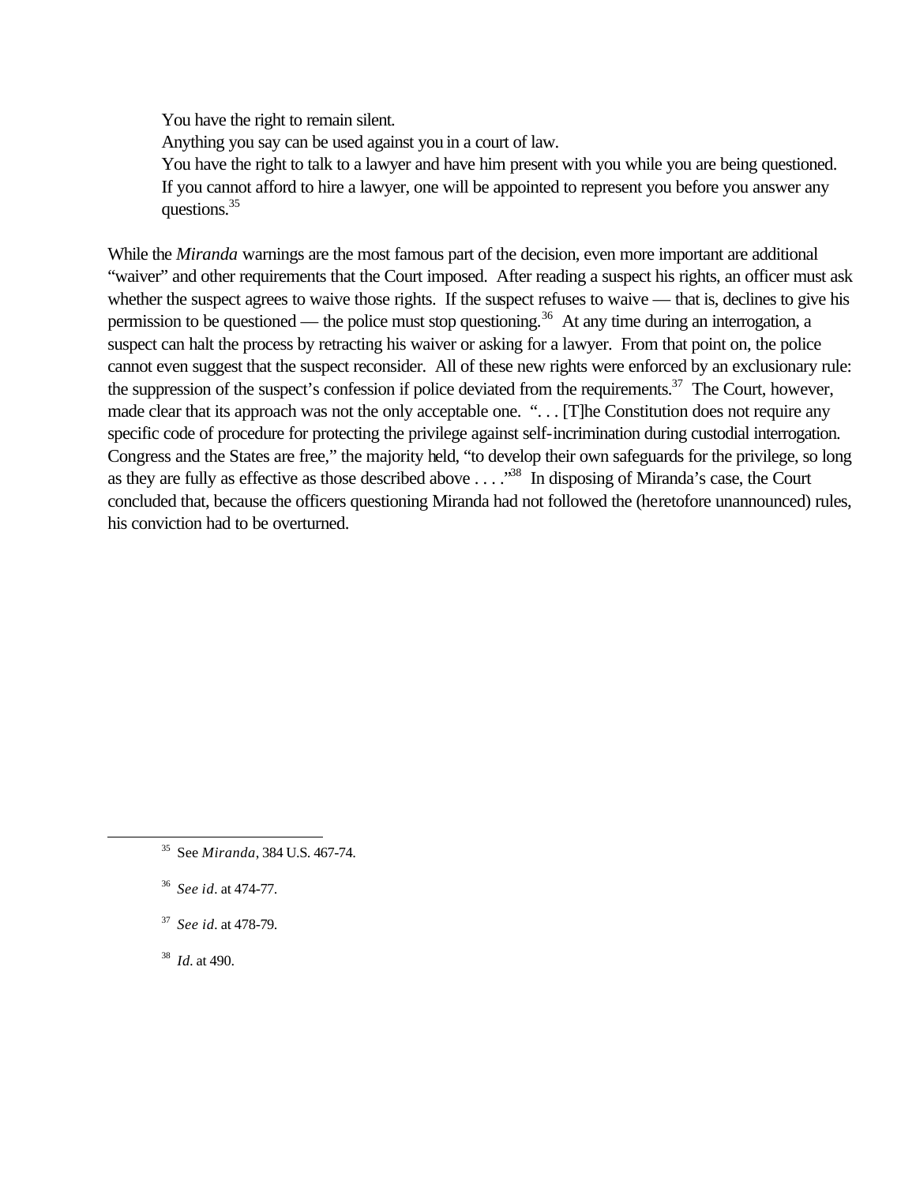> You have the right to remain silent.
> Anything you say can be used against you in a court of law.
> You have the right to talk to a lawyer and have him present with you while you are being questioned.
> If you cannot afford to hire a lawyer, one will be appointed to represent you before you answer any questions.[35]

While the *Miranda* warnings are the most famous part of the decision, even more important are additional "waiver" and other requirements that the Court imposed. After reading a suspect his rights, an officer must ask whether the suspect agrees to waive those rights. If the suspect refuses to waive — that is, declines to give his permission to be questioned — the police must stop questioning.[36] At any time during an interrogation, a suspect can halt the process by retracting his waiver or asking for a lawyer. From that point on, the police cannot even suggest that the suspect reconsider. All of these new rights were enforced by an exclusionary rule: the suppression of the suspect's confession if police deviated from the requirements.[37] The Court, however, made clear that its approach was not the only acceptable one. ". . . [T]he Constitution does not require any specific code of procedure for protecting the privilege against self-incrimination during custodial interrogation. Congress and the States are free," the majority held, "to develop their own safeguards for the privilege, so long as they are fully as effective as those described above . . . ."[38] In disposing of Miranda's case, the Court concluded that, because the officers questioning Miranda had not followed the (heretofore unannounced) rules, his conviction had to be overturned.

---

[35] See *Miranda*, 384 U.S. 467-74.

[36] *See id*. at 474-77.

[37] *See id*. at 478-79.

[38] *Id*. at 490.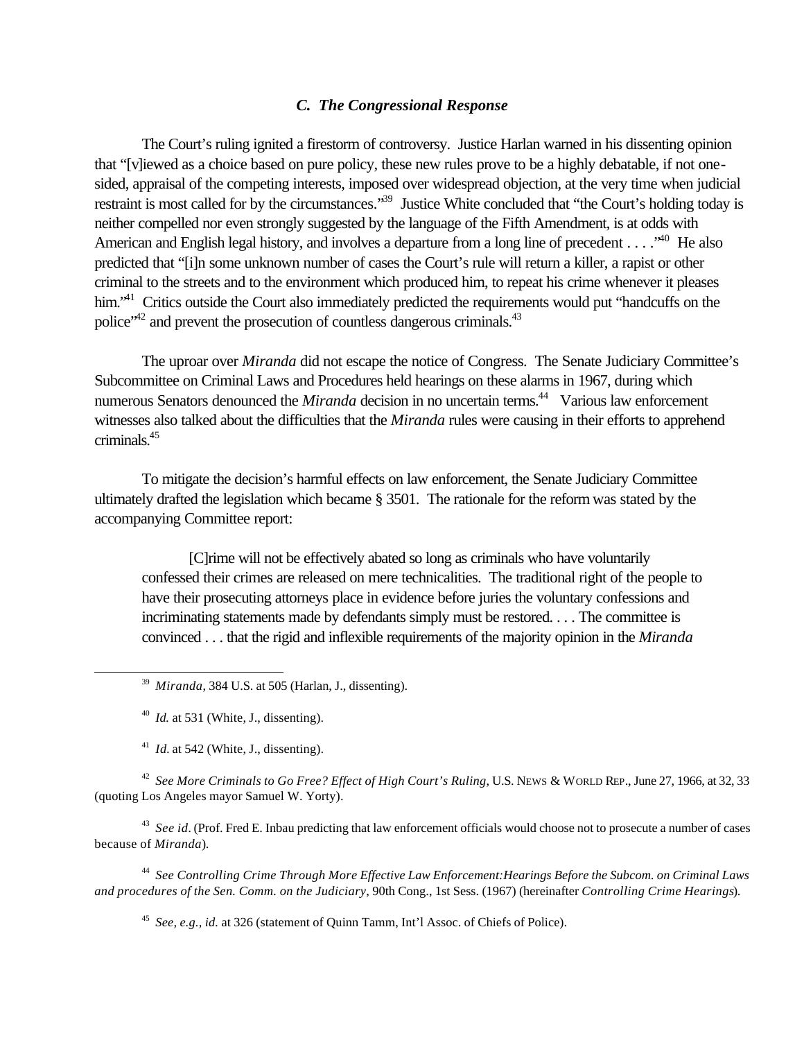### *C. The Congressional Response*

The Court's ruling ignited a firestorm of controversy. Justice Harlan warned in his dissenting opinion that "[v]iewed as a choice based on pure policy, these new rules prove to be a highly debatable, if not one-sided, appraisal of the competing interests, imposed over widespread objection, at the very time when judicial restraint is most called for by the circumstances."[39] Justice White concluded that "the Court's holding today is neither compelled nor even strongly suggested by the language of the Fifth Amendment, is at odds with American and English legal history, and involves a departure from a long line of precedent . . . ."[40] He also predicted that "[i]n some unknown number of cases the Court's rule will return a killer, a rapist or other criminal to the streets and to the environment which produced him, to repeat his crime whenever it pleases him."[41] Critics outside the Court also immediately predicted the requirements would put "handcuffs on the police"[42] and prevent the prosecution of countless dangerous criminals.[43]

The uproar over *Miranda* did not escape the notice of Congress. The Senate Judiciary Committee's Subcommittee on Criminal Laws and Procedures held hearings on these alarms in 1967, during which numerous Senators denounced the *Miranda* decision in no uncertain terms.[44] Various law enforcement witnesses also talked about the difficulties that the *Miranda* rules were causing in their efforts to apprehend criminals.[45]

To mitigate the decision's harmful effects on law enforcement, the Senate Judiciary Committee ultimately drafted the legislation which became § 3501. The rationale for the reform was stated by the accompanying Committee report:

> [C]rime will not be effectively abated so long as criminals who have voluntarily confessed their crimes are released on mere technicalities. The traditional right of the people to have their prosecuting attorneys place in evidence before juries the voluntary confessions and incriminating statements made by defendants simply must be restored. . . . The committee is convinced . . . that the rigid and inflexible requirements of the majority opinion in the *Miranda*

---

[39] *Miranda*, 384 U.S. at 505 (Harlan, J., dissenting).

[40] *Id.* at 531 (White, J., dissenting).

[41] *Id.* at 542 (White, J., dissenting).

[42] *See More Criminals to Go Free? Effect of High Court's Ruling*, U.S. NEWS & WORLD REP., June 27, 1966, at 32, 33 (quoting Los Angeles mayor Samuel W. Yorty).

[43] *See id*. (Prof. Fred E. Inbau predicting that law enforcement officials would choose not to prosecute a number of cases because of *Miranda*).

[44] *See Controlling Crime Through More Effective Law Enforcement:Hearings Before the Subcom. on Criminal Laws and procedures of the Sen. Comm. on the Judiciary*, 90th Cong., 1st Sess. (1967) (hereinafter *Controlling Crime Hearings*).

[45] *See, e.g., id.* at 326 (statement of Quinn Tamm, Int'l Assoc. of Chiefs of Police).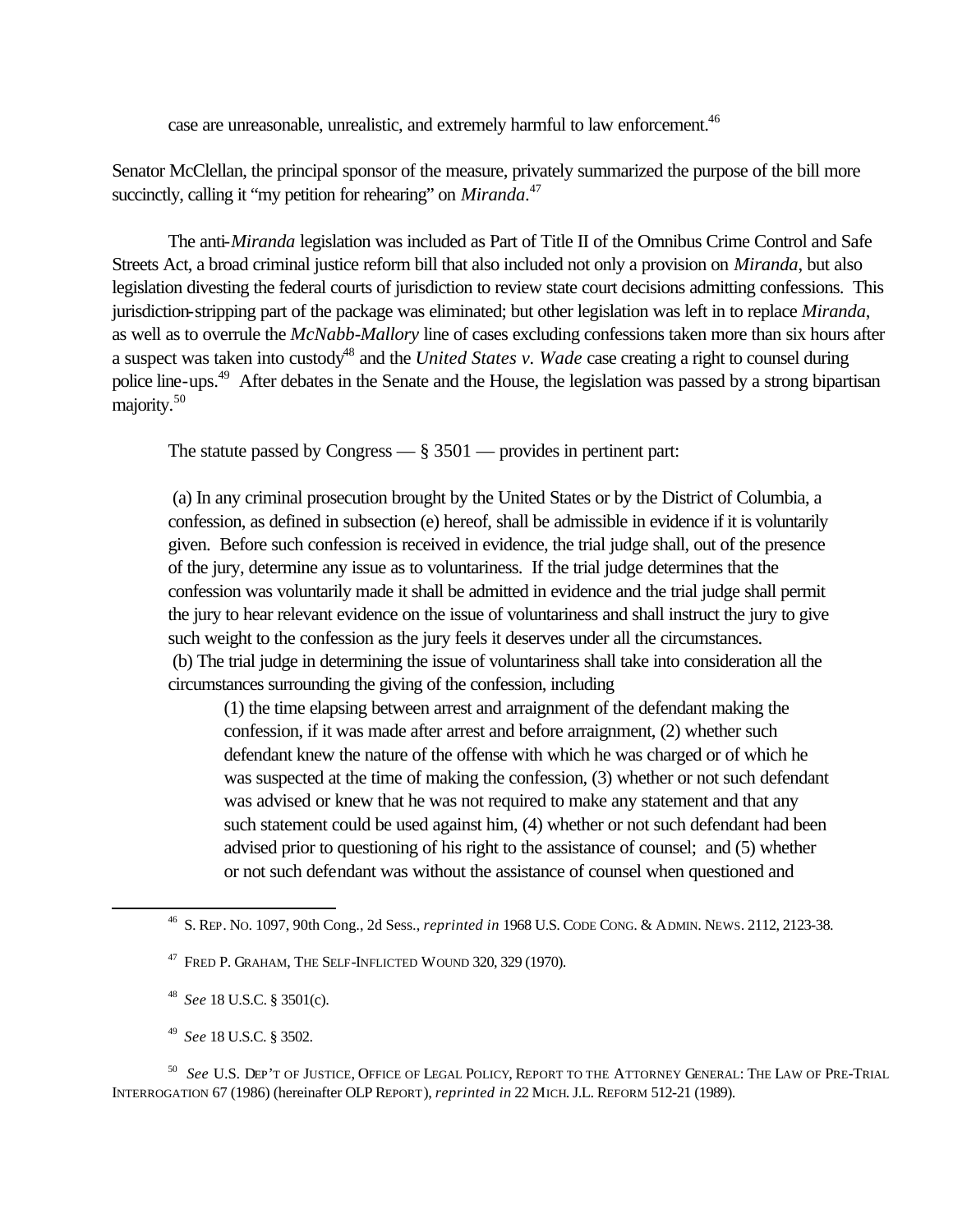> case are unreasonable, unrealistic, and extremely harmful to law enforcement.[46]

Senator McClellan, the principal sponsor of the measure, privately summarized the purpose of the bill more succinctly, calling it "my petition for rehearing" on *Miranda*.[47]

The anti-*Miranda* legislation was included as Part of Title II of the Omnibus Crime Control and Safe Streets Act, a broad criminal justice reform bill that also included not only a provision on *Miranda*, but also legislation divesting the federal courts of jurisdiction to review state court decisions admitting confessions. This jurisdiction-stripping part of the package was eliminated; but other legislation was left in to replace *Miranda*, as well as to overrule the *McNabb-Mallory* line of cases excluding confessions taken more than six hours after a suspect was taken into custody[48] and the *United States v. Wade* case creating a right to counsel during police line-ups.[49] After debates in the Senate and the House, the legislation was passed by a strong bipartisan majority.[50]

The statute passed by Congress — § 3501 — provides in pertinent part:

> (a) In any criminal prosecution brought by the United States or by the District of Columbia, a confession, as defined in subsection (e) hereof, shall be admissible in evidence if it is voluntarily given. Before such confession is received in evidence, the trial judge shall, out of the presence of the jury, determine any issue as to voluntariness. If the trial judge determines that the confession was voluntarily made it shall be admitted in evidence and the trial judge shall permit the jury to hear relevant evidence on the issue of voluntariness and shall instruct the jury to give such weight to the confession as the jury feels it deserves under all the circumstances.
>
> (b) The trial judge in determining the issue of voluntariness shall take into consideration all the circumstances surrounding the giving of the confession, including
>
> > (1) the time elapsing between arrest and arraignment of the defendant making the confession, if it was made after arrest and before arraignment, (2) whether such defendant knew the nature of the offense with which he was charged or of which he was suspected at the time of making the confession, (3) whether or not such defendant was advised or knew that he was not required to make any statement and that any such statement could be used against him, (4) whether or not such defendant had been advised prior to questioning of his right to the assistance of counsel; and (5) whether or not such defendant was without the assistance of counsel when questioned and

---

[46] S. REP. NO. 1097, 90th Cong., 2d Sess., *reprinted in* 1968 U.S. CODE CONG. & ADMIN. NEWS. 2112, 2123-38.

[47] FRED P. GRAHAM, THE SELF-INFLICTED WOUND 320, 329 (1970).

[48] *See* 18 U.S.C. § 3501(c).

[49] *See* 18 U.S.C. § 3502.

[50] *See* U.S. DEP'T OF JUSTICE, OFFICE OF LEGAL POLICY, REPORT TO THE ATTORNEY GENERAL: THE LAW OF PRE-TRIAL INTERROGATION 67 (1986) (hereinafter OLP REPORT), *reprinted in* 22 MICH. J.L. REFORM 512-21 (1989).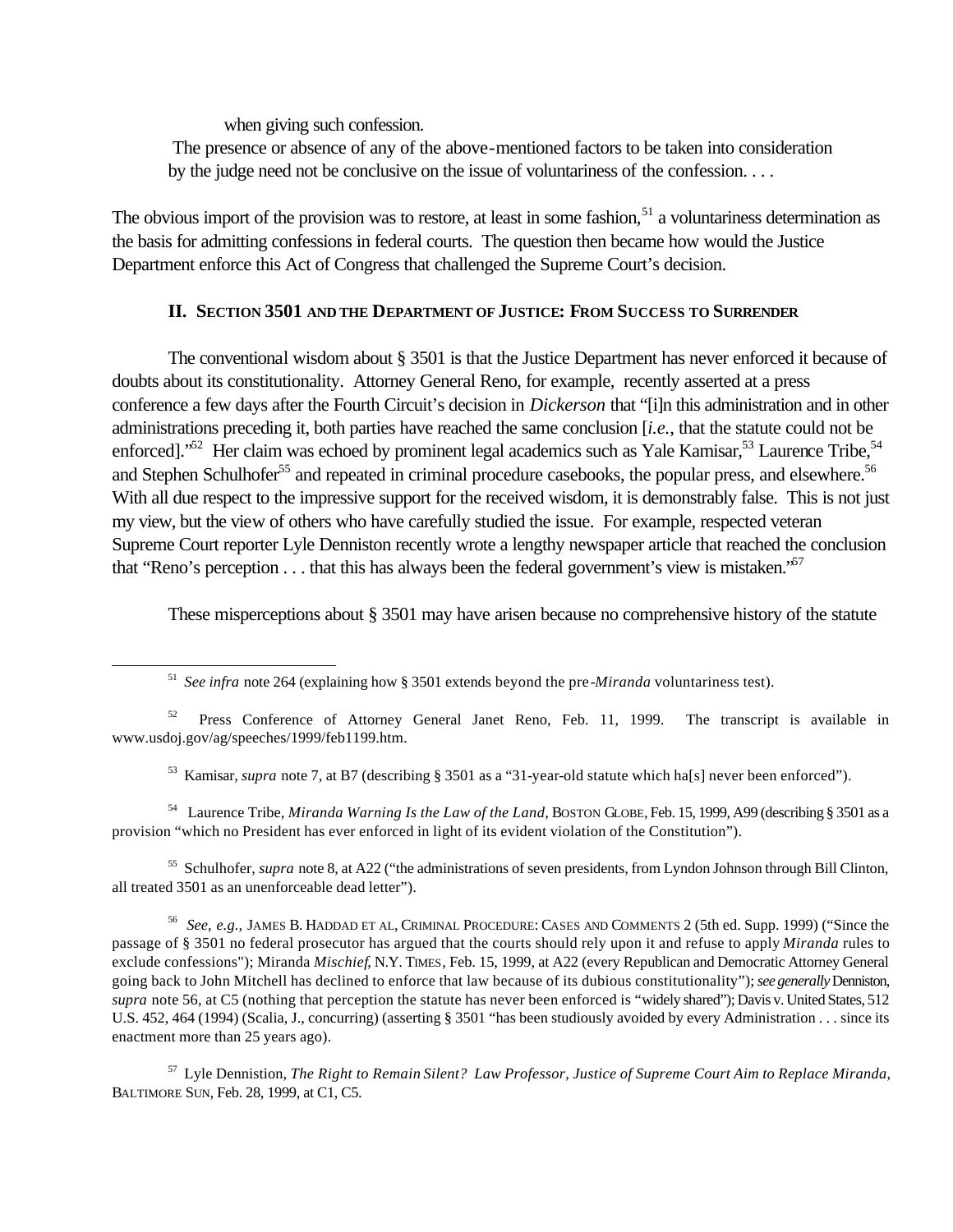when giving such confession.

The presence or absence of any of the above-mentioned factors to be taken into consideration by the judge need not be conclusive on the issue of voluntariness of the confession. . . .

The obvious import of the provision was to restore, at least in some fashion,[51] a voluntariness determination as the basis for admitting confessions in federal courts. The question then became how would the Justice Department enforce this Act of Congress that challenged the Supreme Court's decision.

## II. SECTION 3501 AND THE DEPARTMENT OF JUSTICE: FROM SUCCESS TO SURRENDER

The conventional wisdom about § 3501 is that the Justice Department has never enforced it because of doubts about its constitutionality. Attorney General Reno, for example, recently asserted at a press conference a few days after the Fourth Circuit's decision in *Dickerson* that "[i]n this administration and in other administrations preceding it, both parties have reached the same conclusion [*i.e.*, that the statute could not be enforced]."[52] Her claim was echoed by prominent legal academics such as Yale Kamisar,[53] Laurence Tribe,[54] and Stephen Schulhofer[55] and repeated in criminal procedure casebooks, the popular press, and elsewhere.[56] With all due respect to the impressive support for the received wisdom, it is demonstrably false. This is not just my view, but the view of others who have carefully studied the issue. For example, respected veteran Supreme Court reporter Lyle Denniston recently wrote a lengthy newspaper article that reached the conclusion that "Reno's perception . . . that this has always been the federal government's view is mistaken."[57]

These misperceptions about § 3501 may have arisen because no comprehensive history of the statute

---

[51] *See infra* note 264 (explaining how § 3501 extends beyond the pre-*Miranda* voluntariness test).

[52] Press Conference of Attorney General Janet Reno, Feb. 11, 1999. The transcript is available in www.usdoj.gov/ag/speeches/1999/feb1199.htm.

[53] Kamisar, *supra* note 7, at B7 (describing § 3501 as a "31-year-old statute which ha[s] never been enforced").

[54] Laurence Tribe, *Miranda Warning Is the Law of the Land*, BOSTON GLOBE, Feb. 15, 1999, A99 (describing § 3501 as a provision "which no President has ever enforced in light of its evident violation of the Constitution").

[55] Schulhofer, *supra* note 8, at A22 ("the administrations of seven presidents, from Lyndon Johnson through Bill Clinton, all treated 3501 as an unenforceable dead letter").

[56] *See, e.g.,* JAMES B. HADDAD ET AL, CRIMINAL PROCEDURE: CASES AND COMMENTS 2 (5th ed. Supp. 1999) ("Since the passage of § 3501 no federal prosecutor has argued that the courts should rely upon it and refuse to apply *Miranda* rules to exclude confessions"); Miranda *Mischief*, N.Y. TIMES, Feb. 15, 1999, at A22 (every Republican and Democratic Attorney General going back to John Mitchell has declined to enforce that law because of its dubious constitutionality"); *see generally* Denniston, *supra* note 56, at C5 (nothing that perception the statute has never been enforced is "widely shared"); Davis v. United States, 512 U.S. 452, 464 (1994) (Scalia, J., concurring) (asserting § 3501 "has been studiously avoided by every Administration . . . since its enactment more than 25 years ago).

[57] Lyle Denniston, *The Right to Remain Silent? Law Professor, Justice of Supreme Court Aim to Replace Miranda*, BALTIMORE SUN, Feb. 28, 1999, at C1, C5.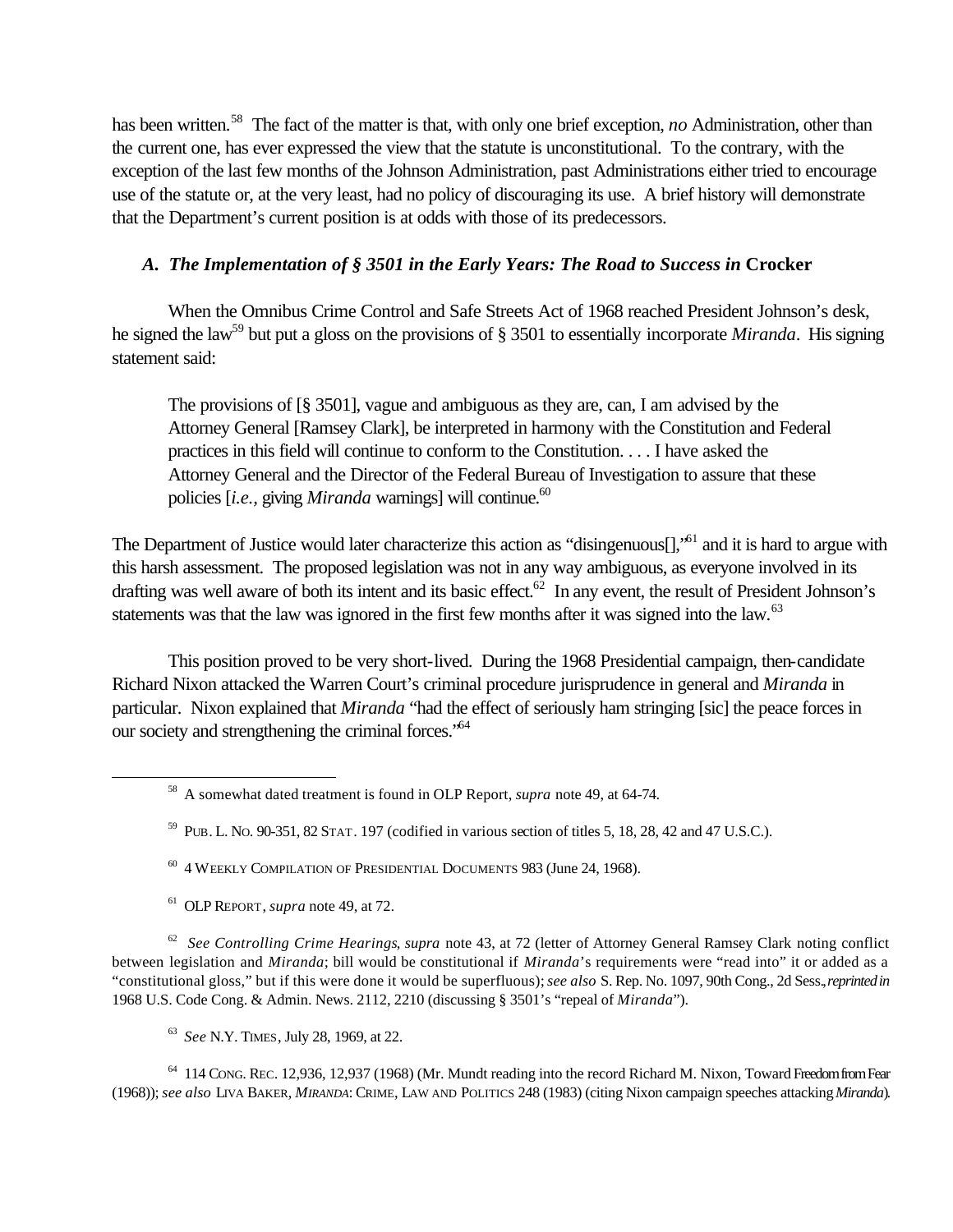has been written.[58] The fact of the matter is that, with only one brief exception, *no* Administration, other than the current one, has ever expressed the view that the statute is unconstitutional. To the contrary, with the exception of the last few months of the Johnson Administration, past Administrations either tried to encourage use of the statute or, at the very least, had no policy of discouraging its use. A brief history will demonstrate that the Department's current position is at odds with those of its predecessors.

### *A. The Implementation of § 3501 in the Early Years: The Road to Success in* **Crocker**

When the Omnibus Crime Control and Safe Streets Act of 1968 reached President Johnson's desk, he signed the law[59] but put a gloss on the provisions of § 3501 to essentially incorporate *Miranda*. His signing statement said:

> The provisions of [§ 3501], vague and ambiguous as they are, can, I am advised by the Attorney General [Ramsey Clark], be interpreted in harmony with the Constitution and Federal practices in this field will continue to conform to the Constitution. . . . I have asked the Attorney General and the Director of the Federal Bureau of Investigation to assure that these policies [*i.e.*, giving *Miranda* warnings] will continue.[60]

The Department of Justice would later characterize this action as "disingenuous[],"[61] and it is hard to argue with this harsh assessment. The proposed legislation was not in any way ambiguous, as everyone involved in its drafting was well aware of both its intent and its basic effect.[62] In any event, the result of President Johnson's statements was that the law was ignored in the first few months after it was signed into the law.[63]

This position proved to be very short-lived. During the 1968 Presidential campaign, then-candidate Richard Nixon attacked the Warren Court's criminal procedure jurisprudence in general and *Miranda* in particular. Nixon explained that *Miranda* "had the effect of seriously ham stringing [sic] the peace forces in our society and strengthening the criminal forces."[64]

---

[58] A somewhat dated treatment is found in OLP Report, *supra* note 49, at 64-74.

[59] PUB. L. NO. 90-351, 82 STAT. 197 (codified in various section of titles 5, 18, 28, 42 and 47 U.S.C.).

[60] 4 WEEKLY COMPILATION OF PRESIDENTIAL DOCUMENTS 983 (June 24, 1968).

[61] OLP REPORT, *supra* note 49, at 72.

[62] *See Controlling Crime Hearings*, *supra* note 43, at 72 (letter of Attorney General Ramsey Clark noting conflict between legislation and *Miranda*; bill would be constitutional if *Miranda*'s requirements were "read into" it or added as a "constitutional gloss," but if this were done it would be superfluous); *see also* S. Rep. No. 1097, 90th Cong., 2d Sess., *reprinted in* 1968 U.S. Code Cong. & Admin. News. 2112, 2210 (discussing § 3501's "repeal of *Miranda*").

[63] *See* N.Y. TIMES, July 28, 1969, at 22.

[64] 114 CONG. REC. 12,936, 12,937 (1968) (Mr. Mundt reading into the record Richard M. Nixon, Toward Freedom from Fear (1968)); *see also* LIVA BAKER, *MIRANDA*: CRIME, LAW AND POLITICS 248 (1983) (citing Nixon campaign speeches attacking *Miranda*).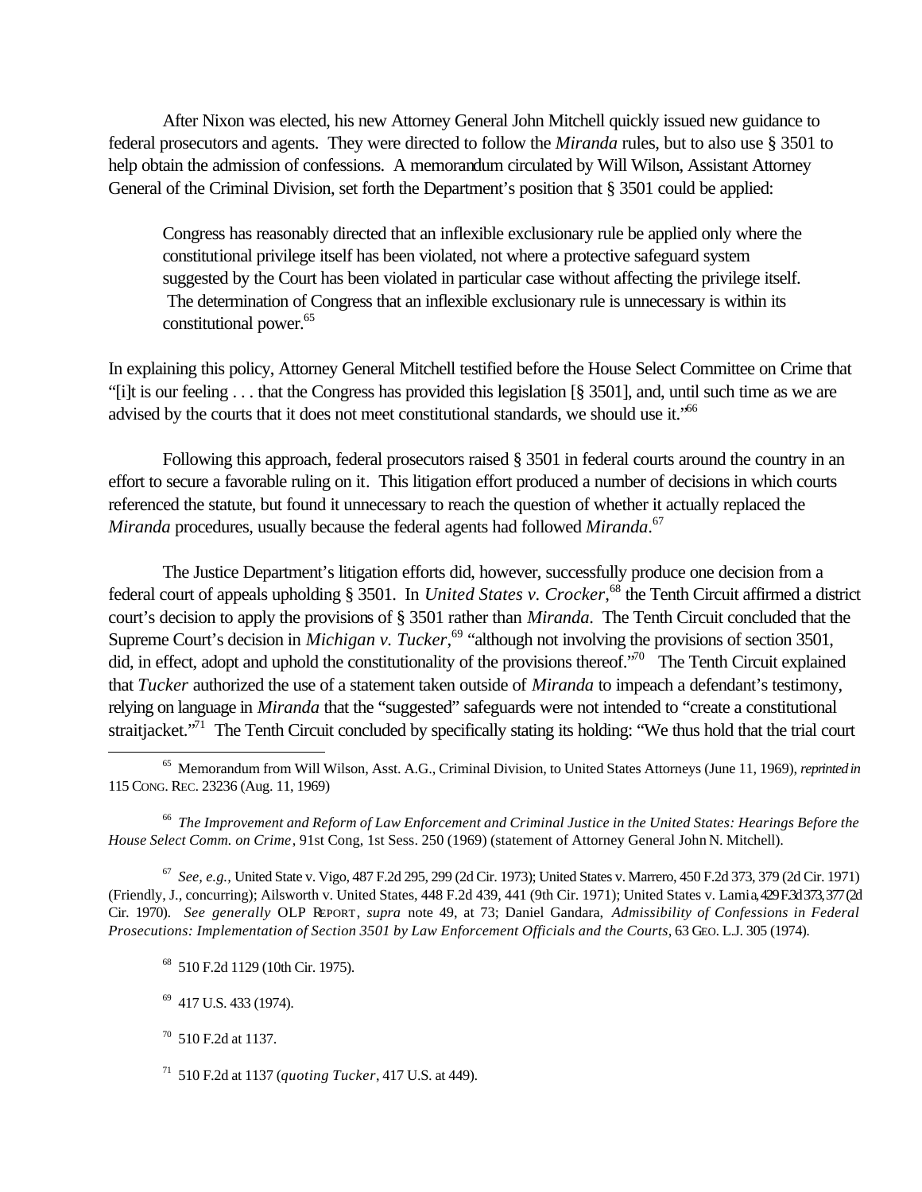After Nixon was elected, his new Attorney General John Mitchell quickly issued new guidance to federal prosecutors and agents. They were directed to follow the *Miranda* rules, but to also use § 3501 to help obtain the admission of confessions. A memorandum circulated by Will Wilson, Assistant Attorney General of the Criminal Division, set forth the Department's position that § 3501 could be applied:

> Congress has reasonably directed that an inflexible exclusionary rule be applied only where the constitutional privilege itself has been violated, not where a protective safeguard system suggested by the Court has been violated in particular case without affecting the privilege itself. The determination of Congress that an inflexible exclusionary rule is unnecessary is within its constitutional power.[65]

In explaining this policy, Attorney General Mitchell testified before the House Select Committee on Crime that "[i]t is our feeling . . . that the Congress has provided this legislation [§ 3501], and, until such time as we are advised by the courts that it does not meet constitutional standards, we should use it."[66]

Following this approach, federal prosecutors raised § 3501 in federal courts around the country in an effort to secure a favorable ruling on it. This litigation effort produced a number of decisions in which courts referenced the statute, but found it unnecessary to reach the question of whether it actually replaced the *Miranda* procedures, usually because the federal agents had followed *Miranda*.[67]

The Justice Department's litigation efforts did, however, successfully produce one decision from a federal court of appeals upholding § 3501. In *United States v. Crocker*,[68] the Tenth Circuit affirmed a district court's decision to apply the provisions of § 3501 rather than *Miranda*. The Tenth Circuit concluded that the Supreme Court's decision in *Michigan v. Tucker*,[69] "although not involving the provisions of section 3501, did, in effect, adopt and uphold the constitutionality of the provisions thereof."[70] The Tenth Circuit explained that *Tucker* authorized the use of a statement taken outside of *Miranda* to impeach a defendant's testimony, relying on language in *Miranda* that the "suggested" safeguards were not intended to "create a constitutional straitjacket."[71] The Tenth Circuit concluded by specifically stating its holding: "We thus hold that the trial court

---

[65] Memorandum from Will Wilson, Asst. A.G., Criminal Division, to United States Attorneys (June 11, 1969), *reprinted in* 115 CONG. REC. 23236 (Aug. 11, 1969)

[66] *The Improvement and Reform of Law Enforcement and Criminal Justice in the United States: Hearings Before the House Select Comm. on Crime*, 91st Cong, 1st Sess. 250 (1969) (statement of Attorney General John N. Mitchell).

[67] *See, e.g.,* United State v. Vigo, 487 F.2d 295, 299 (2d Cir. 1973); United States v. Marrero, 450 F.2d 373, 379 (2d Cir. 1971) (Friendly, J., concurring); Ailsworth v. United States, 448 F.2d 439, 441 (9th Cir. 1971); United States v. Lamia, 429 F.3d 373, 377 (2d Cir. 1970). *See generally* OLP REPORT, *supra* note 49, at 73; Daniel Gandara, *Admissibility of Confessions in Federal Prosecutions: Implementation of Section 3501 by Law Enforcement Officials and the Courts*, 63 GEO. L.J. 305 (1974).

[68] 510 F.2d 1129 (10th Cir. 1975).

[69] 417 U.S. 433 (1974).

[70] 510 F.2d at 1137.

[71] 510 F.2d at 1137 (*quoting Tucker*, 417 U.S. at 449).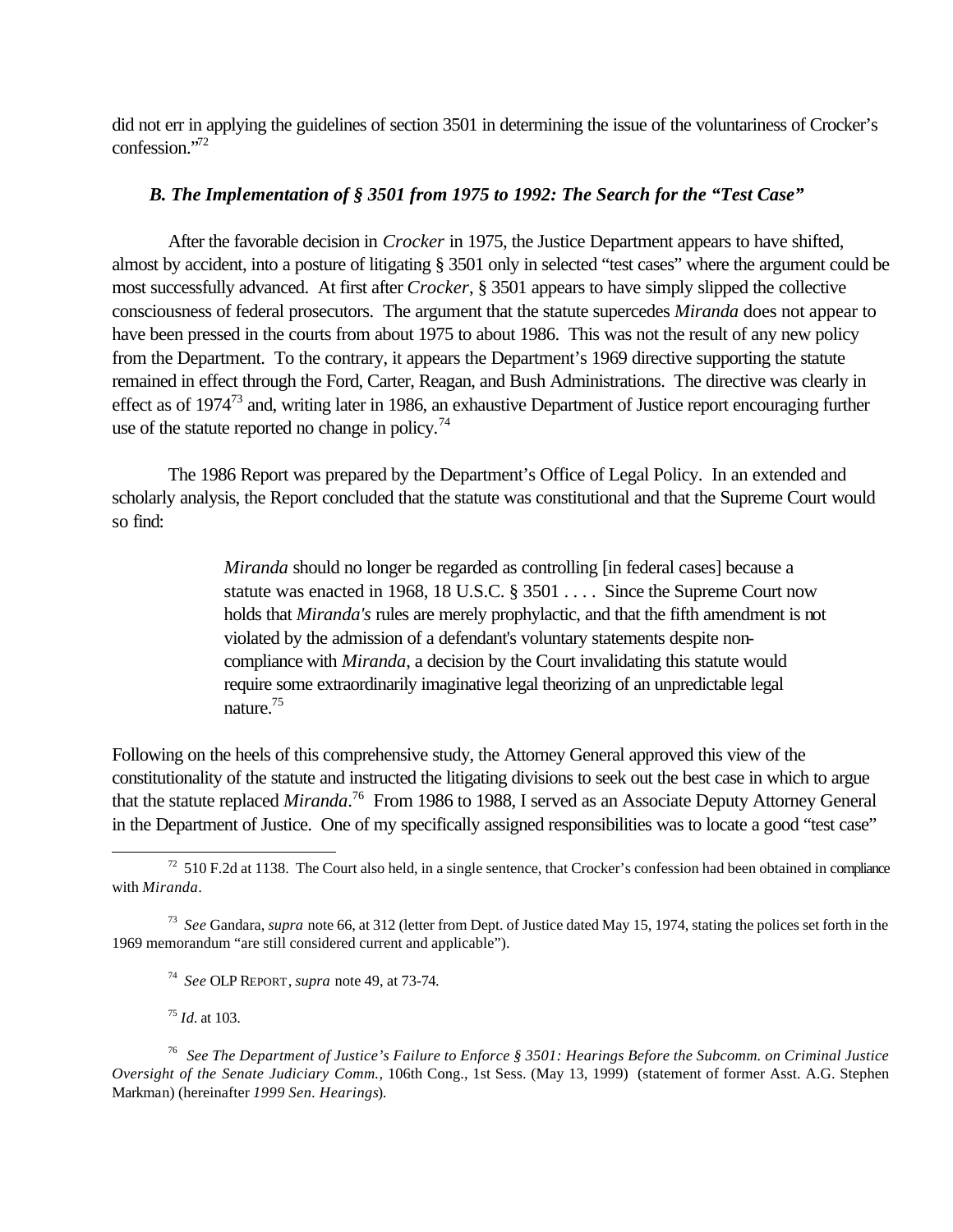did not err in applying the guidelines of section 3501 in determining the issue of the voluntariness of Crocker's confession."[72]

### *B. The Implementation of § 3501 from 1975 to 1992: The Search for the "Test Case"*

After the favorable decision in *Crocker* in 1975, the Justice Department appears to have shifted, almost by accident, into a posture of litigating § 3501 only in selected "test cases" where the argument could be most successfully advanced. At first after *Crocker*, § 3501 appears to have simply slipped the collective consciousness of federal prosecutors. The argument that the statute supercedes *Miranda* does not appear to have been pressed in the courts from about 1975 to about 1986. This was not the result of any new policy from the Department. To the contrary, it appears the Department's 1969 directive supporting the statute remained in effect through the Ford, Carter, Reagan, and Bush Administrations. The directive was clearly in effect as of 1974[73] and, writing later in 1986, an exhaustive Department of Justice report encouraging further use of the statute reported no change in policy.[74]

The 1986 Report was prepared by the Department's Office of Legal Policy. In an extended and scholarly analysis, the Report concluded that the statute was constitutional and that the Supreme Court would so find:

> *Miranda* should no longer be regarded as controlling [in federal cases] because a statute was enacted in 1968, 18 U.S.C. § 3501 . . . . Since the Supreme Court now holds that *Miranda's* rules are merely prophylactic, and that the fifth amendment is not violated by the admission of a defendant's voluntary statements despite non-compliance with *Miranda*, a decision by the Court invalidating this statute would require some extraordinarily imaginative legal theorizing of an unpredictable legal nature.[75]

Following on the heels of this comprehensive study, the Attorney General approved this view of the constitutionality of the statute and instructed the litigating divisions to seek out the best case in which to argue that the statute replaced *Miranda*.[76] From 1986 to 1988, I served as an Associate Deputy Attorney General in the Department of Justice. One of my specifically assigned responsibilities was to locate a good "test case"

---

[72] 510 F.2d at 1138. The Court also held, in a single sentence, that Crocker's confession had been obtained in compliance with *Miranda*.

[73] *See* Gandara, *supra* note 66, at 312 (letter from Dept. of Justice dated May 15, 1974, stating the polices set forth in the 1969 memorandum "are still considered current and applicable").

[74] *See* OLP REPORT, *supra* note 49, at 73-74.

[75] *Id*. at 103.

[76] *See The Department of Justice's Failure to Enforce § 3501: Hearings Before the Subcomm. on Criminal Justice Oversight of the Senate Judiciary Comm.*, 106th Cong., 1st Sess. (May 13, 1999) (statement of former Asst. A.G. Stephen Markman) (hereinafter *1999 Sen. Hearings*).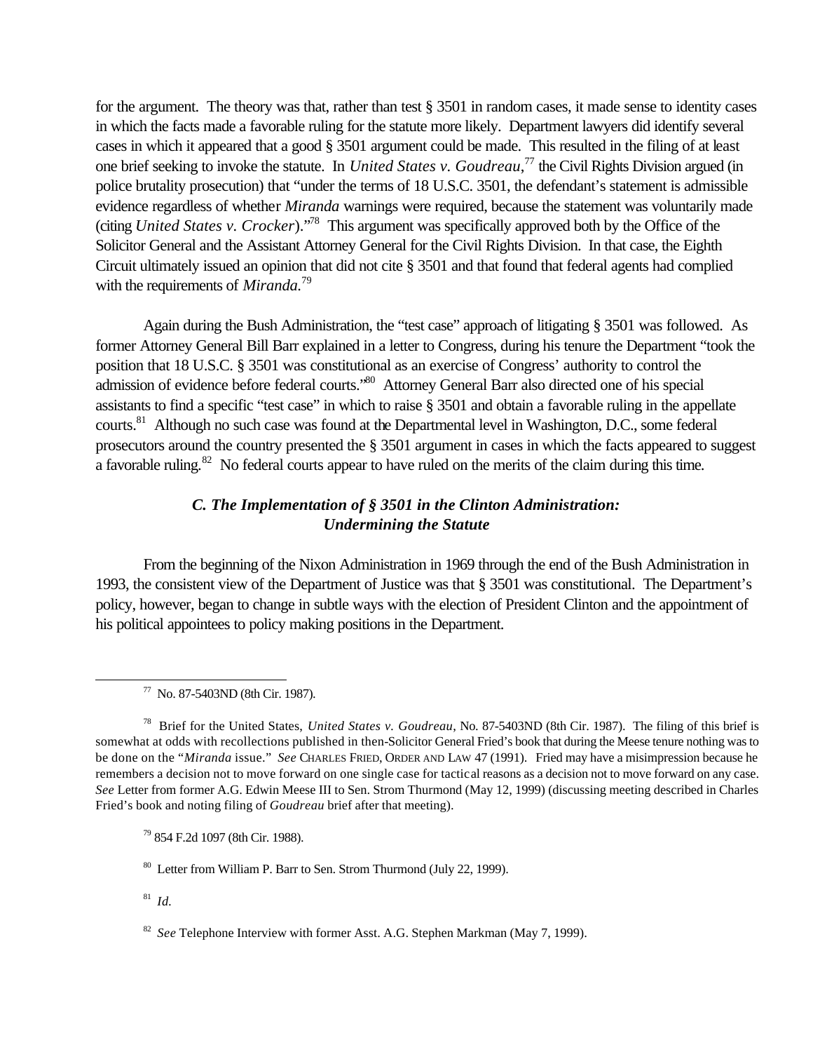for the argument. The theory was that, rather than test § 3501 in random cases, it made sense to identity cases in which the facts made a favorable ruling for the statute more likely. Department lawyers did identify several cases in which it appeared that a good § 3501 argument could be made. This resulted in the filing of at least one brief seeking to invoke the statute. In *United States v. Goudreau*,[77] the Civil Rights Division argued (in police brutality prosecution) that "under the terms of 18 U.S.C. 3501, the defendant's statement is admissible evidence regardless of whether *Miranda* warnings were required, because the statement was voluntarily made (citing *United States v. Crocker*)."[78] This argument was specifically approved both by the Office of the Solicitor General and the Assistant Attorney General for the Civil Rights Division. In that case, the Eighth Circuit ultimately issued an opinion that did not cite § 3501 and that found that federal agents had complied with the requirements of *Miranda*.[79]

Again during the Bush Administration, the "test case" approach of litigating § 3501 was followed. As former Attorney General Bill Barr explained in a letter to Congress, during his tenure the Department "took the position that 18 U.S.C. § 3501 was constitutional as an exercise of Congress' authority to control the admission of evidence before federal courts."[80] Attorney General Barr also directed one of his special assistants to find a specific "test case" in which to raise § 3501 and obtain a favorable ruling in the appellate courts.[81] Although no such case was found at the Departmental level in Washington, D.C., some federal prosecutors around the country presented the § 3501 argument in cases in which the facts appeared to suggest a favorable ruling.[82] No federal courts appear to have ruled on the merits of the claim during this time.

### *C. The Implementation of § 3501 in the Clinton Administration: Undermining the Statute*

From the beginning of the Nixon Administration in 1969 through the end of the Bush Administration in 1993, the consistent view of the Department of Justice was that § 3501 was constitutional. The Department's policy, however, began to change in subtle ways with the election of President Clinton and the appointment of his political appointees to policy making positions in the Department.

---

[77] No. 87-5403ND (8th Cir. 1987).

[78] Brief for the United States, *United States v. Goudreau*, No. 87-5403ND (8th Cir. 1987). The filing of this brief is somewhat at odds with recollections published in then-Solicitor General Fried's book that during the Meese tenure nothing was to be done on the "*Miranda* issue." *See* CHARLES FRIED, ORDER AND LAW 47 (1991). Fried may have a misimpression because he remembers a decision not to move forward on one single case for tactical reasons as a decision not to move forward on any case. *See* Letter from former A.G. Edwin Meese III to Sen. Strom Thurmond (May 12, 1999) (discussing meeting described in Charles Fried's book and noting filing of *Goudreau* brief after that meeting).

[79] 854 F.2d 1097 (8th Cir. 1988).

[80] Letter from William P. Barr to Sen. Strom Thurmond (July 22, 1999).

[81] *Id.*

[82] *See* Telephone Interview with former Asst. A.G. Stephen Markman (May 7, 1999).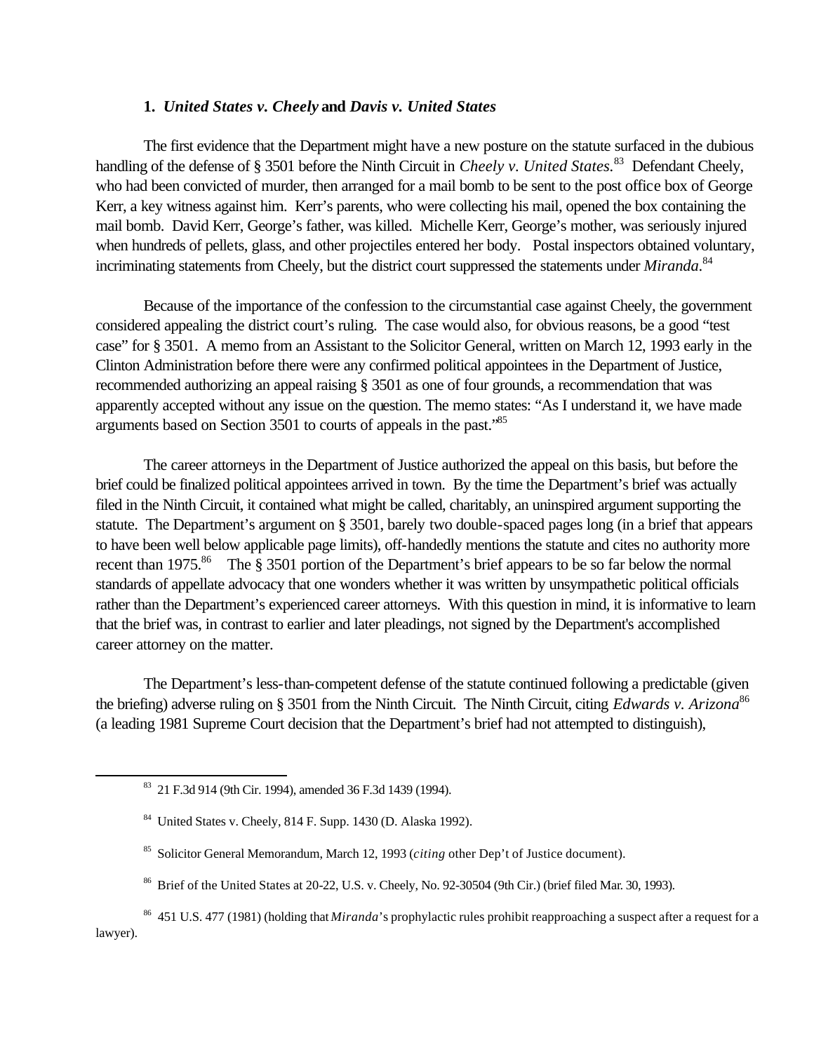### 1. *United States v. Cheely* and *Davis v. United States*

The first evidence that the Department might have a new posture on the statute surfaced in the dubious handling of the defense of § 3501 before the Ninth Circuit in *Cheely v. United States*.[83] Defendant Cheely, who had been convicted of murder, then arranged for a mail bomb to be sent to the post office box of George Kerr, a key witness against him. Kerr's parents, who were collecting his mail, opened the box containing the mail bomb. David Kerr, George's father, was killed. Michelle Kerr, George's mother, was seriously injured when hundreds of pellets, glass, and other projectiles entered her body. Postal inspectors obtained voluntary, incriminating statements from Cheely, but the district court suppressed the statements under *Miranda*.[84]

Because of the importance of the confession to the circumstantial case against Cheely, the government considered appealing the district court's ruling. The case would also, for obvious reasons, be a good "test case" for § 3501. A memo from an Assistant to the Solicitor General, written on March 12, 1993 early in the Clinton Administration before there were any confirmed political appointees in the Department of Justice, recommended authorizing an appeal raising § 3501 as one of four grounds, a recommendation that was apparently accepted without any issue on the question. The memo states: "As I understand it, we have made arguments based on Section 3501 to courts of appeals in the past."[85]

The career attorneys in the Department of Justice authorized the appeal on this basis, but before the brief could be finalized political appointees arrived in town. By the time the Department's brief was actually filed in the Ninth Circuit, it contained what might be called, charitably, an uninspired argument supporting the statute. The Department's argument on § 3501, barely two double-spaced pages long (in a brief that appears to have been well below applicable page limits), off-handedly mentions the statute and cites no authority more recent than 1975.[86] The § 3501 portion of the Department's brief appears to be so far below the normal standards of appellate advocacy that one wonders whether it was written by unsympathetic political officials rather than the Department's experienced career attorneys. With this question in mind, it is informative to learn that the brief was, in contrast to earlier and later pleadings, not signed by the Department's accomplished career attorney on the matter.

The Department's less-than-competent defense of the statute continued following a predictable (given the briefing) adverse ruling on § 3501 from the Ninth Circuit. The Ninth Circuit, citing *Edwards v. Arizona*[86] (a leading 1981 Supreme Court decision that the Department's brief had not attempted to distinguish),

---

[83] 21 F.3d 914 (9th Cir. 1994), amended 36 F.3d 1439 (1994).

[84] United States v. Cheely, 814 F. Supp. 1430 (D. Alaska 1992).

[85] Solicitor General Memorandum, March 12, 1993 (*citing* other Dep't of Justice document).

[86] Brief of the United States at 20-22, U.S. v. Cheely, No. 92-30504 (9th Cir.) (brief filed Mar. 30, 1993).

[86] 451 U.S. 477 (1981) (holding that *Miranda*'s prophylactic rules prohibit reapproaching a suspect after a request for a lawyer).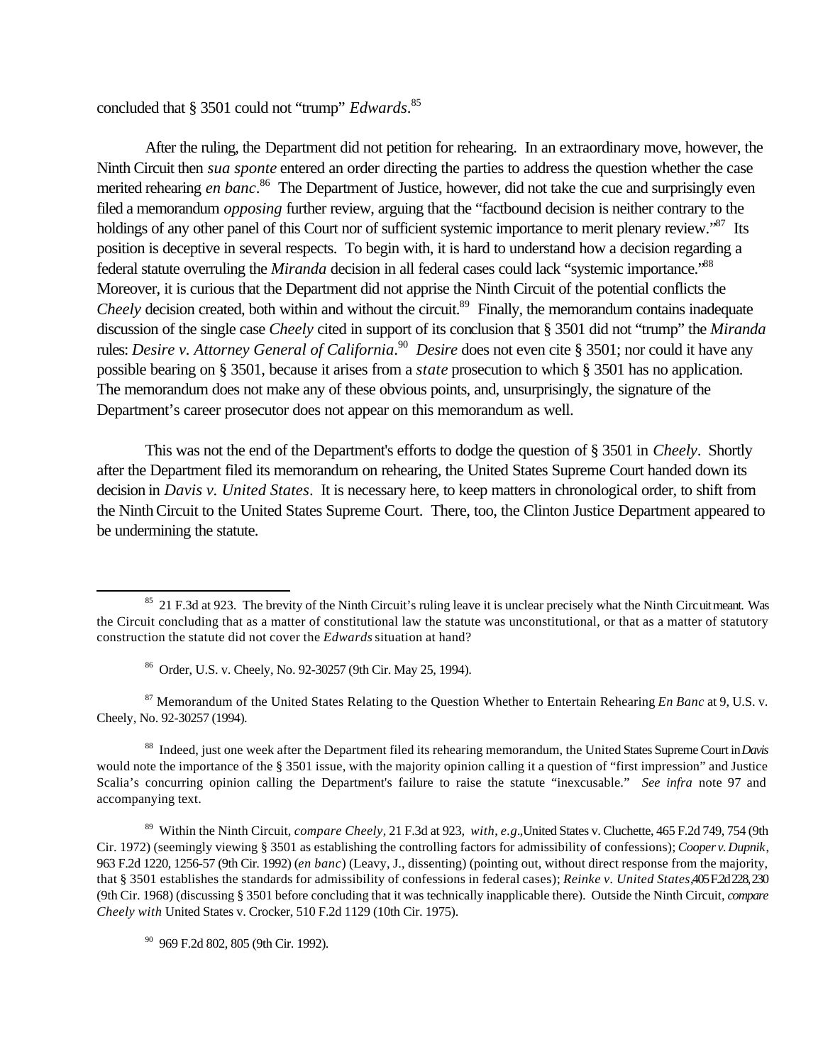concluded that § 3501 could not "trump" *Edwards*.[85]

After the ruling, the Department did not petition for rehearing. In an extraordinary move, however, the Ninth Circuit then *sua sponte* entered an order directing the parties to address the question whether the case merited rehearing *en banc*.[86] The Department of Justice, however, did not take the cue and surprisingly even filed a memorandum *opposing* further review, arguing that the "factbound decision is neither contrary to the holdings of any other panel of this Court nor of sufficient systemic importance to merit plenary review."[87] Its position is deceptive in several respects. To begin with, it is hard to understand how a decision regarding a federal statute overruling the *Miranda* decision in all federal cases could lack "systemic importance."[88] Moreover, it is curious that the Department did not apprise the Ninth Circuit of the potential conflicts the *Cheely* decision created, both within and without the circuit.[89] Finally, the memorandum contains inadequate discussion of the single case *Cheely* cited in support of its conclusion that § 3501 did not "trump" the *Miranda* rules: *Desire v. Attorney General of California*.[90] *Desire* does not even cite § 3501; nor could it have any possible bearing on § 3501, because it arises from a *state* prosecution to which § 3501 has no application. The memorandum does not make any of these obvious points, and, unsurprisingly, the signature of the Department's career prosecutor does not appear on this memorandum as well.

This was not the end of the Department's efforts to dodge the question of § 3501 in *Cheely*. Shortly after the Department filed its memorandum on rehearing, the United States Supreme Court handed down its decision in *Davis v. United States*. It is necessary here, to keep matters in chronological order, to shift from the Ninth Circuit to the United States Supreme Court. There, too, the Clinton Justice Department appeared to be undermining the statute.

---

[85] 21 F.3d at 923. The brevity of the Ninth Circuit's ruling leave it is unclear precisely what the Ninth Circuit meant. Was the Circuit concluding that as a matter of constitutional law the statute was unconstitutional, or that as a matter of statutory construction the statute did not cover the *Edwards* situation at hand?

[86] Order, U.S. v. Cheely, No. 92-30257 (9th Cir. May 25, 1994).

[87] Memorandum of the United States Relating to the Question Whether to Entertain Rehearing *En Banc* at 9, U.S. v. Cheely, No. 92-30257 (1994).

[88] Indeed, just one week after the Department filed its rehearing memorandum, the United States Supreme Court in *Davis* would note the importance of the § 3501 issue, with the majority opinion calling it a question of "first impression" and Justice Scalia's concurring opinion calling the Department's failure to raise the statute "inexcusable." *See infra* note 97 and accompanying text.

[89] Within the Ninth Circuit, *compare Cheely*, 21 F.3d at 923, *with*, *e.g*., United States v. Cluchette, 465 F.2d 749, 754 (9th Cir. 1972) (seemingly viewing § 3501 as establishing the controlling factors for admissibility of confessions); *Cooper v. Dupnik*, 963 F.2d 1220, 1256-57 (9th Cir. 1992) (*en banc*) (Leavy, J., dissenting) (pointing out, without direct response from the majority, that § 3501 establishes the standards for admissibility of confessions in federal cases); *Reinke v. United States*, 405 F.2d 228, 230 (9th Cir. 1968) (discussing § 3501 before concluding that it was technically inapplicable there). Outside the Ninth Circuit, *compare Cheely with* United States v. Crocker, 510 F.2d 1129 (10th Cir. 1975).

[90] 969 F.2d 802, 805 (9th Cir. 1992).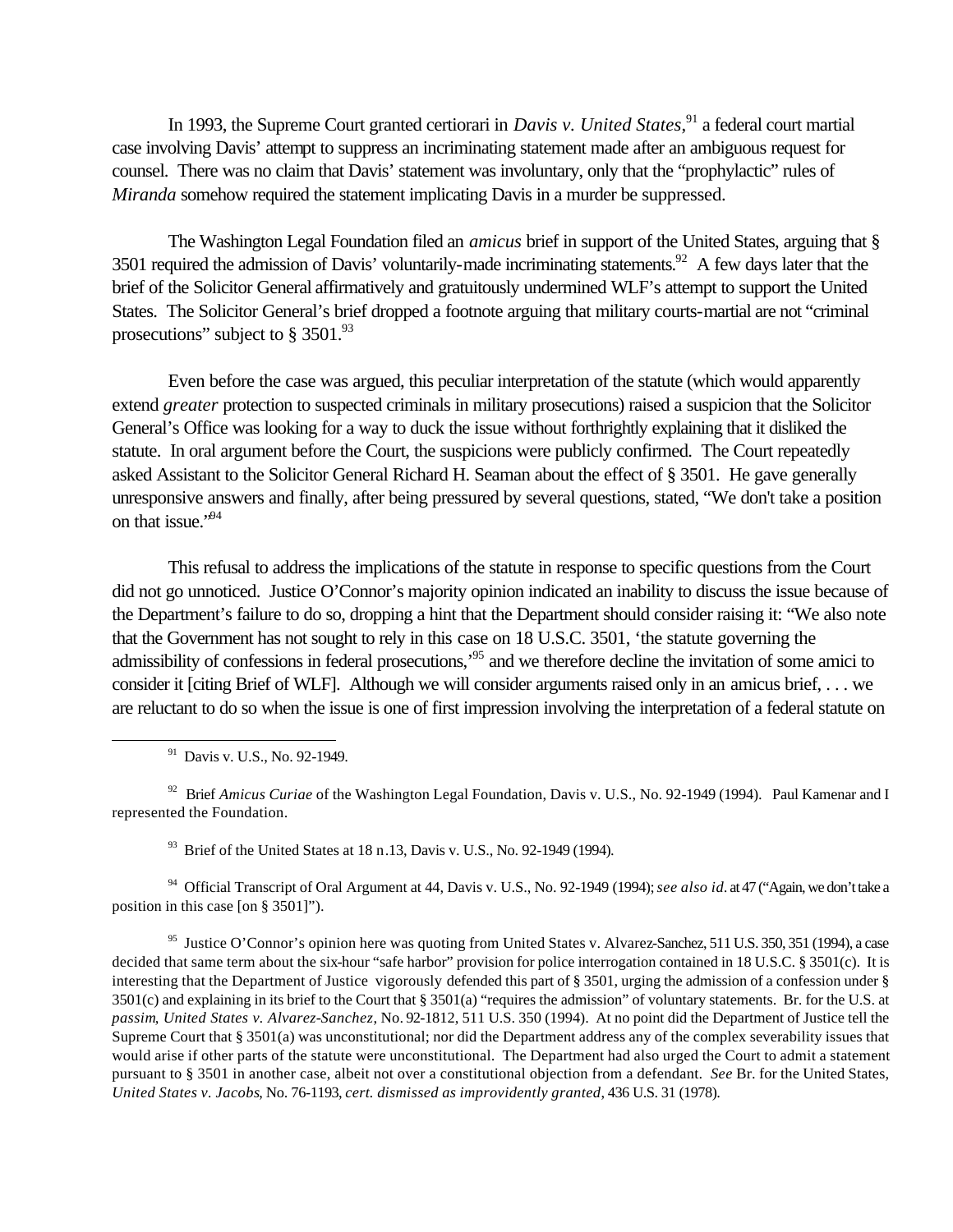In 1993, the Supreme Court granted certiorari in *Davis v. United States*,[91] a federal court martial case involving Davis' attempt to suppress an incriminating statement made after an ambiguous request for counsel. There was no claim that Davis' statement was involuntary, only that the "prophylactic" rules of *Miranda* somehow required the statement implicating Davis in a murder be suppressed.

The Washington Legal Foundation filed an *amicus* brief in support of the United States, arguing that § 3501 required the admission of Davis' voluntarily-made incriminating statements.[92] A few days later that the brief of the Solicitor General affirmatively and gratuitously undermined WLF's attempt to support the United States. The Solicitor General's brief dropped a footnote arguing that military courts-martial are not "criminal prosecutions" subject to § 3501.[93]

Even before the case was argued, this peculiar interpretation of the statute (which would apparently extend *greater* protection to suspected criminals in military prosecutions) raised a suspicion that the Solicitor General's Office was looking for a way to duck the issue without forthrightly explaining that it disliked the statute. In oral argument before the Court, the suspicions were publicly confirmed. The Court repeatedly asked Assistant to the Solicitor General Richard H. Seaman about the effect of § 3501. He gave generally unresponsive answers and finally, after being pressured by several questions, stated, "We don't take a position on that issue."[94]

This refusal to address the implications of the statute in response to specific questions from the Court did not go unnoticed. Justice O'Connor's majority opinion indicated an inability to discuss the issue because of the Department's failure to do so, dropping a hint that the Department should consider raising it: "We also note that the Government has not sought to rely in this case on 18 U.S.C. 3501, 'the statute governing the admissibility of confessions in federal prosecutions,'[95] and we therefore decline the invitation of some amici to consider it [citing Brief of WLF]. Although we will consider arguments raised only in an amicus brief, . . . we are reluctant to do so when the issue is one of first impression involving the interpretation of a federal statute on

---

[91] Davis v. U.S., No. 92-1949.

[92] Brief *Amicus Curiae* of the Washington Legal Foundation, Davis v. U.S., No. 92-1949 (1994). Paul Kamenar and I represented the Foundation.

[93] Brief of the United States at 18 n.13, Davis v. U.S., No. 92-1949 (1994).

[94] Official Transcript of Oral Argument at 44, Davis v. U.S., No. 92-1949 (1994); *see also id.* at 47 ("Again, we don't take a position in this case [on § 3501]").

[95] Justice O'Connor's opinion here was quoting from United States v. Alvarez-Sanchez, 511 U.S. 350, 351 (1994), a case decided that same term about the six-hour "safe harbor" provision for police interrogation contained in 18 U.S.C. § 3501(c). It is interesting that the Department of Justice vigorously defended this part of § 3501, urging the admission of a confession under § 3501(c) and explaining in its brief to the Court that § 3501(a) "requires the admission" of voluntary statements. Br. for the U.S. at *passim*, *United States v. Alvarez-Sanchez*, No. 92-1812, 511 U.S. 350 (1994). At no point did the Department of Justice tell the Supreme Court that § 3501(a) was unconstitutional; nor did the Department address any of the complex severability issues that would arise if other parts of the statute were unconstitutional. The Department had also urged the Court to admit a statement pursuant to § 3501 in another case, albeit not over a constitutional objection from a defendant. *See* Br. for the United States, *United States v. Jacobs*, No. 76-1193, *cert. dismissed as improvidently granted*, 436 U.S. 31 (1978).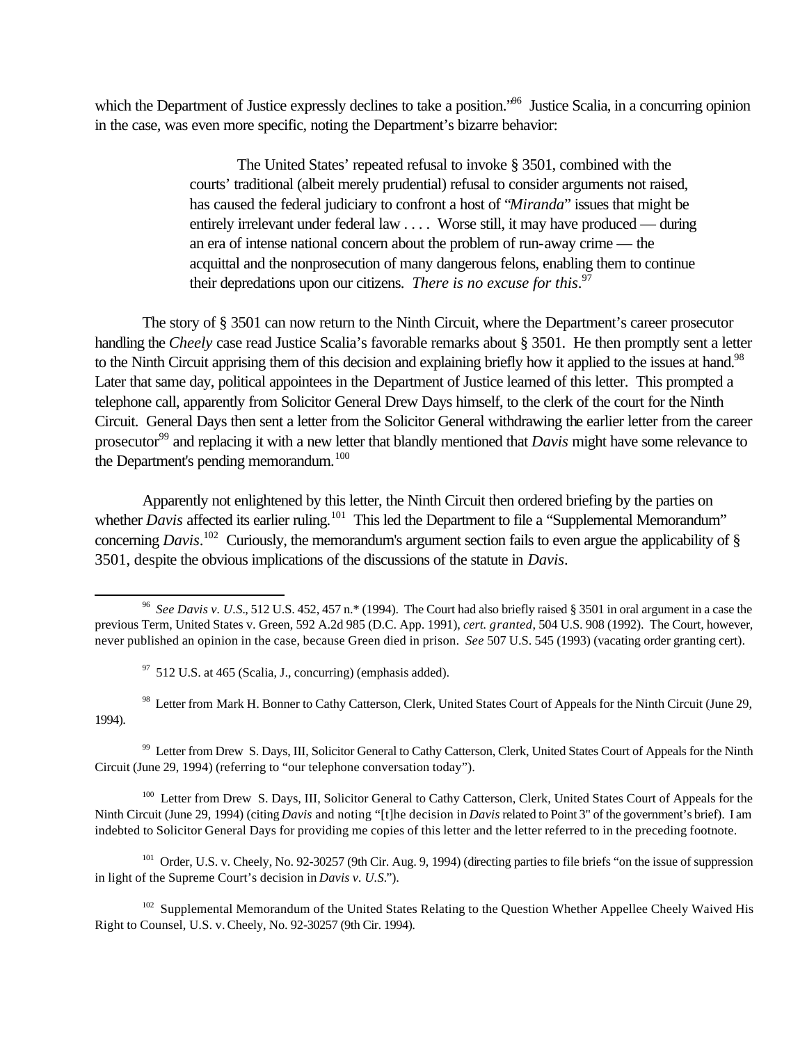which the Department of Justice expressly declines to take a position."[96] Justice Scalia, in a concurring opinion in the case, was even more specific, noting the Department's bizarre behavior:

> The United States' repeated refusal to invoke § 3501, combined with the courts' traditional (albeit merely prudential) refusal to consider arguments not raised, has caused the federal judiciary to confront a host of "*Miranda*" issues that might be entirely irrelevant under federal law . . . . Worse still, it may have produced — during an era of intense national concern about the problem of run-away crime — the acquittal and the nonprosecution of many dangerous felons, enabling them to continue their depredations upon our citizens. *There is no excuse for this*.[97]

The story of § 3501 can now return to the Ninth Circuit, where the Department's career prosecutor handling the *Cheely* case read Justice Scalia's favorable remarks about § 3501. He then promptly sent a letter to the Ninth Circuit apprising them of this decision and explaining briefly how it applied to the issues at hand.[98] Later that same day, political appointees in the Department of Justice learned of this letter. This prompted a telephone call, apparently from Solicitor General Drew Days himself, to the clerk of the court for the Ninth Circuit. General Days then sent a letter from the Solicitor General withdrawing the earlier letter from the career prosecutor[99] and replacing it with a new letter that blandly mentioned that *Davis* might have some relevance to the Department's pending memorandum.[100]

Apparently not enlightened by this letter, the Ninth Circuit then ordered briefing by the parties on whether *Davis* affected its earlier ruling.[101] This led the Department to file a "Supplemental Memorandum" concerning *Davis*.[102] Curiously, the memorandum's argument section fails to even argue the applicability of § 3501, despite the obvious implications of the discussions of the statute in *Davis*.

---

[96] *See Davis v. U.S.*, 512 U.S. 452, 457 n.* (1994). The Court had also briefly raised § 3501 in oral argument in a case the previous Term, United States v. Green, 592 A.2d 985 (D.C. App. 1991), *cert. granted*, 504 U.S. 908 (1992). The Court, however, never published an opinion in the case, because Green died in prison. *See* 507 U.S. 545 (1993) (vacating order granting cert).

[97] 512 U.S. at 465 (Scalia, J., concurring) (emphasis added).

[98] Letter from Mark H. Bonner to Cathy Catterson, Clerk, United States Court of Appeals for the Ninth Circuit (June 29, 1994).

[99] Letter from Drew S. Days, III, Solicitor General to Cathy Catterson, Clerk, United States Court of Appeals for the Ninth Circuit (June 29, 1994) (referring to "our telephone conversation today").

[100] Letter from Drew S. Days, III, Solicitor General to Cathy Catterson, Clerk, United States Court of Appeals for the Ninth Circuit (June 29, 1994) (citing *Davis* and noting "[t]he decision in *Davis* related to Point 3" of the government's brief). I am indebted to Solicitor General Days for providing me copies of this letter and the letter referred to in the preceding footnote.

[101] Order, U.S. v. Cheely, No. 92-30257 (9th Cir. Aug. 9, 1994) (directing parties to file briefs "on the issue of suppression in light of the Supreme Court's decision in *Davis v. U.S.*").

[102] Supplemental Memorandum of the United States Relating to the Question Whether Appellee Cheely Waived His Right to Counsel, U.S. v. Cheely, No. 92-30257 (9th Cir. 1994).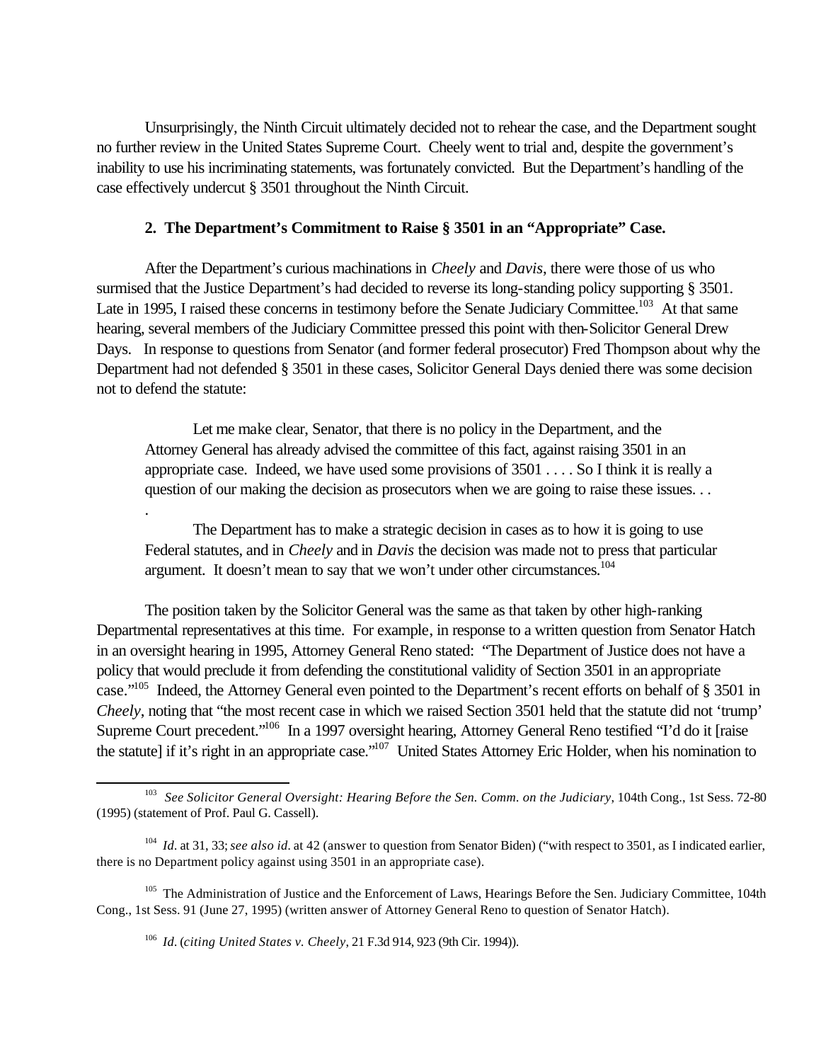Unsurprisingly, the Ninth Circuit ultimately decided not to rehear the case, and the Department sought no further review in the United States Supreme Court. Cheely went to trial and, despite the government's inability to use his incriminating statements, was fortunately convicted. But the Department's handling of the case effectively undercut § 3501 throughout the Ninth Circuit.

### 2. The Department's Commitment to Raise § 3501 in an "Appropriate" Case.

After the Department's curious machinations in *Cheely* and *Davis*, there were those of us who surmised that the Justice Department's had decided to reverse its long-standing policy supporting § 3501. Late in 1995, I raised these concerns in testimony before the Senate Judiciary Committee.[103] At that same hearing, several members of the Judiciary Committee pressed this point with then-Solicitor General Drew Days. In response to questions from Senator (and former federal prosecutor) Fred Thompson about why the Department had not defended § 3501 in these cases, Solicitor General Days denied there was some decision not to defend the statute:

> Let me make clear, Senator, that there is no policy in the Department, and the Attorney General has already advised the committee of this fact, against raising 3501 in an appropriate case. Indeed, we have used some provisions of 3501 . . . . So I think it is really a question of our making the decision as prosecutors when we are going to raise these issues. . . .
>
> The Department has to make a strategic decision in cases as to how it is going to use Federal statutes, and in *Cheely* and in *Davis* the decision was made not to press that particular argument. It doesn't mean to say that we won't under other circumstances.[104]

The position taken by the Solicitor General was the same as that taken by other high-ranking Departmental representatives at this time. For example, in response to a written question from Senator Hatch in an oversight hearing in 1995, Attorney General Reno stated: "The Department of Justice does not have a policy that would preclude it from defending the constitutional validity of Section 3501 in an appropriate case."[105] Indeed, the Attorney General even pointed to the Department's recent efforts on behalf of § 3501 in *Cheely*, noting that "the most recent case in which we raised Section 3501 held that the statute did not 'trump' Supreme Court precedent."[106] In a 1997 oversight hearing, Attorney General Reno testified "I'd do it [raise the statute] if it's right in an appropriate case."[107] United States Attorney Eric Holder, when his nomination to

---

[103] *See Solicitor General Oversight: Hearing Before the Sen. Comm. on the Judiciary*, 104th Cong., 1st Sess. 72-80 (1995) (statement of Prof. Paul G. Cassell).

[104] *Id.* at 31, 33; *see also id.* at 42 (answer to question from Senator Biden) ("with respect to 3501, as I indicated earlier, there is no Department policy against using 3501 in an appropriate case).

[105] The Administration of Justice and the Enforcement of Laws, Hearings Before the Sen. Judiciary Committee, 104th Cong., 1st Sess. 91 (June 27, 1995) (written answer of Attorney General Reno to question of Senator Hatch).

[106] *Id.* (*citing United States v. Cheely*, 21 F.3d 914, 923 (9th Cir. 1994)).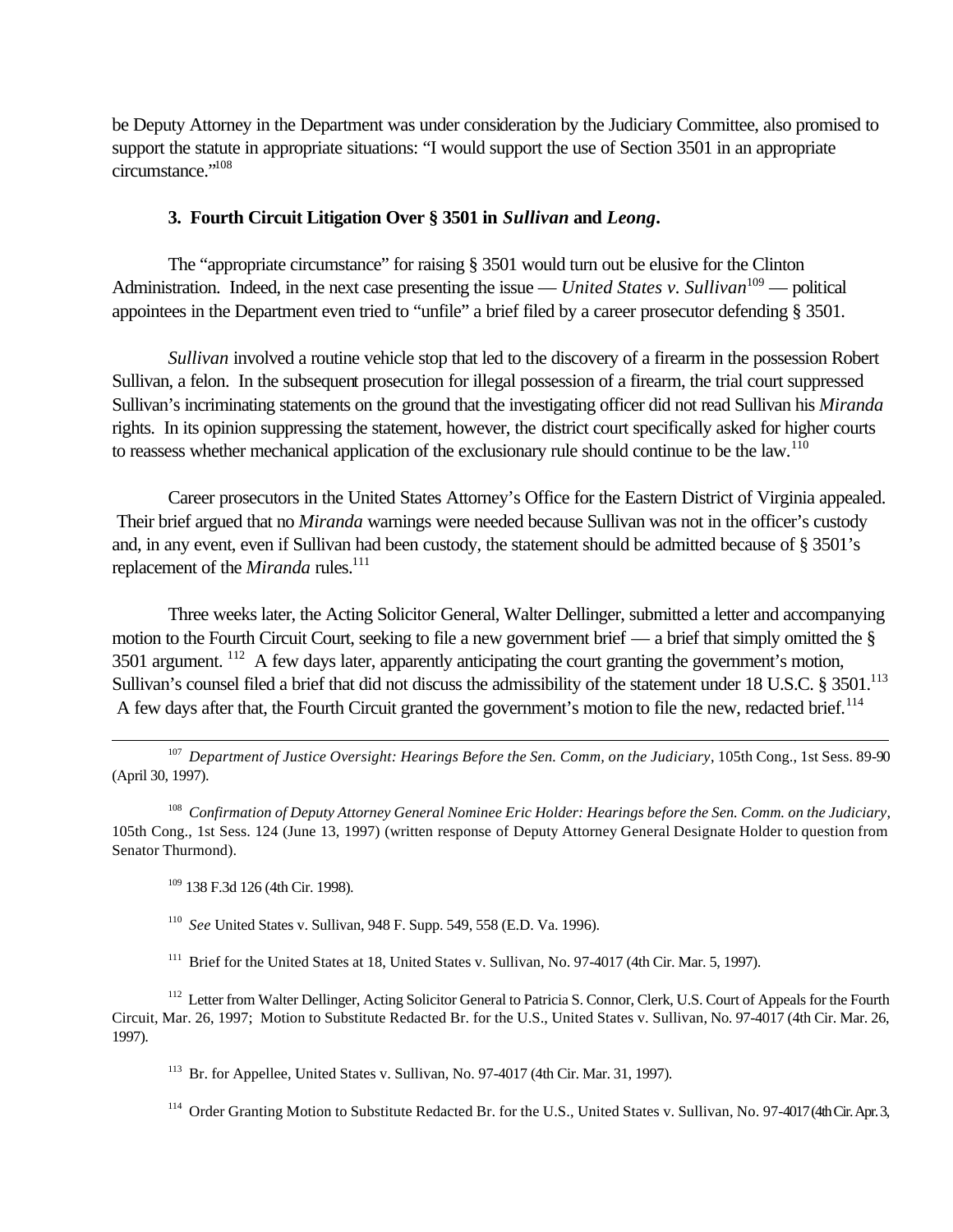be Deputy Attorney in the Department was under consideration by the Judiciary Committee, also promised to support the statute in appropriate situations: "I would support the use of Section 3501 in an appropriate circumstance."[108]

### 3. Fourth Circuit Litigation Over § 3501 in *Sullivan* and *Leong*.

The "appropriate circumstance" for raising § 3501 would turn out be elusive for the Clinton Administration. Indeed, in the next case presenting the issue — *United States v. Sullivan*[109] — political appointees in the Department even tried to "unfile" a brief filed by a career prosecutor defending § 3501.

*Sullivan* involved a routine vehicle stop that led to the discovery of a firearm in the possession Robert Sullivan, a felon. In the subsequent prosecution for illegal possession of a firearm, the trial court suppressed Sullivan's incriminating statements on the ground that the investigating officer did not read Sullivan his *Miranda* rights. In its opinion suppressing the statement, however, the district court specifically asked for higher courts to reassess whether mechanical application of the exclusionary rule should continue to be the law.[110]

Career prosecutors in the United States Attorney's Office for the Eastern District of Virginia appealed. Their brief argued that no *Miranda* warnings were needed because Sullivan was not in the officer's custody and, in any event, even if Sullivan had been custody, the statement should be admitted because of § 3501's replacement of the *Miranda* rules.[111]

Three weeks later, the Acting Solicitor General, Walter Dellinger, submitted a letter and accompanying motion to the Fourth Circuit Court, seeking to file a new government brief — a brief that simply omitted the § 3501 argument.[112] A few days later, apparently anticipating the court granting the government's motion, Sullivan's counsel filed a brief that did not discuss the admissibility of the statement under 18 U.S.C. § 3501.[113] A few days after that, the Fourth Circuit granted the government's motion to file the new, redacted brief.[114]

---

[107] *Department of Justice Oversight: Hearings Before the Sen. Comm, on the Judiciary*, 105th Cong., 1st Sess. 89-90 (April 30, 1997).

[108] *Confirmation of Deputy Attorney General Nominee Eric Holder: Hearings before the Sen. Comm. on the Judiciary*, 105th Cong., 1st Sess. 124 (June 13, 1997) (written response of Deputy Attorney General Designate Holder to question from Senator Thurmond).

[109] 138 F.3d 126 (4th Cir. 1998).

[110] *See* United States v. Sullivan, 948 F. Supp. 549, 558 (E.D. Va. 1996).

[111] Brief for the United States at 18, United States v. Sullivan, No. 97-4017 (4th Cir. Mar. 5, 1997).

[112] Letter from Walter Dellinger, Acting Solicitor General to Patricia S. Connor, Clerk, U.S. Court of Appeals for the Fourth Circuit, Mar. 26, 1997; Motion to Substitute Redacted Br. for the U.S., United States v. Sullivan, No. 97-4017 (4th Cir. Mar. 26, 1997).

[113] Br. for Appellee, United States v. Sullivan, No. 97-4017 (4th Cir. Mar. 31, 1997).

[114] Order Granting Motion to Substitute Redacted Br. for the U.S., United States v. Sullivan, No. 97-4017 (4th Cir. Apr. 3,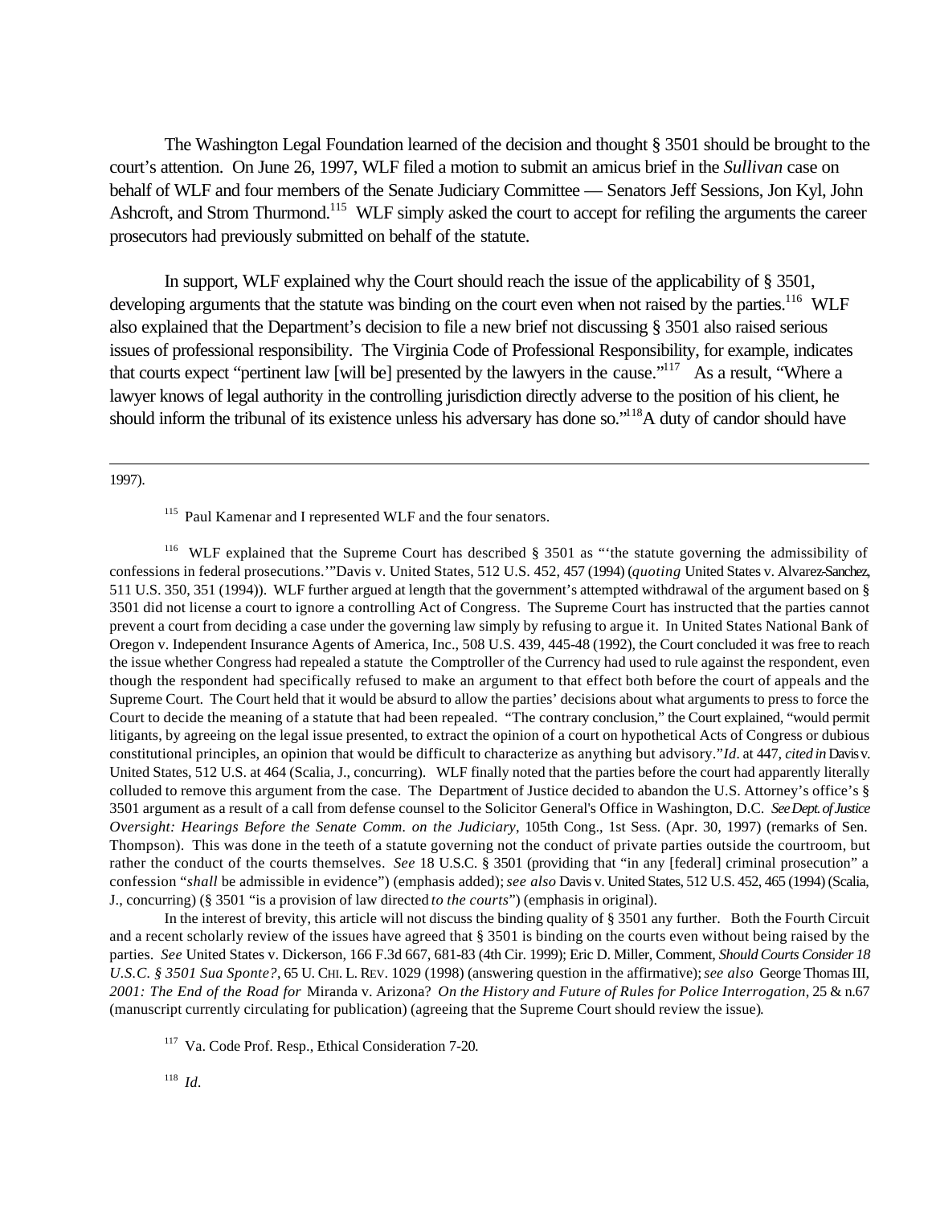The Washington Legal Foundation learned of the decision and thought § 3501 should be brought to the court's attention. On June 26, 1997, WLF filed a motion to submit an amicus brief in the *Sullivan* case on behalf of WLF and four members of the Senate Judiciary Committee — Senators Jeff Sessions, Jon Kyl, John Ashcroft, and Strom Thurmond.[115] WLF simply asked the court to accept for refiling the arguments the career prosecutors had previously submitted on behalf of the statute.

In support, WLF explained why the Court should reach the issue of the applicability of § 3501, developing arguments that the statute was binding on the court even when not raised by the parties.[116] WLF also explained that the Department's decision to file a new brief not discussing § 3501 also raised serious issues of professional responsibility. The Virginia Code of Professional Responsibility, for example, indicates that courts expect "pertinent law [will be] presented by the lawyers in the cause."[117] As a result, "Where a lawyer knows of legal authority in the controlling jurisdiction directly adverse to the position of his client, he should inform the tribunal of its existence unless his adversary has done so."[118] A duty of candor should have

---

1997).

[115] Paul Kamenar and I represented WLF and the four senators.

[116] WLF explained that the Supreme Court has described § 3501 as "'the statute governing the admissibility of confessions in federal prosecutions.'" Davis v. United States, 512 U.S. 452, 457 (1994) (*quoting* United States v. Alvarez-Sanchez, 511 U.S. 350, 351 (1994)). WLF further argued at length that the government's attempted withdrawal of the argument based on § 3501 did not license a court to ignore a controlling Act of Congress. The Supreme Court has instructed that the parties cannot prevent a court from deciding a case under the governing law simply by refusing to argue it. In United States National Bank of Oregon v. Independent Insurance Agents of America, Inc., 508 U.S. 439, 445-48 (1992), the Court concluded it was free to reach the issue whether Congress had repealed a statute the Comptroller of the Currency had used to rule against the respondent, even though the respondent had specifically refused to make an argument to that effect both before the court of appeals and the Supreme Court. The Court held that it would be absurd to allow the parties' decisions about what arguments to press to force the Court to decide the meaning of a statute that had been repealed. "The contrary conclusion," the Court explained, "would permit litigants, by agreeing on the legal issue presented, to extract the opinion of a court on hypothetical Acts of Congress or dubious constitutional principles, an opinion that would be difficult to characterize as anything but advisory." *Id*. at 447, *cited in* Davis v. United States, 512 U.S. at 464 (Scalia, J., concurring). WLF finally noted that the parties before the court had apparently literally colluded to remove this argument from the case. The Department of Justice decided to abandon the U.S. Attorney's office's § 3501 argument as a result of a call from defense counsel to the Solicitor General's Office in Washington, D.C. *See Dept. of Justice Oversight: Hearings Before the Senate Comm. on the Judiciary*, 105th Cong., 1st Sess. (Apr. 30, 1997) (remarks of Sen. Thompson). This was done in the teeth of a statute governing not the conduct of private parties outside the courtroom, but rather the conduct of the courts themselves. *See* 18 U.S.C. § 3501 (providing that "in any [federal] criminal prosecution" a confession "*shall* be admissible in evidence") (emphasis added); *see also* Davis v. United States, 512 U.S. 452, 465 (1994) (Scalia, J., concurring) (§ 3501 "is a provision of law directed *to the courts*") (emphasis in original).

In the interest of brevity, this article will not discuss the binding quality of § 3501 any further. Both the Fourth Circuit and a recent scholarly review of the issues have agreed that § 3501 is binding on the courts even without being raised by the parties. *See* United States v. Dickerson, 166 F.3d 667, 681-83 (4th Cir. 1999); Eric D. Miller, Comment, *Should Courts Consider 18 U.S.C. § 3501 Sua Sponte?*, 65 U. CHI. L. REV. 1029 (1998) (answering question in the affirmative); *see also* George Thomas III, *2001: The End of the Road for* Miranda v. Arizona? *On the History and Future of Rules for Police Interrogation*, 25 & n.67 (manuscript currently circulating for publication) (agreeing that the Supreme Court should review the issue).

[117] Va. Code Prof. Resp., Ethical Consideration 7-20.

[118] *Id*.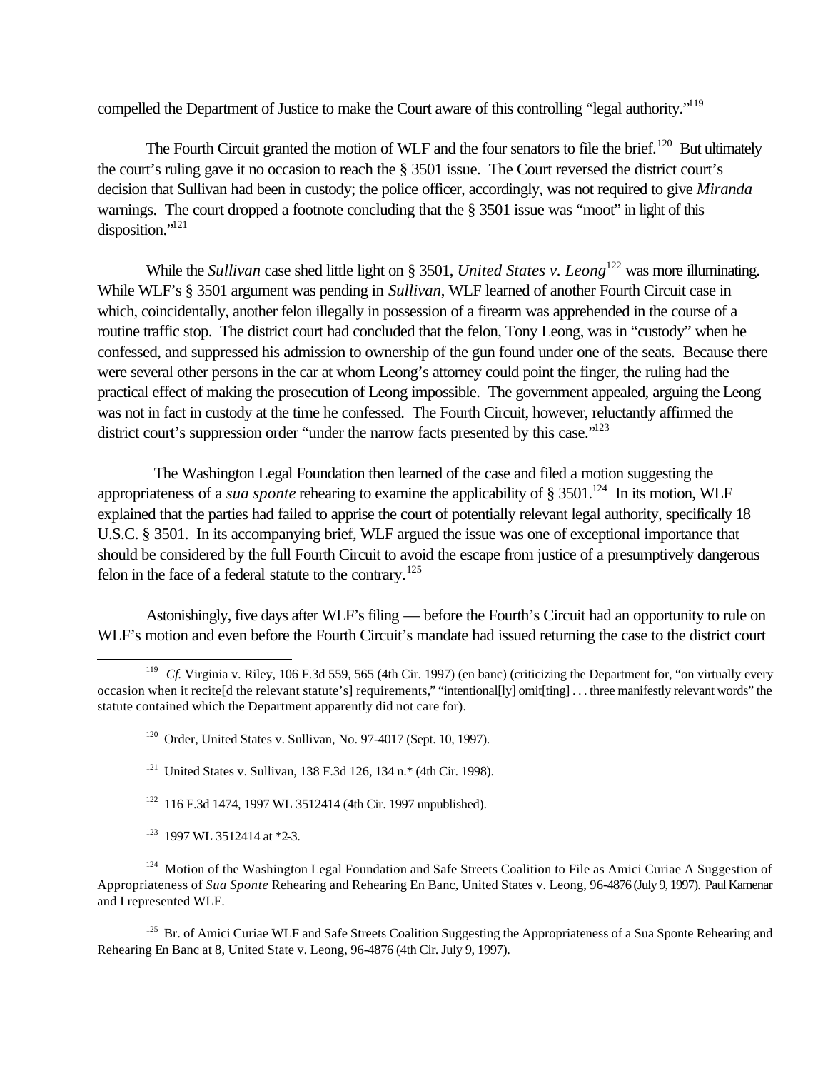compelled the Department of Justice to make the Court aware of this controlling "legal authority."[119]

The Fourth Circuit granted the motion of WLF and the four senators to file the brief.[120] But ultimately the court's ruling gave it no occasion to reach the § 3501 issue. The Court reversed the district court's decision that Sullivan had been in custody; the police officer, accordingly, was not required to give *Miranda* warnings. The court dropped a footnote concluding that the § 3501 issue was "moot" in light of this disposition."[121]

While the *Sullivan* case shed little light on § 3501, *United States v. Leong*[122] was more illuminating. While WLF's § 3501 argument was pending in *Sullivan*, WLF learned of another Fourth Circuit case in which, coincidentally, another felon illegally in possession of a firearm was apprehended in the course of a routine traffic stop. The district court had concluded that the felon, Tony Leong, was in "custody" when he confessed, and suppressed his admission to ownership of the gun found under one of the seats. Because there were several other persons in the car at whom Leong's attorney could point the finger, the ruling had the practical effect of making the prosecution of Leong impossible. The government appealed, arguing the Leong was not in fact in custody at the time he confessed. The Fourth Circuit, however, reluctantly affirmed the district court's suppression order "under the narrow facts presented by this case."[123]

The Washington Legal Foundation then learned of the case and filed a motion suggesting the appropriateness of a *sua sponte* rehearing to examine the applicability of § 3501.[124] In its motion, WLF explained that the parties had failed to apprise the court of potentially relevant legal authority, specifically 18 U.S.C. § 3501. In its accompanying brief, WLF argued the issue was one of exceptional importance that should be considered by the full Fourth Circuit to avoid the escape from justice of a presumptively dangerous felon in the face of a federal statute to the contrary.[125]

Astonishingly, five days after WLF's filing — before the Fourth's Circuit had an opportunity to rule on WLF's motion and even before the Fourth Circuit's mandate had issued returning the case to the district court

---

[119] *Cf.* Virginia v. Riley, 106 F.3d 559, 565 (4th Cir. 1997) (en banc) (criticizing the Department for, "on virtually every occasion when it recite[d the relevant statute's] requirements," "intentional[ly] omit[ting] . . . three manifestly relevant words" the statute contained which the Department apparently did not care for).

[120] Order, United States v. Sullivan, No. 97-4017 (Sept. 10, 1997).

[121] United States v. Sullivan, 138 F.3d 126, 134 n.* (4th Cir. 1998).

[122] 116 F.3d 1474, 1997 WL 3512414 (4th Cir. 1997 unpublished).

[123] 1997 WL 3512414 at *2-3.

[124] Motion of the Washington Legal Foundation and Safe Streets Coalition to File as Amici Curiae A Suggestion of Appropriateness of *Sua Sponte* Rehearing and Rehearing En Banc, United States v. Leong, 96-4876 (July 9, 1997). Paul Kamenar and I represented WLF.

[125] Br. of Amici Curiae WLF and Safe Streets Coalition Suggesting the Appropriateness of a Sua Sponte Rehearing and Rehearing En Banc at 8, United State v. Leong, 96-4876 (4th Cir. July 9, 1997).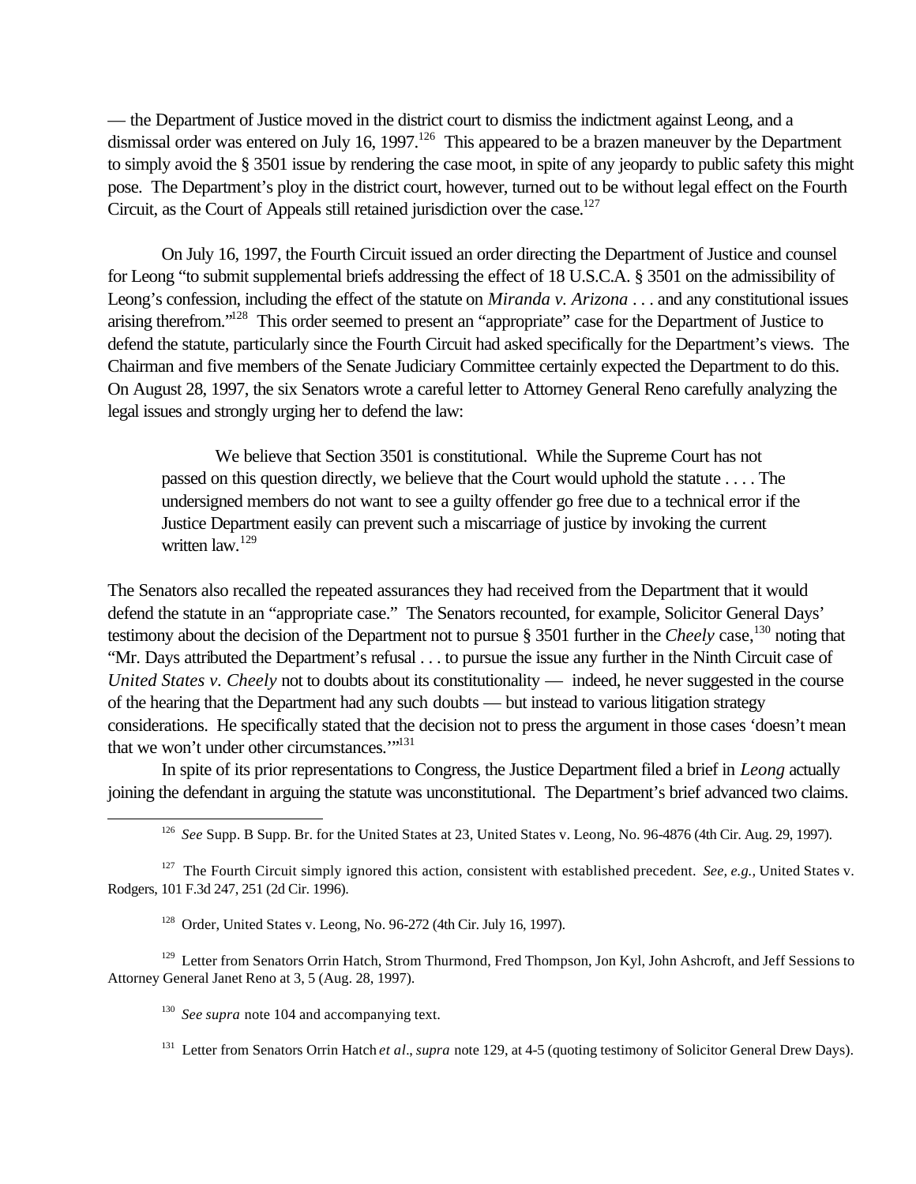— the Department of Justice moved in the district court to dismiss the indictment against Leong, and a dismissal order was entered on July 16, 1997.[126] This appeared to be a brazen maneuver by the Department to simply avoid the § 3501 issue by rendering the case moot, in spite of any jeopardy to public safety this might pose. The Department's ploy in the district court, however, turned out to be without legal effect on the Fourth Circuit, as the Court of Appeals still retained jurisdiction over the case.[127]

On July 16, 1997, the Fourth Circuit issued an order directing the Department of Justice and counsel for Leong "to submit supplemental briefs addressing the effect of 18 U.S.C.A. § 3501 on the admissibility of Leong's confession, including the effect of the statute on *Miranda v. Arizona* . . . and any constitutional issues arising therefrom."[128] This order seemed to present an "appropriate" case for the Department of Justice to defend the statute, particularly since the Fourth Circuit had asked specifically for the Department's views. The Chairman and five members of the Senate Judiciary Committee certainly expected the Department to do this. On August 28, 1997, the six Senators wrote a careful letter to Attorney General Reno carefully analyzing the legal issues and strongly urging her to defend the law:

> We believe that Section 3501 is constitutional. While the Supreme Court has not passed on this question directly, we believe that the Court would uphold the statute . . . . The undersigned members do not want to see a guilty offender go free due to a technical error if the Justice Department easily can prevent such a miscarriage of justice by invoking the current written law.[129]

The Senators also recalled the repeated assurances they had received from the Department that it would defend the statute in an "appropriate case." The Senators recounted, for example, Solicitor General Days' testimony about the decision of the Department not to pursue § 3501 further in the *Cheely* case,[130] noting that "Mr. Days attributed the Department's refusal . . . to pursue the issue any further in the Ninth Circuit case of *United States v. Cheely* not to doubts about its constitutionality — indeed, he never suggested in the course of the hearing that the Department had any such doubts — but instead to various litigation strategy considerations. He specifically stated that the decision not to press the argument in those cases 'doesn't mean that we won't under other circumstances.'"[131]

In spite of its prior representations to Congress, the Justice Department filed a brief in *Leong* actually joining the defendant in arguing the statute was unconstitutional. The Department's brief advanced two claims.

---

[126] *See* Supp. B Supp. Br. for the United States at 23, United States v. Leong, No. 96-4876 (4th Cir. Aug. 29, 1997).

[127] The Fourth Circuit simply ignored this action, consistent with established precedent. *See, e.g.,* United States v. Rodgers, 101 F.3d 247, 251 (2d Cir. 1996).

[128] Order, United States v. Leong, No. 96-272 (4th Cir. July 16, 1997).

[129] Letter from Senators Orrin Hatch, Strom Thurmond, Fred Thompson, Jon Kyl, John Ashcroft, and Jeff Sessions to Attorney General Janet Reno at 3, 5 (Aug. 28, 1997).

[130] *See supra* note 104 and accompanying text.

[131] Letter from Senators Orrin Hatch *et al*., *supra* note 129, at 4-5 (quoting testimony of Solicitor General Drew Days).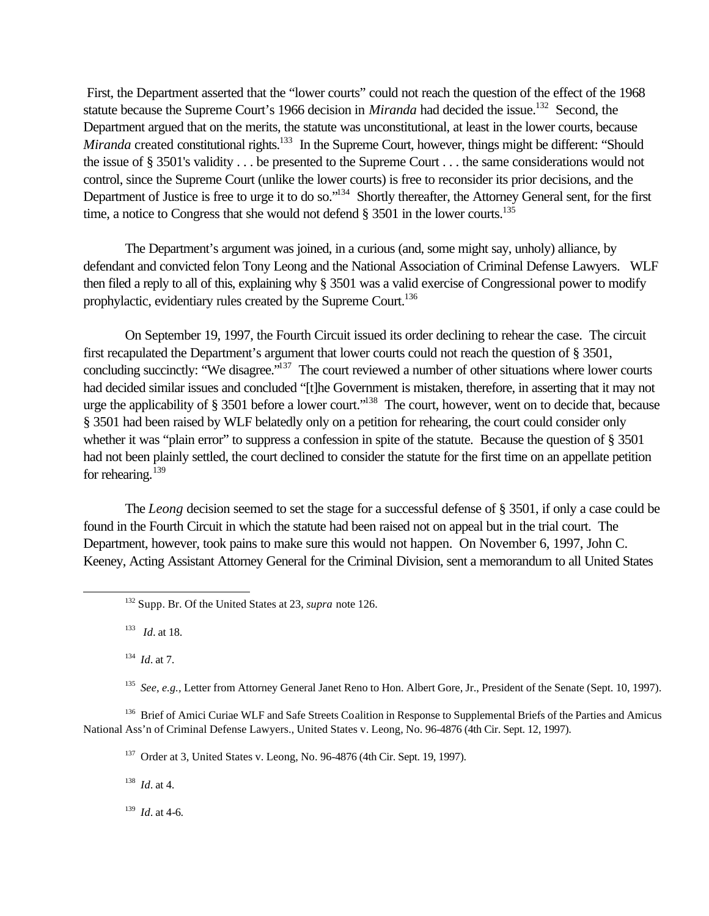First, the Department asserted that the "lower courts" could not reach the question of the effect of the 1968 statute because the Supreme Court's 1966 decision in *Miranda* had decided the issue.[132] Second, the Department argued that on the merits, the statute was unconstitutional, at least in the lower courts, because *Miranda* created constitutional rights.[133] In the Supreme Court, however, things might be different: "Should the issue of § 3501's validity . . . be presented to the Supreme Court . . . the same considerations would not control, since the Supreme Court (unlike the lower courts) is free to reconsider its prior decisions, and the Department of Justice is free to urge it to do so."[134] Shortly thereafter, the Attorney General sent, for the first time, a notice to Congress that she would not defend § 3501 in the lower courts.[135]

The Department's argument was joined, in a curious (and, some might say, unholy) alliance, by defendant and convicted felon Tony Leong and the National Association of Criminal Defense Lawyers. WLF then filed a reply to all of this, explaining why § 3501 was a valid exercise of Congressional power to modify prophylactic, evidentiary rules created by the Supreme Court.[136]

On September 19, 1997, the Fourth Circuit issued its order declining to rehear the case. The circuit first recapulated the Department's argument that lower courts could not reach the question of § 3501, concluding succinctly: "We disagree."[137] The court reviewed a number of other situations where lower courts had decided similar issues and concluded "[t]he Government is mistaken, therefore, in asserting that it may not urge the applicability of § 3501 before a lower court."[138] The court, however, went on to decide that, because § 3501 had been raised by WLF belatedly only on a petition for rehearing, the court could consider only whether it was "plain error" to suppress a confession in spite of the statute. Because the question of § 3501 had not been plainly settled, the court declined to consider the statute for the first time on an appellate petition for rehearing.[139]

The *Leong* decision seemed to set the stage for a successful defense of § 3501, if only a case could be found in the Fourth Circuit in which the statute had been raised not on appeal but in the trial court. The Department, however, took pains to make sure this would not happen. On November 6, 1997, John C. Keeney, Acting Assistant Attorney General for the Criminal Division, sent a memorandum to all United States

---

[132] Supp. Br. Of the United States at 23, *supra* note 126.

[133] *Id*. at 18.

[134] *Id*. at 7.

[135] *See, e.g.*, Letter from Attorney General Janet Reno to Hon. Albert Gore, Jr., President of the Senate (Sept. 10, 1997).

[136] Brief of Amici Curiae WLF and Safe Streets Coalition in Response to Supplemental Briefs of the Parties and Amicus National Ass'n of Criminal Defense Lawyers., United States v. Leong, No. 96-4876 (4th Cir. Sept. 12, 1997).

[137] Order at 3, United States v. Leong, No. 96-4876 (4th Cir. Sept. 19, 1997).

[138] *Id*. at 4.

[139] *Id*. at 4-6.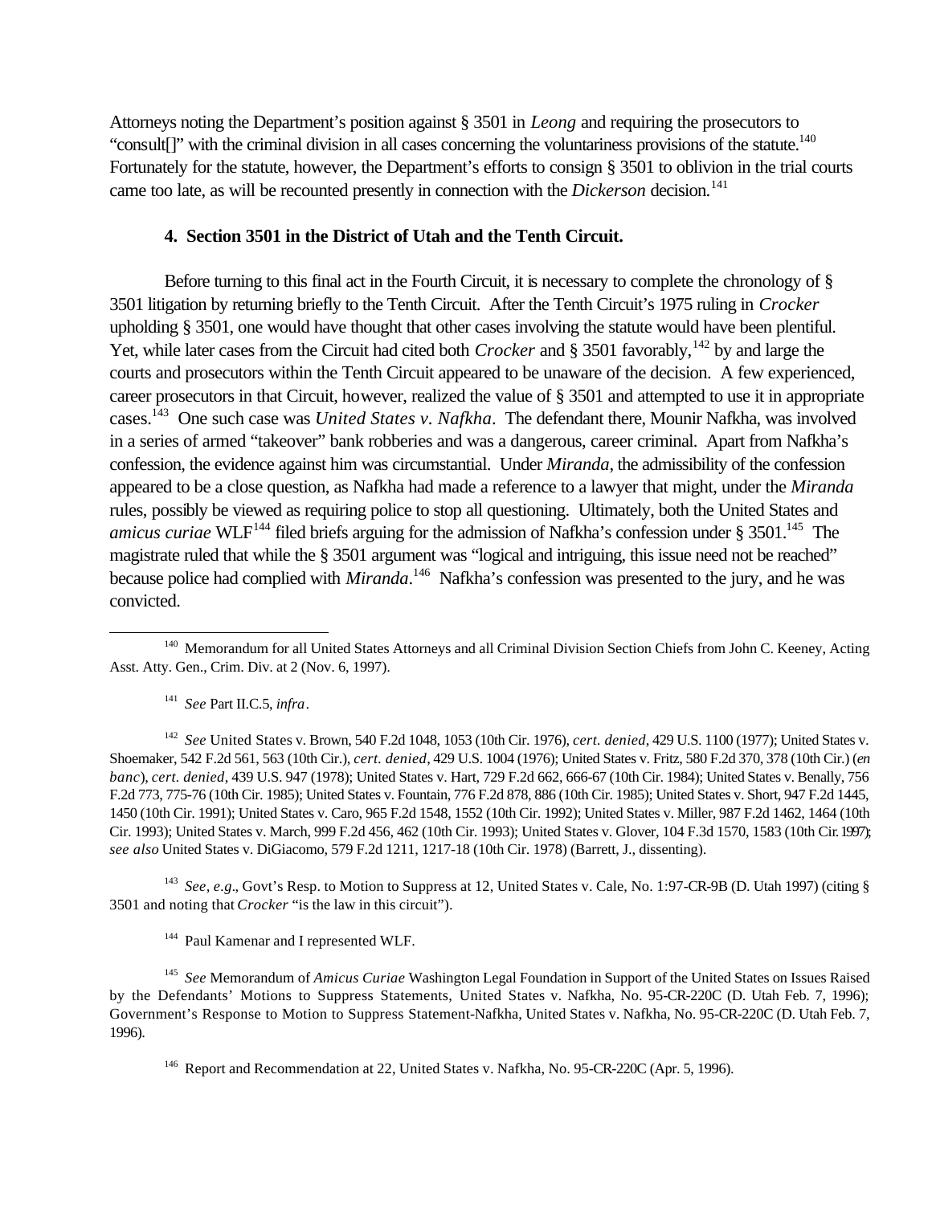Attorneys noting the Department's position against § 3501 in *Leong* and requiring the prosecutors to "consult[]" with the criminal division in all cases concerning the voluntariness provisions of the statute.[140] Fortunately for the statute, however, the Department's efforts to consign § 3501 to oblivion in the trial courts came too late, as will be recounted presently in connection with the *Dickerson* decision.[141]

#### 4. Section 3501 in the District of Utah and the Tenth Circuit.

Before turning to this final act in the Fourth Circuit, it is necessary to complete the chronology of § 3501 litigation by returning briefly to the Tenth Circuit. After the Tenth Circuit's 1975 ruling in *Crocker* upholding § 3501, one would have thought that other cases involving the statute would have been plentiful. Yet, while later cases from the Circuit had cited both *Crocker* and § 3501 favorably,[142] by and large the courts and prosecutors within the Tenth Circuit appeared to be unaware of the decision. A few experienced, career prosecutors in that Circuit, however, realized the value of § 3501 and attempted to use it in appropriate cases.[143] One such case was *United States v. Nafkha*. The defendant there, Mounir Nafkha, was involved in a series of armed "takeover" bank robberies and was a dangerous, career criminal. Apart from Nafkha's confession, the evidence against him was circumstantial. Under *Miranda*, the admissibility of the confession appeared to be a close question, as Nafkha had made a reference to a lawyer that might, under the *Miranda* rules, possibly be viewed as requiring police to stop all questioning. Ultimately, both the United States and *amicus curiae* WLF[144] filed briefs arguing for the admission of Nafkha's confession under § 3501.[145] The magistrate ruled that while the § 3501 argument was "logical and intriguing, this issue need not be reached" because police had complied with *Miranda*.[146] Nafkha's confession was presented to the jury, and he was convicted.

---

[140] Memorandum for all United States Attorneys and all Criminal Division Section Chiefs from John C. Keeney, Acting Asst. Atty. Gen., Crim. Div. at 2 (Nov. 6, 1997).

[141] *See* Part II.C.5, *infra*.

[142] *See* United States v. Brown, 540 F.2d 1048, 1053 (10th Cir. 1976), *cert. denied*, 429 U.S. 1100 (1977); United States v. Shoemaker, 542 F.2d 561, 563 (10th Cir.), *cert. denied*, 429 U.S. 1004 (1976); United States v. Fritz, 580 F.2d 370, 378 (10th Cir.) (*en banc*), *cert. denied*, 439 U.S. 947 (1978); United States v. Hart, 729 F.2d 662, 666-67 (10th Cir. 1984); United States v. Benally, 756 F.2d 773, 775-76 (10th Cir. 1985); United States v. Fountain, 776 F.2d 878, 886 (10th Cir. 1985); United States v. Short, 947 F.2d 1445, 1450 (10th Cir. 1991); United States v. Caro, 965 F.2d 1548, 1552 (10th Cir. 1992); United States v. Miller, 987 F.2d 1462, 1464 (10th Cir. 1993); United States v. March, 999 F.2d 456, 462 (10th Cir. 1993); United States v. Glover, 104 F.3d 1570, 1583 (10th Cir. 1997); *see also* United States v. DiGiacomo, 579 F.2d 1211, 1217-18 (10th Cir. 1978) (Barrett, J., dissenting).

[143] *See, e.g.*, Govt's Resp. to Motion to Suppress at 12, United States v. Cale, No. 1:97-CR-9B (D. Utah 1997) (citing § 3501 and noting that *Crocker* "is the law in this circuit").

[144] Paul Kamenar and I represented WLF.

[145] *See* Memorandum of *Amicus Curiae* Washington Legal Foundation in Support of the United States on Issues Raised by the Defendants' Motions to Suppress Statements, United States v. Nafkha, No. 95-CR-220C (D. Utah Feb. 7, 1996); Government's Response to Motion to Suppress Statement-Nafkha, United States v. Nafkha, No. 95-CR-220C (D. Utah Feb. 7, 1996).

[146] Report and Recommendation at 22, United States v. Nafkha, No. 95-CR-220C (Apr. 5, 1996).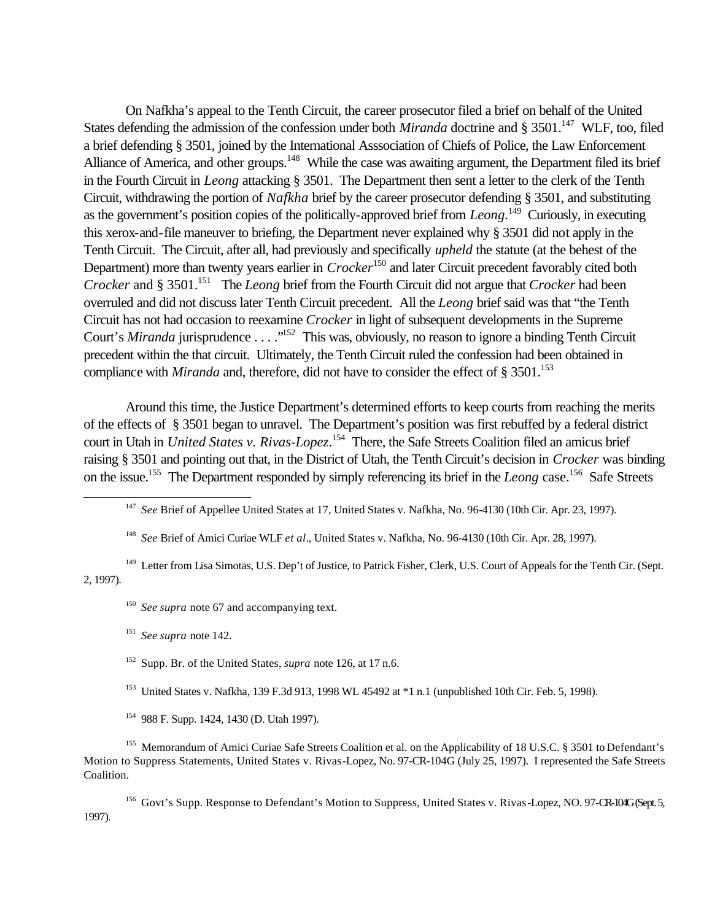On Nafkha's appeal to the Tenth Circuit, the career prosecutor filed a brief on behalf of the United States defending the admission of the confession under both *Miranda* doctrine and § 3501.[147] WLF, too, filed a brief defending § 3501, joined by the International Asssociation of Chiefs of Police, the Law Enforcement Alliance of America, and other groups.[148] While the case was awaiting argument, the Department filed its brief in the Fourth Circuit in *Leong* attacking § 3501. The Department then sent a letter to the clerk of the Tenth Circuit, withdrawing the portion of *Nafkha* brief by the career prosecutor defending § 3501, and substituting as the government's position copies of the politically-approved brief from *Leong*.[149] Curiously, in executing this xerox-and-file maneuver to briefing, the Department never explained why § 3501 did not apply in the Tenth Circuit. The Circuit, after all, had previously and specifically *upheld* the statute (at the behest of the Department) more than twenty years earlier in *Crocker*[150] and later Circuit precedent favorably cited both *Crocker* and § 3501.[151] The *Leong* brief from the Fourth Circuit did not argue that *Crocker* had been overruled and did not discuss later Tenth Circuit precedent. All the *Leong* brief said was that "the Tenth Circuit has not had occasion to reexamine *Crocker* in light of subsequent developments in the Supreme Court's *Miranda* jurisprudence . . . ."[152] This was, obviously, no reason to ignore a binding Tenth Circuit precedent within the that circuit. Ultimately, the Tenth Circuit ruled the confession had been obtained in compliance with *Miranda* and, therefore, did not have to consider the effect of § 3501.[153]

Around this time, the Justice Department's determined efforts to keep courts from reaching the merits of the effects of § 3501 began to unravel. The Department's position was first rebuffed by a federal district court in Utah in *United States v. Rivas-Lopez*.[154] There, the Safe Streets Coalition filed an amicus brief raising § 3501 and pointing out that, in the District of Utah, the Tenth Circuit's decision in *Crocker* was binding on the issue.[155] The Department responded by simply referencing its brief in the *Leong* case.[156] Safe Streets

---

[147] *See* Brief of Appellee United States at 17, United States v. Nafkha, No. 96-4130 (10th Cir. Apr. 23, 1997).

[148] *See* Brief of Amici Curiae WLF *et al*., United States v. Nafkha, No. 96-4130 (10th Cir. Apr. 28, 1997).

[149] Letter from Lisa Simotas, U.S. Dep't of Justice, to Patrick Fisher, Clerk, U.S. Court of Appeals for the Tenth Cir. (Sept. 2, 1997).

[150] *See supra* note 67 and accompanying text.

[151] *See supra* note 142.

[152] Supp. Br. of the United States, *supra* note 126, at 17 n.6.

[153] United States v. Nafkha, 139 F.3d 913, 1998 WL 45492 at \*1 n.1 (unpublished 10th Cir. Feb. 5, 1998).

[154] 988 F. Supp. 1424, 1430 (D. Utah 1997).

[155] Memorandum of Amici Curiae Safe Streets Coalition et al. on the Applicability of 18 U.S.C. § 3501 to Defendant's Motion to Suppress Statements, United States v. Rivas-Lopez, No. 97-CR-104G (July 25, 1997). I represented the Safe Streets Coalition.

[156] Govt's Supp. Response to Defendant's Motion to Suppress, United States v. Rivas-Lopez, NO. 97-CR-104G (Sept. 5, 1997).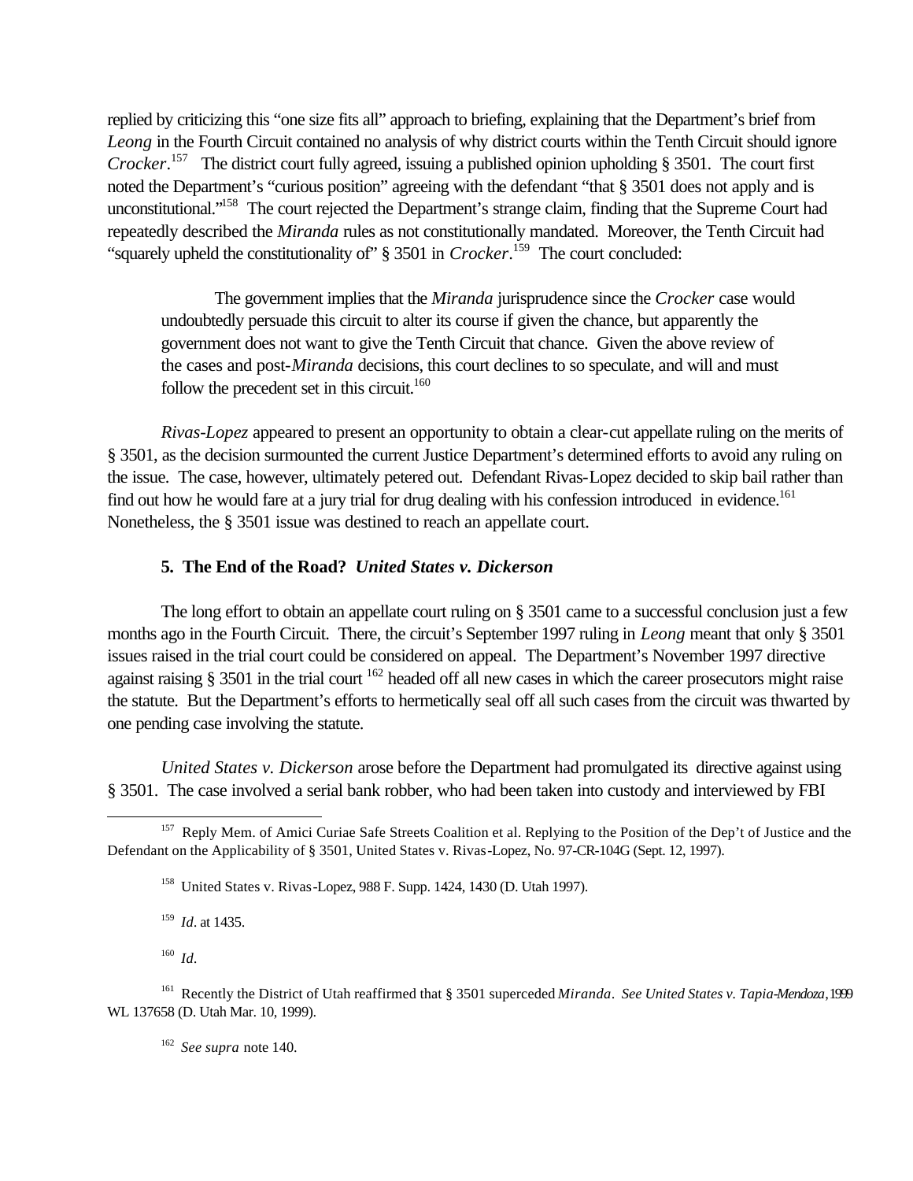replied by criticizing this "one size fits all" approach to briefing, explaining that the Department's brief from *Leong* in the Fourth Circuit contained no analysis of why district courts within the Tenth Circuit should ignore *Crocker*.[157] The district court fully agreed, issuing a published opinion upholding § 3501. The court first noted the Department's "curious position" agreeing with the defendant "that § 3501 does not apply and is unconstitutional."[158] The court rejected the Department's strange claim, finding that the Supreme Court had repeatedly described the *Miranda* rules as not constitutionally mandated. Moreover, the Tenth Circuit had "squarely upheld the constitutionality of" § 3501 in *Crocker*.[159] The court concluded:

> The government implies that the *Miranda* jurisprudence since the *Crocker* case would undoubtedly persuade this circuit to alter its course if given the chance, but apparently the government does not want to give the Tenth Circuit that chance. Given the above review of the cases and post-*Miranda* decisions, this court declines to so speculate, and will and must follow the precedent set in this circuit.[160]

*Rivas-Lopez* appeared to present an opportunity to obtain a clear-cut appellate ruling on the merits of § 3501, as the decision surmounted the current Justice Department's determined efforts to avoid any ruling on the issue. The case, however, ultimately petered out. Defendant Rivas-Lopez decided to skip bail rather than find out how he would fare at a jury trial for drug dealing with his confession introduced in evidence.[161] Nonetheless, the § 3501 issue was destined to reach an appellate court.

### 5. The End of the Road? *United States v. Dickerson*

The long effort to obtain an appellate court ruling on § 3501 came to a successful conclusion just a few months ago in the Fourth Circuit. There, the circuit's September 1997 ruling in *Leong* meant that only § 3501 issues raised in the trial court could be considered on appeal. The Department's November 1997 directive against raising § 3501 in the trial court [162] headed off all new cases in which the career prosecutors might raise the statute. But the Department's efforts to hermetically seal off all such cases from the circuit was thwarted by one pending case involving the statute.

*United States v. Dickerson* arose before the Department had promulgated its directive against using § 3501. The case involved a serial bank robber, who had been taken into custody and interviewed by FBI

---

[157] Reply Mem. of Amici Curiae Safe Streets Coalition et al. Replying to the Position of the Dep't of Justice and the Defendant on the Applicability of § 3501, United States v. Rivas-Lopez, No. 97-CR-104G (Sept. 12, 1997).

[158] United States v. Rivas-Lopez, 988 F. Supp. 1424, 1430 (D. Utah 1997).

[159] *Id*. at 1435.

[160] *Id*.

[161] Recently the District of Utah reaffirmed that § 3501 superceded *Miranda*. *See United States v. Tapia-Mendoza*, 1999 WL 137658 (D. Utah Mar. 10, 1999).

[162] *See supra* note 140.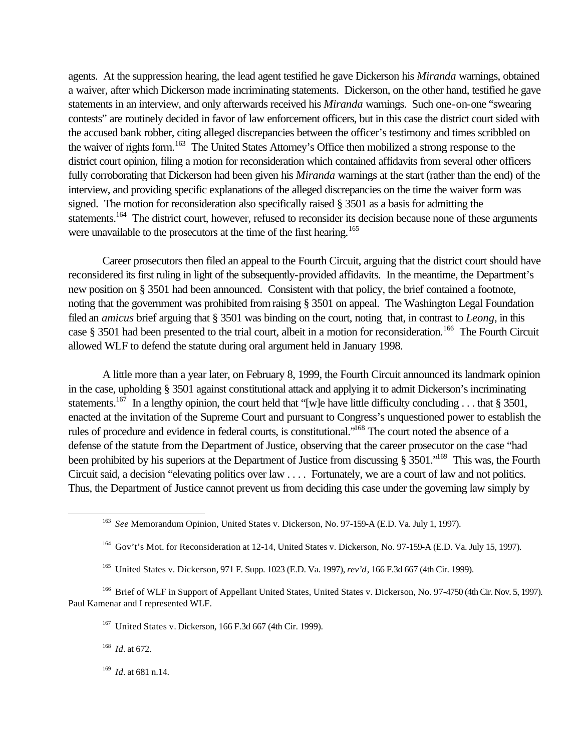agents. At the suppression hearing, the lead agent testified he gave Dickerson his *Miranda* warnings, obtained a waiver, after which Dickerson made incriminating statements. Dickerson, on the other hand, testified he gave statements in an interview, and only afterwards received his *Miranda* warnings. Such one-on-one "swearing contests" are routinely decided in favor of law enforcement officers, but in this case the district court sided with the accused bank robber, citing alleged discrepancies between the officer's testimony and times scribbled on the waiver of rights form.[163] The United States Attorney's Office then mobilized a strong response to the district court opinion, filing a motion for reconsideration which contained affidavits from several other officers fully corroborating that Dickerson had been given his *Miranda* warnings at the start (rather than the end) of the interview, and providing specific explanations of the alleged discrepancies on the time the waiver form was signed. The motion for reconsideration also specifically raised § 3501 as a basis for admitting the statements.[164] The district court, however, refused to reconsider its decision because none of these arguments were unavailable to the prosecutors at the time of the first hearing.[165]

Career prosecutors then filed an appeal to the Fourth Circuit, arguing that the district court should have reconsidered its first ruling in light of the subsequently-provided affidavits. In the meantime, the Department's new position on § 3501 had been announced. Consistent with that policy, the brief contained a footnote, noting that the government was prohibited from raising § 3501 on appeal. The Washington Legal Foundation filed an *amicus* brief arguing that § 3501 was binding on the court, noting that, in contrast to *Leong*, in this case § 3501 had been presented to the trial court, albeit in a motion for reconsideration.[166] The Fourth Circuit allowed WLF to defend the statute during oral argument held in January 1998.

A little more than a year later, on February 8, 1999, the Fourth Circuit announced its landmark opinion in the case, upholding § 3501 against constitutional attack and applying it to admit Dickerson's incriminating statements.[167] In a lengthy opinion, the court held that "[w]e have little difficulty concluding . . . that § 3501, enacted at the invitation of the Supreme Court and pursuant to Congress's unquestioned power to establish the rules of procedure and evidence in federal courts, is constitutional."[168] The court noted the absence of a defense of the statute from the Department of Justice, observing that the career prosecutor on the case "had been prohibited by his superiors at the Department of Justice from discussing § 3501."[169] This was, the Fourth Circuit said, a decision "elevating politics over law . . . . Fortunately, we are a court of law and not politics. Thus, the Department of Justice cannot prevent us from deciding this case under the governing law simply by

---

[163] *See* Memorandum Opinion, United States v. Dickerson, No. 97-159-A (E.D. Va. July 1, 1997).

[164] Gov't's Mot. for Reconsideration at 12-14, United States v. Dickerson, No. 97-159-A (E.D. Va. July 15, 1997).

[165] United States v. Dickerson, 971 F. Supp. 1023 (E.D. Va. 1997), *rev'd*, 166 F.3d 667 (4th Cir. 1999).

[166] Brief of WLF in Support of Appellant United States, United States v. Dickerson, No. 97-4750 (4th Cir. Nov. 5, 1997). Paul Kamenar and I represented WLF.

[167] United States v. Dickerson, 166 F.3d 667 (4th Cir. 1999).

[168] *Id*. at 672.

[169] *Id*. at 681 n.14.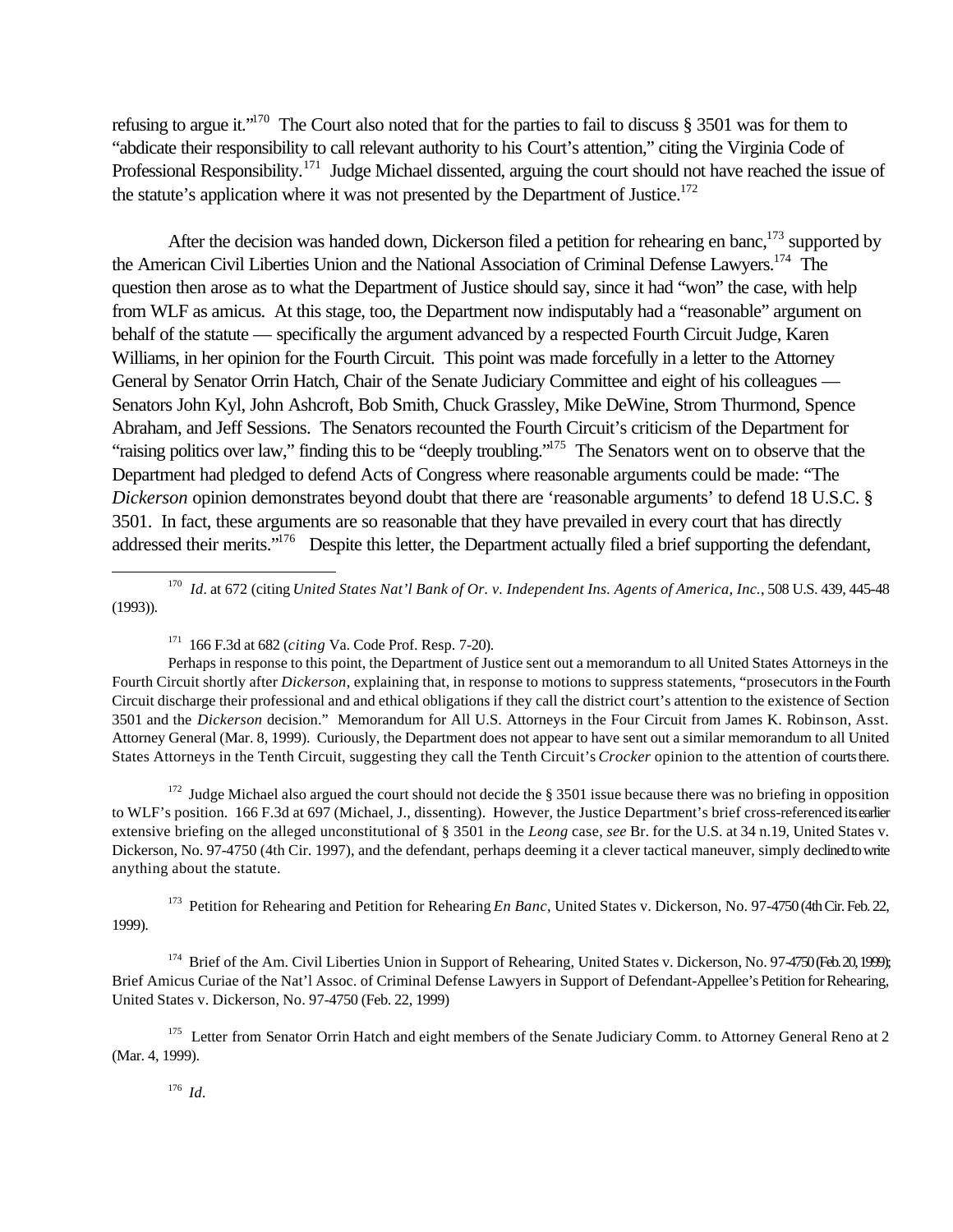refusing to argue it."[170] The Court also noted that for the parties to fail to discuss § 3501 was for them to "abdicate their responsibility to call relevant authority to his Court's attention," citing the Virginia Code of Professional Responsibility.[171] Judge Michael dissented, arguing the court should not have reached the issue of the statute's application where it was not presented by the Department of Justice.[172]

After the decision was handed down, Dickerson filed a petition for rehearing en banc,[173] supported by the American Civil Liberties Union and the National Association of Criminal Defense Lawyers.[174] The question then arose as to what the Department of Justice should say, since it had "won" the case, with help from WLF as amicus. At this stage, too, the Department now indisputably had a "reasonable" argument on behalf of the statute — specifically the argument advanced by a respected Fourth Circuit Judge, Karen Williams, in her opinion for the Fourth Circuit. This point was made forcefully in a letter to the Attorney General by Senator Orrin Hatch, Chair of the Senate Judiciary Committee and eight of his colleagues — Senators John Kyl, John Ashcroft, Bob Smith, Chuck Grassley, Mike DeWine, Strom Thurmond, Spence Abraham, and Jeff Sessions. The Senators recounted the Fourth Circuit's criticism of the Department for "raising politics over law," finding this to be "deeply troubling."[175] The Senators went on to observe that the Department had pledged to defend Acts of Congress where reasonable arguments could be made: "The *Dickerson* opinion demonstrates beyond doubt that there are 'reasonable arguments' to defend 18 U.S.C. § 3501. In fact, these arguments are so reasonable that they have prevailed in every court that has directly addressed their merits."[176] Despite this letter, the Department actually filed a brief supporting the defendant,

---

[170] *Id*. at 672 (citing *United States Nat'l Bank of Or. v. Independent Ins. Agents of America, Inc.*, 508 U.S. 439, 445-48 (1993)).

[171] 166 F.3d at 682 (*citing* Va. Code Prof. Resp. 7-20).

Perhaps in response to this point, the Department of Justice sent out a memorandum to all United States Attorneys in the Fourth Circuit shortly after *Dickerson*, explaining that, in response to motions to suppress statements, "prosecutors in the Fourth Circuit discharge their professional and and ethical obligations if they call the district court's attention to the existence of Section 3501 and the *Dickerson* decision." Memorandum for All U.S. Attorneys in the Four Circuit from James K. Robinson, Asst. Attorney General (Mar. 8, 1999). Curiously, the Department does not appear to have sent out a similar memorandum to all United States Attorneys in the Tenth Circuit, suggesting they call the Tenth Circuit's *Crocker* opinion to the attention of courts there.

[172] Judge Michael also argued the court should not decide the § 3501 issue because there was no briefing in opposition to WLF's position. 166 F.3d at 697 (Michael, J., dissenting). However, the Justice Department's brief cross-referenced its earlier extensive briefing on the alleged unconstitutional of § 3501 in the *Leong* case, *see* Br. for the U.S. at 34 n.19, United States v. Dickerson, No. 97-4750 (4th Cir. 1997), and the defendant, perhaps deeming it a clever tactical maneuver, simply declined to write anything about the statute.

[173] Petition for Rehearing and Petition for Rehearing *En Banc*, United States v. Dickerson, No. 97-4750 (4th Cir. Feb. 22, 1999).

[174] Brief of the Am. Civil Liberties Union in Support of Rehearing, United States v. Dickerson, No. 97-4750 (Feb. 20, 1999); Brief Amicus Curiae of the Nat'l Assoc. of Criminal Defense Lawyers in Support of Defendant-Appellee's Petition for Rehearing, United States v. Dickerson, No. 97-4750 (Feb. 22, 1999)

[175] Letter from Senator Orrin Hatch and eight members of the Senate Judiciary Comm. to Attorney General Reno at 2 (Mar. 4, 1999).

[176] *Id*.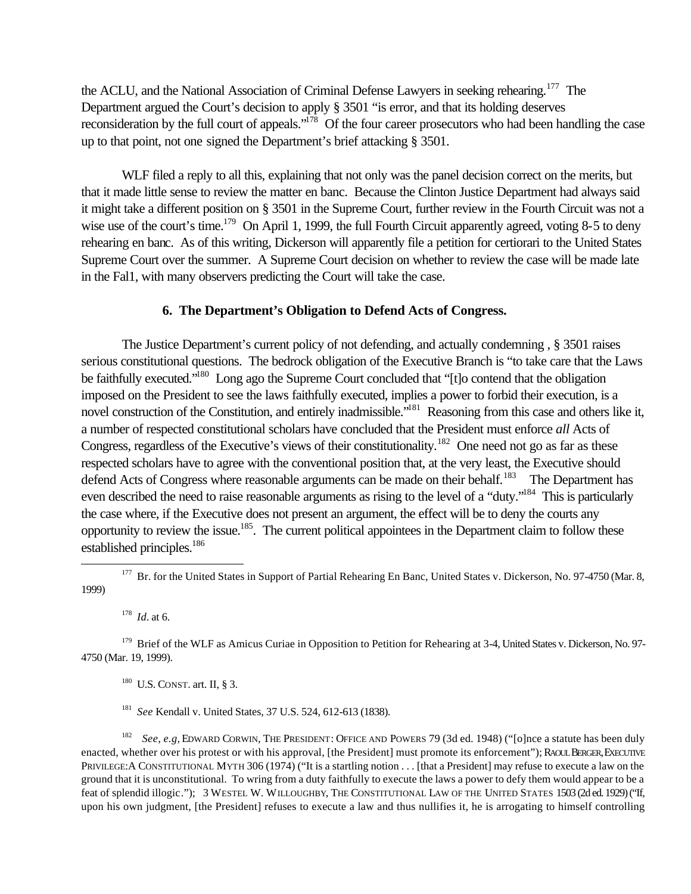the ACLU, and the National Association of Criminal Defense Lawyers in seeking rehearing.[177] The Department argued the Court's decision to apply § 3501 "is error, and that its holding deserves reconsideration by the full court of appeals."[178] Of the four career prosecutors who had been handling the case up to that point, not one signed the Department's brief attacking § 3501.

WLF filed a reply to all this, explaining that not only was the panel decision correct on the merits, but that it made little sense to review the matter en banc. Because the Clinton Justice Department had always said it might take a different position on § 3501 in the Supreme Court, further review in the Fourth Circuit was not a wise use of the court's time.[179] On April 1, 1999, the full Fourth Circuit apparently agreed, voting 8-5 to deny rehearing en banc. As of this writing, Dickerson will apparently file a petition for certiorari to the United States Supreme Court over the summer. A Supreme Court decision on whether to review the case will be made late in the Fal1, with many observers predicting the Court will take the case.

### 6. The Department's Obligation to Defend Acts of Congress.

The Justice Department's current policy of not defending, and actually condemning , § 3501 raises serious constitutional questions. The bedrock obligation of the Executive Branch is "to take care that the Laws be faithfully executed."[180] Long ago the Supreme Court concluded that "[t]o contend that the obligation imposed on the President to see the laws faithfully executed, implies a power to forbid their execution, is a novel construction of the Constitution, and entirely inadmissible."[181] Reasoning from this case and others like it, a number of respected constitutional scholars have concluded that the President must enforce *all* Acts of Congress, regardless of the Executive's views of their constitutionality.[182] One need not go as far as these respected scholars have to agree with the conventional position that, at the very least, the Executive should defend Acts of Congress where reasonable arguments can be made on their behalf.[183] The Department has even described the need to raise reasonable arguments as rising to the level of a "duty."[184] This is particularly the case where, if the Executive does not present an argument, the effect will be to deny the courts any opportunity to review the issue.[185]. The current political appointees in the Department claim to follow these established principles.[186]

---

[177] Br. for the United States in Support of Partial Rehearing En Banc, United States v. Dickerson, No. 97-4750 (Mar. 8, 1999)

[178] *Id*. at 6.

[179] Brief of the WLF as Amicus Curiae in Opposition to Petition for Rehearing at 3-4, United States v. Dickerson, No. 97-4750 (Mar. 19, 1999).

[180] U.S. CONST. art. II, § 3.

[181] *See* Kendall v. United States, 37 U.S. 524, 612-613 (1838).

[182] *See, e.g,* EDWARD CORWIN, THE PRESIDENT: OFFICE AND POWERS 79 (3d ed. 1948) ("[o]nce a statute has been duly enacted, whether over his protest or with his approval, [the President] must promote its enforcement"); RAOUL BERGER, EXECUTIVE PRIVILEGE:A CONSTITUTIONAL MYTH 306 (1974) ("It is a startling notion . . . [that a President] may refuse to execute a law on the ground that it is unconstitutional. To wring from a duty faithfully to execute the laws a power to defy them would appear to be a feat of splendid illogic."); 3 WESTEL W. WILLOUGHBY, THE CONSTITUTIONAL LAW OF THE UNITED STATES 1503 (2d ed. 1929) ("If, upon his own judgment, [the President] refuses to execute a law and thus nullifies it, he is arrogating to himself controlling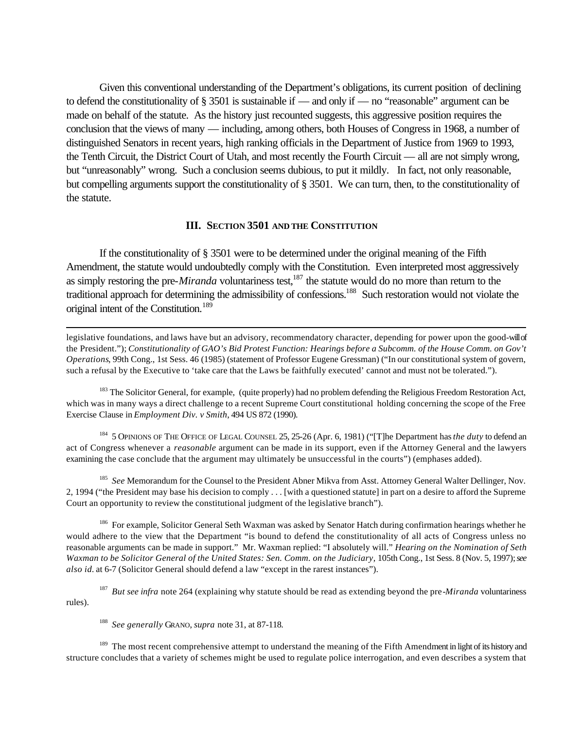Given this conventional understanding of the Department's obligations, its current position of declining to defend the constitutionality of § 3501 is sustainable if — and only if — no "reasonable" argument can be made on behalf of the statute. As the history just recounted suggests, this aggressive position requires the conclusion that the views of many — including, among others, both Houses of Congress in 1968, a number of distinguished Senators in recent years, high ranking officials in the Department of Justice from 1969 to 1993, the Tenth Circuit, the District Court of Utah, and most recently the Fourth Circuit — all are not simply wrong, but "unreasonably" wrong. Such a conclusion seems dubious, to put it mildly. In fact, not only reasonable, but compelling arguments support the constitutionality of § 3501. We can turn, then, to the constitutionality of the statute.

### III. SECTION 3501 AND THE CONSTITUTION

If the constitutionality of § 3501 were to be determined under the original meaning of the Fifth Amendment, the statute would undoubtedly comply with the Constitution. Even interpreted most aggressively as simply restoring the pre-*Miranda* voluntariness test,[187] the statute would do no more than return to the traditional approach for determining the admissibility of confessions.[188] Such restoration would not violate the original intent of the Constitution.[189]

---

legislative foundations, and laws have but an advisory, recommendatory character, depending for power upon the good-will of the President."); *Constitutionality of GAO's Bid Protest Function: Hearings before a Subcomm. of the House Comm. on Gov't Operations*, 99th Cong., 1st Sess. 46 (1985) (statement of Professor Eugene Gressman) ("In our constitutional system of govern, such a refusal by the Executive to 'take care that the Laws be faithfully executed' cannot and must not be tolerated.").

[183] The Solicitor General, for example, (quite properly) had no problem defending the Religious Freedom Restoration Act, which was in many ways a direct challenge to a recent Supreme Court constitutional holding concerning the scope of the Free Exercise Clause in *Employment Div. v Smith*, 494 US 872 (1990).

[184] 5 OPINIONS OF THE OFFICE OF LEGAL COUNSEL 25, 25-26 (Apr. 6, 1981) ("[T]he Department has *the duty* to defend an act of Congress whenever a *reasonable* argument can be made in its support, even if the Attorney General and the lawyers examining the case conclude that the argument may ultimately be unsuccessful in the courts") (emphases added).

[185] *See* Memorandum for the Counsel to the President Abner Mikva from Asst. Attorney General Walter Dellinger, Nov. 2, 1994 ("the President may base his decision to comply . . . [with a questioned statute] in part on a desire to afford the Supreme Court an opportunity to review the constitutional judgment of the legislative branch").

[186] For example, Solicitor General Seth Waxman was asked by Senator Hatch during confirmation hearings whether he would adhere to the view that the Department "is bound to defend the constitutionality of all acts of Congress unless no reasonable arguments can be made in support." Mr. Waxman replied: "I absolutely will." *Hearing on the Nomination of Seth Waxman to be Solicitor General of the United States: Sen. Comm. on the Judiciary*, 105th Cong., 1st Sess. 8 (Nov. 5, 1997); *see also id.* at 6-7 (Solicitor General should defend a law "except in the rarest instances").

[187] *But see infra* note 264 (explaining why statute should be read as extending beyond the pre-*Miranda* voluntariness rules).

[188] *See generally* GRANO, *supra* note 31, at 87-118.

[189] The most recent comprehensive attempt to understand the meaning of the Fifth Amendment in light of its history and structure concludes that a variety of schemes might be used to regulate police interrogation, and even describes a system that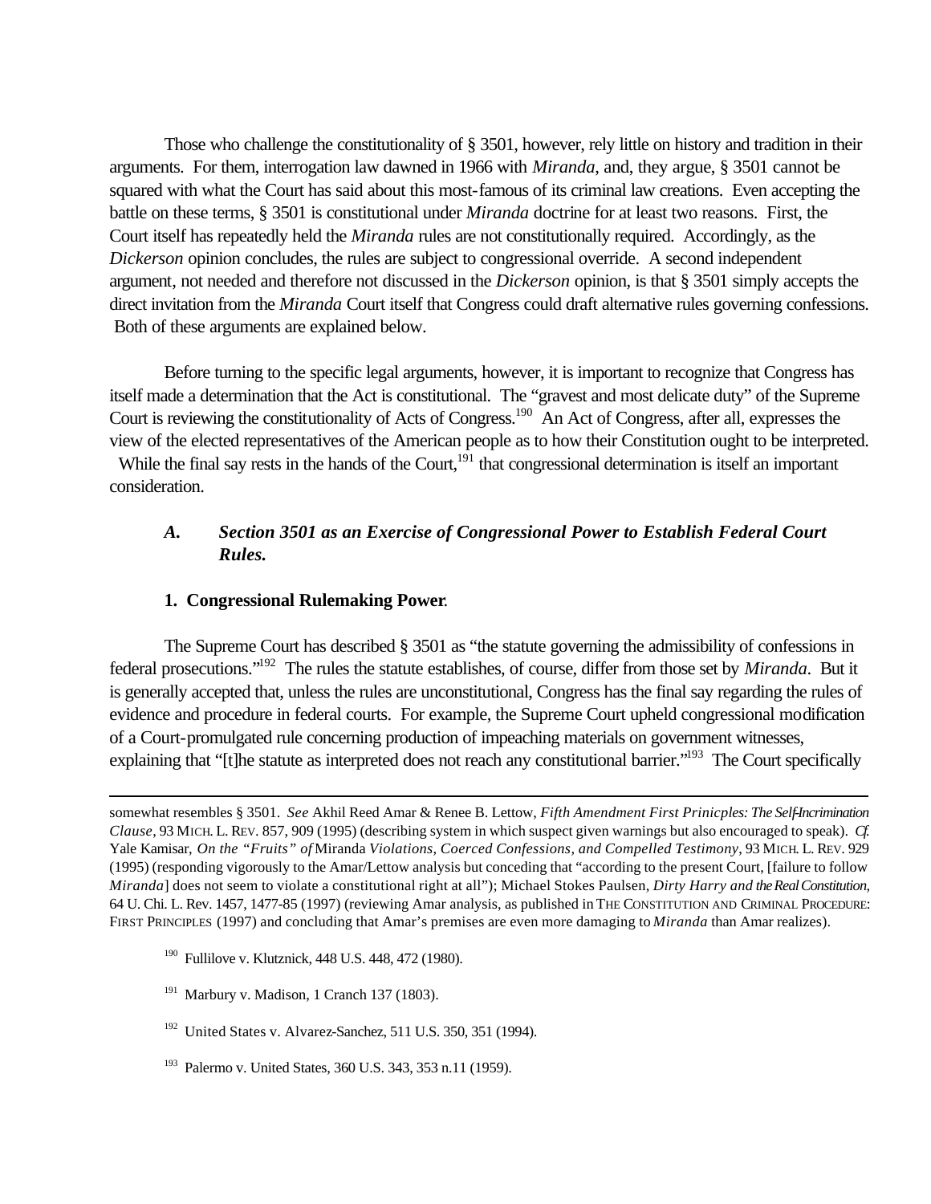Those who challenge the constitutionality of § 3501, however, rely little on history and tradition in their arguments. For them, interrogation law dawned in 1966 with *Miranda*, and, they argue, § 3501 cannot be squared with what the Court has said about this most-famous of its criminal law creations. Even accepting the battle on these terms, § 3501 is constitutional under *Miranda* doctrine for at least two reasons. First, the Court itself has repeatedly held the *Miranda* rules are not constitutionally required. Accordingly, as the *Dickerson* opinion concludes, the rules are subject to congressional override. A second independent argument, not needed and therefore not discussed in the *Dickerson* opinion, is that § 3501 simply accepts the direct invitation from the *Miranda* Court itself that Congress could draft alternative rules governing confessions. Both of these arguments are explained below.

Before turning to the specific legal arguments, however, it is important to recognize that Congress has itself made a determination that the Act is constitutional. The "gravest and most delicate duty" of the Supreme Court is reviewing the constitutionality of Acts of Congress.[190] An Act of Congress, after all, expresses the view of the elected representatives of the American people as to how their Constitution ought to be interpreted. While the final say rests in the hands of the Court,[191] that congressional determination is itself an important consideration.

### *A. Section 3501 as an Exercise of Congressional Power to Establish Federal Court Rules.*

#### 1. Congressional Rulemaking Power.

The Supreme Court has described § 3501 as "the statute governing the admissibility of confessions in federal prosecutions."[192] The rules the statute establishes, of course, differ from those set by *Miranda*. But it is generally accepted that, unless the rules are unconstitutional, Congress has the final say regarding the rules of evidence and procedure in federal courts. For example, the Supreme Court upheld congressional modification of a Court-promulgated rule concerning production of impeaching materials on government witnesses, explaining that "[t]he statute as interpreted does not reach any constitutional barrier."[193] The Court specifically

---

somewhat resembles § 3501. *See* Akhil Reed Amar & Renee B. Lettow, *Fifth Amendment First Prinicples: The Self-Incrimination Clause*, 93 MICH. L. REV. 857, 909 (1995) (describing system in which suspect given warnings but also encouraged to speak). *Cf.* Yale Kamisar, *On the "Fruits" of* Miranda *Violations, Coerced Confessions, and Compelled Testimony*, 93 MICH. L. REV. 929 (1995) (responding vigorously to the Amar/Lettow analysis but conceding that "according to the present Court, [failure to follow *Miranda*] does not seem to violate a constitutional right at all"); Michael Stokes Paulsen, *Dirty Harry and the Real Constitution*, 64 U. Chi. L. Rev. 1457, 1477-85 (1997) (reviewing Amar analysis, as published in THE CONSTITUTION AND CRIMINAL PROCEDURE: FIRST PRINCIPLES (1997) and concluding that Amar's premises are even more damaging to *Miranda* than Amar realizes).

[190] Fullilove v. Klutznick, 448 U.S. 448, 472 (1980).

[191] Marbury v. Madison, 1 Cranch 137 (1803).

[192] United States v. Alvarez-Sanchez, 511 U.S. 350, 351 (1994).

[193] Palermo v. United States, 360 U.S. 343, 353 n.11 (1959).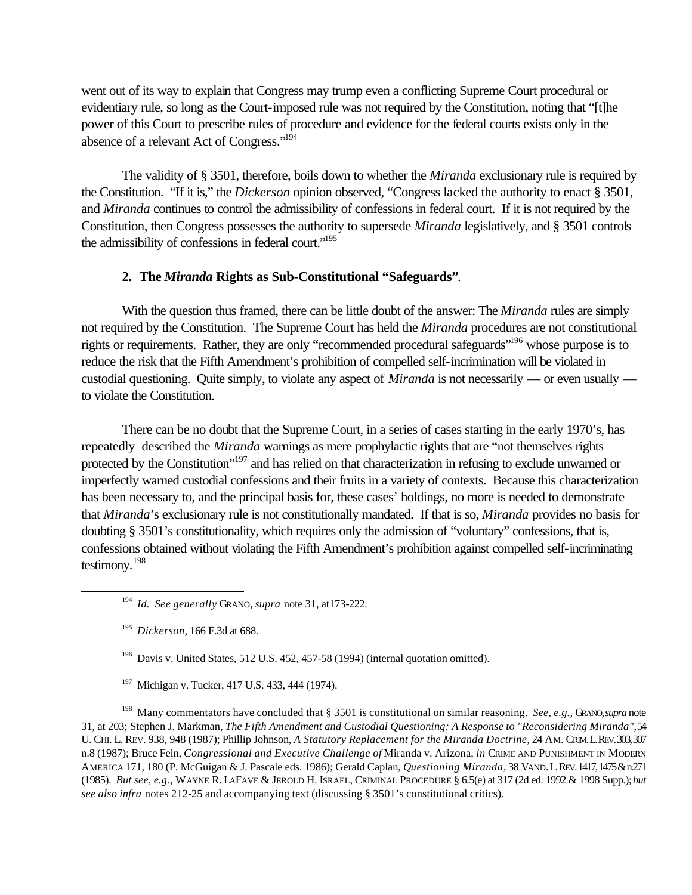went out of its way to explain that Congress may trump even a conflicting Supreme Court procedural or evidentiary rule, so long as the Court-imposed rule was not required by the Constitution, noting that "[t]he power of this Court to prescribe rules of procedure and evidence for the federal courts exists only in the absence of a relevant Act of Congress."[194]

The validity of § 3501, therefore, boils down to whether the *Miranda* exclusionary rule is required by the Constitution. "If it is," the *Dickerson* opinion observed, "Congress lacked the authority to enact § 3501, and *Miranda* continues to control the admissibility of confessions in federal court. If it is not required by the Constitution, then Congress possesses the authority to supersede *Miranda* legislatively, and § 3501 controls the admissibility of confessions in federal court."[195]

#### 2. The *Miranda* Rights as Sub-Constitutional "Safeguards".

With the question thus framed, there can be little doubt of the answer: The *Miranda* rules are simply not required by the Constitution. The Supreme Court has held the *Miranda* procedures are not constitutional rights or requirements. Rather, they are only "recommended procedural safeguards"[196] whose purpose is to reduce the risk that the Fifth Amendment's prohibition of compelled self-incrimination will be violated in custodial questioning. Quite simply, to violate any aspect of *Miranda* is not necessarily — or even usually — to violate the Constitution.

There can be no doubt that the Supreme Court, in a series of cases starting in the early 1970's, has repeatedly described the *Miranda* warnings as mere prophylactic rights that are "not themselves rights protected by the Constitution"[197] and has relied on that characterization in refusing to exclude unwarned or imperfectly warned custodial confessions and their fruits in a variety of contexts. Because this characterization has been necessary to, and the principal basis for, these cases' holdings, no more is needed to demonstrate that *Miranda*'s exclusionary rule is not constitutionally mandated. If that is so, *Miranda* provides no basis for doubting § 3501's constitutionality, which requires only the admission of "voluntary" confessions, that is, confessions obtained without violating the Fifth Amendment's prohibition against compelled self-incriminating testimony.[198]

---

[194] *Id. See generally* GRANO, *supra* note 31, at173-222.

[195] *Dickerson*, 166 F.3d at 688.

[196] Davis v. United States, 512 U.S. 452, 457-58 (1994) (internal quotation omitted).

[197] Michigan v. Tucker, 417 U.S. 433, 444 (1974).

[198] Many commentators have concluded that § 3501 is constitutional on similar reasoning. *See, e.g.,* GRANO, *supra* note 31, at 203; Stephen J. Markman, *The Fifth Amendment and Custodial Questioning: A Response to "Reconsidering Miranda"*, 54 U. CHI. L. REV. 938, 948 (1987); Phillip Johnson, *A Statutory Replacement for the Miranda Doctrine*, 24 AM. CRIM. L. REV. 303, 307 n.8 (1987); Bruce Fein, *Congressional and Executive Challenge of* Miranda v. Arizona, *in* CRIME AND PUNISHMENT IN MODERN AMERICA 171, 180 (P. McGuigan & J. Pascale eds. 1986); Gerald Caplan, *Questioning Miranda*, 38 VAND. L. REV. 1417, 1475 & n.271 (1985). *But see, e.g.,* WAYNE R. LAFAVE & JEROLD H. ISRAEL, CRIMINAL PROCEDURE § 6.5(e) at 317 (2d ed. 1992 & 1998 Supp.); *but see also infra* notes 212-25 and accompanying text (discussing § 3501's constitutional critics).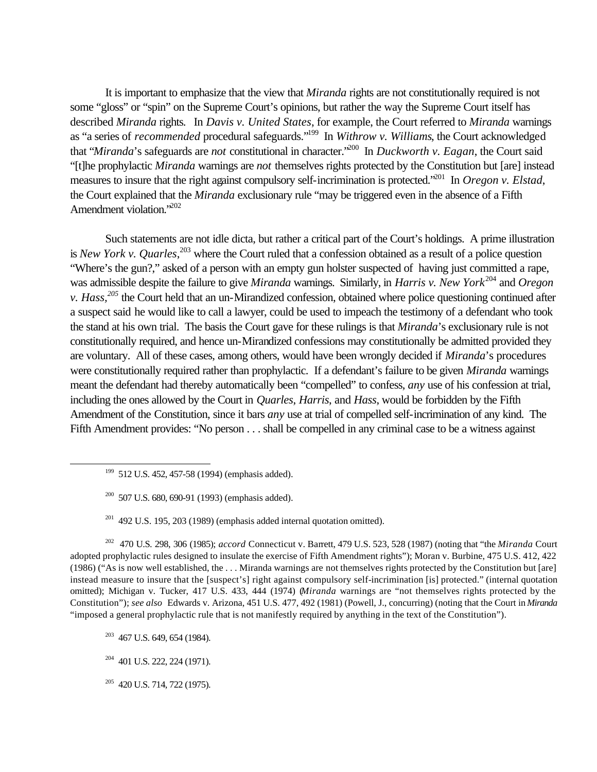It is important to emphasize that the view that *Miranda* rights are not constitutionally required is not some "gloss" or "spin" on the Supreme Court's opinions, but rather the way the Supreme Court itself has described *Miranda* rights. In *Davis v. United States*, for example, the Court referred to *Miranda* warnings as "a series of *recommended* procedural safeguards."[199] In *Withrow v. Williams*, the Court acknowledged that "*Miranda*'s safeguards are *not* constitutional in character."[200] In *Duckworth v. Eagan*, the Court said "[t]he prophylactic *Miranda* warnings are *not* themselves rights protected by the Constitution but [are] instead measures to insure that the right against compulsory self-incrimination is protected."[201] In *Oregon v. Elstad*, the Court explained that the *Miranda* exclusionary rule "may be triggered even in the absence of a Fifth Amendment violation."[202]

Such statements are not idle dicta, but rather a critical part of the Court's holdings. A prime illustration is *New York v. Quarles*,[203] where the Court ruled that a confession obtained as a result of a police question "Where's the gun?," asked of a person with an empty gun holster suspected of having just committed a rape, was admissible despite the failure to give *Miranda* warnings. Similarly, in *Harris v. New York*[204] and *Oregon v. Hass*,[205] the Court held that an un-Mirandized confession, obtained where police questioning continued after a suspect said he would like to call a lawyer, could be used to impeach the testimony of a defendant who took the stand at his own trial. The basis the Court gave for these rulings is that *Miranda*'s exclusionary rule is not constitutionally required, and hence un-Mirandized confessions may constitutionally be admitted provided they are voluntary. All of these cases, among others, would have been wrongly decided if *Miranda*'s procedures were constitutionally required rather than prophylactic. If a defendant's failure to be given *Miranda* warnings meant the defendant had thereby automatically been "compelled" to confess, *any* use of his confession at trial, including the ones allowed by the Court in *Quarles*, *Harris*, and *Hass*, would be forbidden by the Fifth Amendment of the Constitution, since it bars *any* use at trial of compelled self-incrimination of any kind. The Fifth Amendment provides: "No person . . . shall be compelled in any criminal case to be a witness against

---

[199] 512 U.S. 452, 457-58 (1994) (emphasis added).

[200] 507 U.S. 680, 690-91 (1993) (emphasis added).

[201] 492 U.S. 195, 203 (1989) (emphasis added internal quotation omitted).

[202] 470 U.S. 298, 306 (1985); *accord* Connecticut v. Barrett, 479 U.S. 523, 528 (1987) (noting that "the *Miranda* Court adopted prophylactic rules designed to insulate the exercise of Fifth Amendment rights"); Moran v. Burbine, 475 U.S. 412, 422 (1986) ("As is now well established, the . . . Miranda warnings are not themselves rights protected by the Constitution but [are] instead measure to insure that the [suspect's] right against compulsory self-incrimination [is] protected." (internal quotation omitted); Michigan v. Tucker, 417 U.S. 433, 444 (1974) (*Miranda* warnings are "not themselves rights protected by the Constitution"); *see also* Edwards v. Arizona, 451 U.S. 477, 492 (1981) (Powell, J., concurring) (noting that the Court in *Miranda* "imposed a general prophylactic rule that is not manifestly required by anything in the text of the Constitution").

[203] 467 U.S. 649, 654 (1984).

[204] 401 U.S. 222, 224 (1971).

[205] 420 U.S. 714, 722 (1975).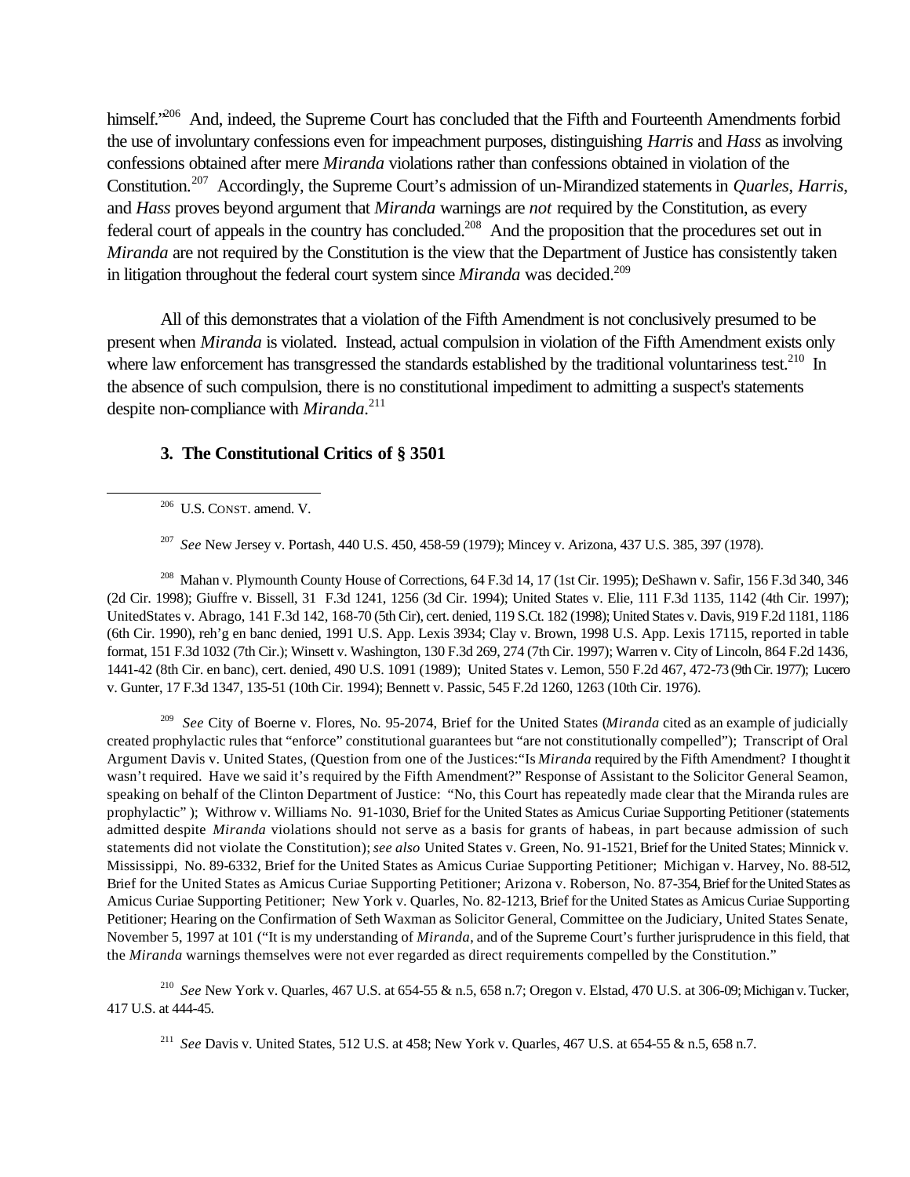himself."[206] And, indeed, the Supreme Court has concluded that the Fifth and Fourteenth Amendments forbid the use of involuntary confessions even for impeachment purposes, distinguishing *Harris* and *Hass* as involving confessions obtained after mere *Miranda* violations rather than confessions obtained in violation of the Constitution.[207] Accordingly, the Supreme Court's admission of un-Mirandized statements in *Quarles*, *Harris*, and *Hass* proves beyond argument that *Miranda* warnings are *not* required by the Constitution, as every federal court of appeals in the country has concluded.[208] And the proposition that the procedures set out in *Miranda* are not required by the Constitution is the view that the Department of Justice has consistently taken in litigation throughout the federal court system since *Miranda* was decided.[209]

All of this demonstrates that a violation of the Fifth Amendment is not conclusively presumed to be present when *Miranda* is violated. Instead, actual compulsion in violation of the Fifth Amendment exists only where law enforcement has transgressed the standards established by the traditional voluntariness test.[210] In the absence of such compulsion, there is no constitutional impediment to admitting a suspect's statements despite non-compliance with *Miranda*.[211]

### 3. The Constitutional Critics of § 3501

---

[206] U.S. CONST. amend. V.

[207] *See* New Jersey v. Portash, 440 U.S. 450, 458-59 (1979); Mincey v. Arizona, 437 U.S. 385, 397 (1978).

[208] Mahan v. Plymounth County House of Corrections, 64 F.3d 14, 17 (1st Cir. 1995); DeShawn v. Safir, 156 F.3d 340, 346 (2d Cir. 1998); Giuffre v. Bissell, 31 F.3d 1241, 1256 (3d Cir. 1994); United States v. Elie, 111 F.3d 1135, 1142 (4th Cir. 1997); UnitedStates v. Abrago, 141 F.3d 142, 168-70 (5th Cir), cert. denied, 119 S.Ct. 182 (1998); United States v. Davis, 919 F.2d 1181, 1186 (6th Cir. 1990), reh'g en banc denied, 1991 U.S. App. Lexis 3934; Clay v. Brown, 1998 U.S. App. Lexis 17115, reported in table format, 151 F.3d 1032 (7th Cir.); Winsett v. Washington, 130 F.3d 269, 274 (7th Cir. 1997); Warren v. City of Lincoln, 864 F.2d 1436, 1441-42 (8th Cir. en banc), cert. denied, 490 U.S. 1091 (1989); United States v. Lemon, 550 F.2d 467, 472-73 (9th Cir. 1977); Lucero v. Gunter, 17 F.3d 1347, 135-51 (10th Cir. 1994); Bennett v. Passic, 545 F.2d 1260, 1263 (10th Cir. 1976).

[209] *See* City of Boerne v. Flores, No. 95-2074, Brief for the United States (*Miranda* cited as an example of judicially created prophylactic rules that "enforce" constitutional guarantees but "are not constitutionally compelled"); Transcript of Oral Argument Davis v. United States, (Question from one of the Justices:"Is *Miranda* required by the Fifth Amendment? I thought it wasn't required. Have we said it's required by the Fifth Amendment?" Response of Assistant to the Solicitor General Seamon, speaking on behalf of the Clinton Department of Justice: "No, this Court has repeatedly made clear that the Miranda rules are prophylactic" ); Withrow v. Williams No. 91-1030, Brief for the United States as Amicus Curiae Supporting Petitioner (statements admitted despite *Miranda* violations should not serve as a basis for grants of habeas, in part because admission of such statements did not violate the Constitution); *see also* United States v. Green, No. 91-1521, Brief for the United States; Minnick v. Mississippi, No. 89-6332, Brief for the United States as Amicus Curiae Supporting Petitioner; Michigan v. Harvey, No. 88-512, Brief for the United States as Amicus Curiae Supporting Petitioner; Arizona v. Roberson, No. 87-354, Brief for the United States as Amicus Curiae Supporting Petitioner; New York v. Quarles, No. 82-1213, Brief for the United States as Amicus Curiae Supporting Petitioner; Hearing on the Confirmation of Seth Waxman as Solicitor General, Committee on the Judiciary, United States Senate, November 5, 1997 at 101 ("It is my understanding of *Miranda*, and of the Supreme Court's further jurisprudence in this field, that the *Miranda* warnings themselves were not ever regarded as direct requirements compelled by the Constitution."

[210] *See* New York v. Quarles, 467 U.S. at 654-55 & n.5, 658 n.7; Oregon v. Elstad, 470 U.S. at 306-09; Michigan v. Tucker, 417 U.S. at 444-45.

[211] *See* Davis v. United States, 512 U.S. at 458; New York v. Quarles, 467 U.S. at 654-55 & n.5, 658 n.7.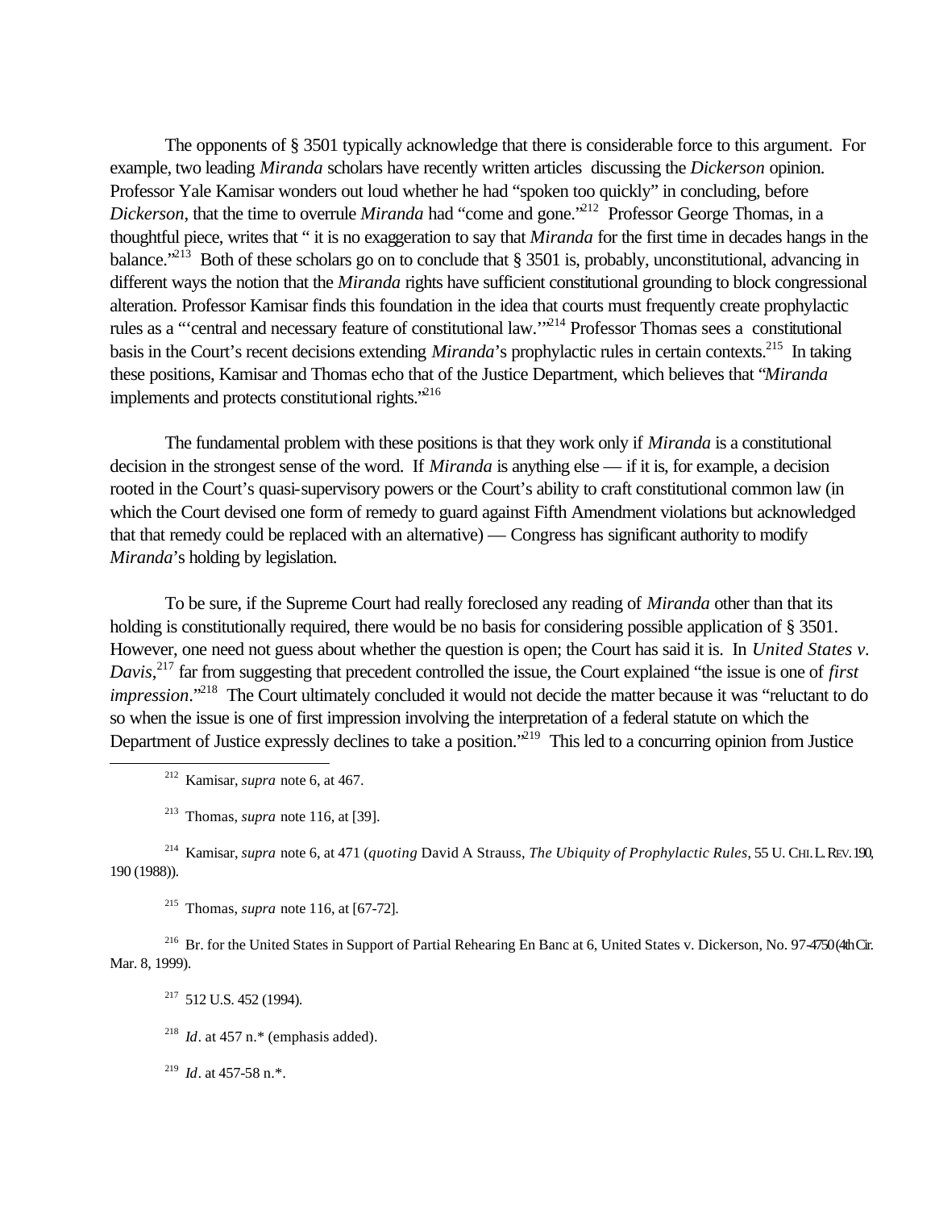The opponents of § 3501 typically acknowledge that there is considerable force to this argument. For example, two leading *Miranda* scholars have recently written articles discussing the *Dickerson* opinion. Professor Yale Kamisar wonders out loud whether he had "spoken too quickly" in concluding, before *Dickerson*, that the time to overrule *Miranda* had "come and gone."[212] Professor George Thomas, in a thoughtful piece, writes that " it is no exaggeration to say that *Miranda* for the first time in decades hangs in the balance."[213] Both of these scholars go on to conclude that § 3501 is, probably, unconstitutional, advancing in different ways the notion that the *Miranda* rights have sufficient constitutional grounding to block congressional alteration. Professor Kamisar finds this foundation in the idea that courts must frequently create prophylactic rules as a "'central and necessary feature of constitutional law.'"[214] Professor Thomas sees a constitutional basis in the Court's recent decisions extending *Miranda*'s prophylactic rules in certain contexts.[215] In taking these positions, Kamisar and Thomas echo that of the Justice Department, which believes that "*Miranda* implements and protects constitutional rights."[216]

The fundamental problem with these positions is that they work only if *Miranda* is a constitutional decision in the strongest sense of the word. If *Miranda* is anything else — if it is, for example, a decision rooted in the Court's quasi-supervisory powers or the Court's ability to craft constitutional common law (in which the Court devised one form of remedy to guard against Fifth Amendment violations but acknowledged that that remedy could be replaced with an alternative) — Congress has significant authority to modify *Miranda*'s holding by legislation.

To be sure, if the Supreme Court had really foreclosed any reading of *Miranda* other than that its holding is constitutionally required, there would be no basis for considering possible application of § 3501. However, one need not guess about whether the question is open; the Court has said it is. In *United States v. Davis*,[217] far from suggesting that precedent controlled the issue, the Court explained "the issue is one of *first impression*."[218] The Court ultimately concluded it would not decide the matter because it was "reluctant to do so when the issue is one of first impression involving the interpretation of a federal statute on which the Department of Justice expressly declines to take a position."[219] This led to a concurring opinion from Justice

---

[212] Kamisar, *supra* note 6, at 467.

[213] Thomas, *supra* note 116, at [39].

[214] Kamisar, *supra* note 6, at 471 (*quoting* David A Strauss, *The Ubiquity of Prophylactic Rules*, 55 U. CHI. L. REV. 190, 190 (1988)).

[215] Thomas, *supra* note 116, at [67-72].

[216] Br. for the United States in Support of Partial Rehearing En Banc at 6, United States v. Dickerson, No. 97-4750 (4th Cir. Mar. 8, 1999).

[217] 512 U.S. 452 (1994).

[218] *Id*. at 457 n.* (emphasis added).

[219] *Id*. at 457-58 n.*.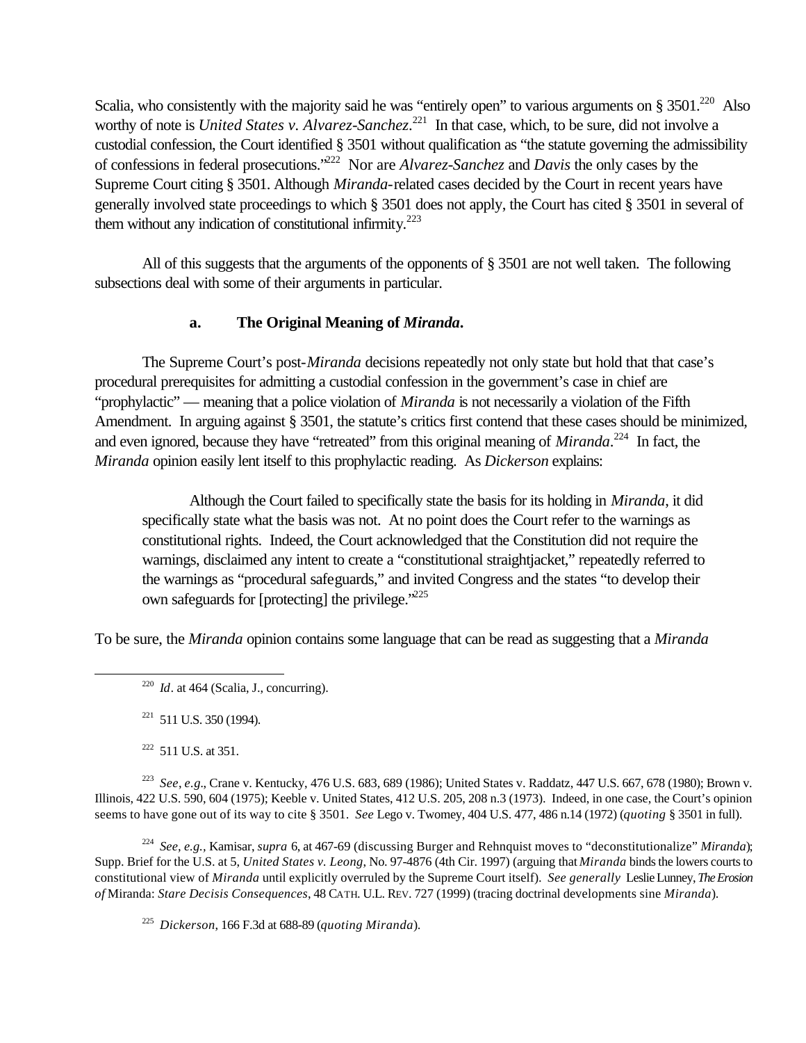Scalia, who consistently with the majority said he was "entirely open" to various arguments on § 3501.[220] Also worthy of note is *United States v. Alvarez-Sanchez*.[221] In that case, which, to be sure, did not involve a custodial confession, the Court identified § 3501 without qualification as "the statute governing the admissibility of confessions in federal prosecutions."[222] Nor are *Alvarez-Sanchez* and *Davis* the only cases by the Supreme Court citing § 3501. Although *Miranda*-related cases decided by the Court in recent years have generally involved state proceedings to which § 3501 does not apply, the Court has cited § 3501 in several of them without any indication of constitutional infirmity.[223]

All of this suggests that the arguments of the opponents of § 3501 are not well taken. The following subsections deal with some of their arguments in particular.

### a. The Original Meaning of *Miranda*.

The Supreme Court's post-*Miranda* decisions repeatedly not only state but hold that that case's procedural prerequisites for admitting a custodial confession in the government's case in chief are "prophylactic" — meaning that a police violation of *Miranda* is not necessarily a violation of the Fifth Amendment. In arguing against § 3501, the statute's critics first contend that these cases should be minimized, and even ignored, because they have "retreated" from this original meaning of *Miranda*.[224] In fact, the *Miranda* opinion easily lent itself to this prophylactic reading. As *Dickerson* explains:

> Although the Court failed to specifically state the basis for its holding in *Miranda*, it did specifically state what the basis was not. At no point does the Court refer to the warnings as constitutional rights. Indeed, the Court acknowledged that the Constitution did not require the warnings, disclaimed any intent to create a "constitutional straightjacket," repeatedly referred to the warnings as "procedural safeguards," and invited Congress and the states "to develop their own safeguards for [protecting] the privilege."[225]

To be sure, the *Miranda* opinion contains some language that can be read as suggesting that a *Miranda*

---

[220] *Id*. at 464 (Scalia, J., concurring).

[221] 511 U.S. 350 (1994).

[222] 511 U.S. at 351.

[223] *See, e.g*., Crane v. Kentucky, 476 U.S. 683, 689 (1986); United States v. Raddatz, 447 U.S. 667, 678 (1980); Brown v. Illinois, 422 U.S. 590, 604 (1975); Keeble v. United States, 412 U.S. 205, 208 n.3 (1973). Indeed, in one case, the Court's opinion seems to have gone out of its way to cite § 3501. *See* Lego v. Twomey, 404 U.S. 477, 486 n.14 (1972) (*quoting* § 3501 in full).

[224] *See, e.g.*, Kamisar, *supra* 6, at 467-69 (discussing Burger and Rehnquist moves to "deconstitutionalize" *Miranda*); Supp. Brief for the U.S. at 5, *United States v. Leong*, No. 97-4876 (4th Cir. 1997) (arguing that *Miranda* binds the lowers courts to constitutional view of *Miranda* until explicitly overruled by the Supreme Court itself). *See generally* Leslie Lunney, *The Erosion of* Miranda: *Stare Decisis Consequences*, 48 CATH. U.L. REV. 727 (1999) (tracing doctrinal developments sine *Miranda*).

[225] *Dickerson*, 166 F.3d at 688-89 (*quoting Miranda*).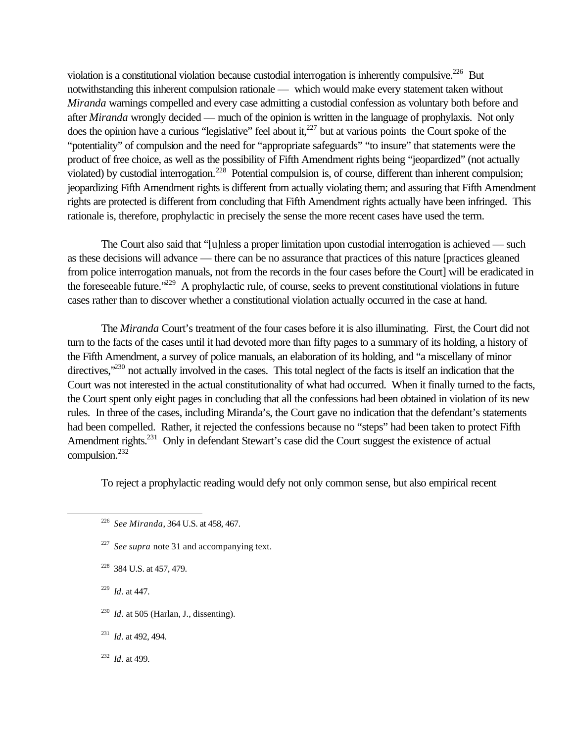violation is a constitutional violation because custodial interrogation is inherently compulsive.[226] But notwithstanding this inherent compulsion rationale — which would make every statement taken without *Miranda* warnings compelled and every case admitting a custodial confession as voluntary both before and after *Miranda* wrongly decided — much of the opinion is written in the language of prophylaxis. Not only does the opinion have a curious "legislative" feel about it,[227] but at various points the Court spoke of the "potentiality" of compulsion and the need for "appropriate safeguards" "to insure" that statements were the product of free choice, as well as the possibility of Fifth Amendment rights being "jeopardized" (not actually violated) by custodial interrogation.[228] Potential compulsion is, of course, different than inherent compulsion; jeopardizing Fifth Amendment rights is different from actually violating them; and assuring that Fifth Amendment rights are protected is different from concluding that Fifth Amendment rights actually have been infringed. This rationale is, therefore, prophylactic in precisely the sense the more recent cases have used the term.

The Court also said that "[u]nless a proper limitation upon custodial interrogation is achieved — such as these decisions will advance — there can be no assurance that practices of this nature [practices gleaned from police interrogation manuals, not from the records in the four cases before the Court] will be eradicated in the foreseeable future."[229] A prophylactic rule, of course, seeks to prevent constitutional violations in future cases rather than to discover whether a constitutional violation actually occurred in the case at hand.

The *Miranda* Court's treatment of the four cases before it is also illuminating. First, the Court did not turn to the facts of the cases until it had devoted more than fifty pages to a summary of its holding, a history of the Fifth Amendment, a survey of police manuals, an elaboration of its holding, and "a miscellany of minor directives,"[230] not actually involved in the cases. This total neglect of the facts is itself an indication that the Court was not interested in the actual constitutionality of what had occurred. When it finally turned to the facts, the Court spent only eight pages in concluding that all the confessions had been obtained in violation of its new rules. In three of the cases, including Miranda's, the Court gave no indication that the defendant's statements had been compelled. Rather, it rejected the confessions because no "steps" had been taken to protect Fifth Amendment rights.[231] Only in defendant Stewart's case did the Court suggest the existence of actual compulsion.[232]

To reject a prophylactic reading would defy not only common sense, but also empirical recent

---

[226] *See Miranda*, 364 U.S. at 458, 467.

[227] *See supra* note 31 and accompanying text.

[228] 384 U.S. at 457, 479.

[229] *Id*. at 447.

[230] *Id*. at 505 (Harlan, J., dissenting).

[231] *Id*. at 492, 494.

[232] *Id*. at 499.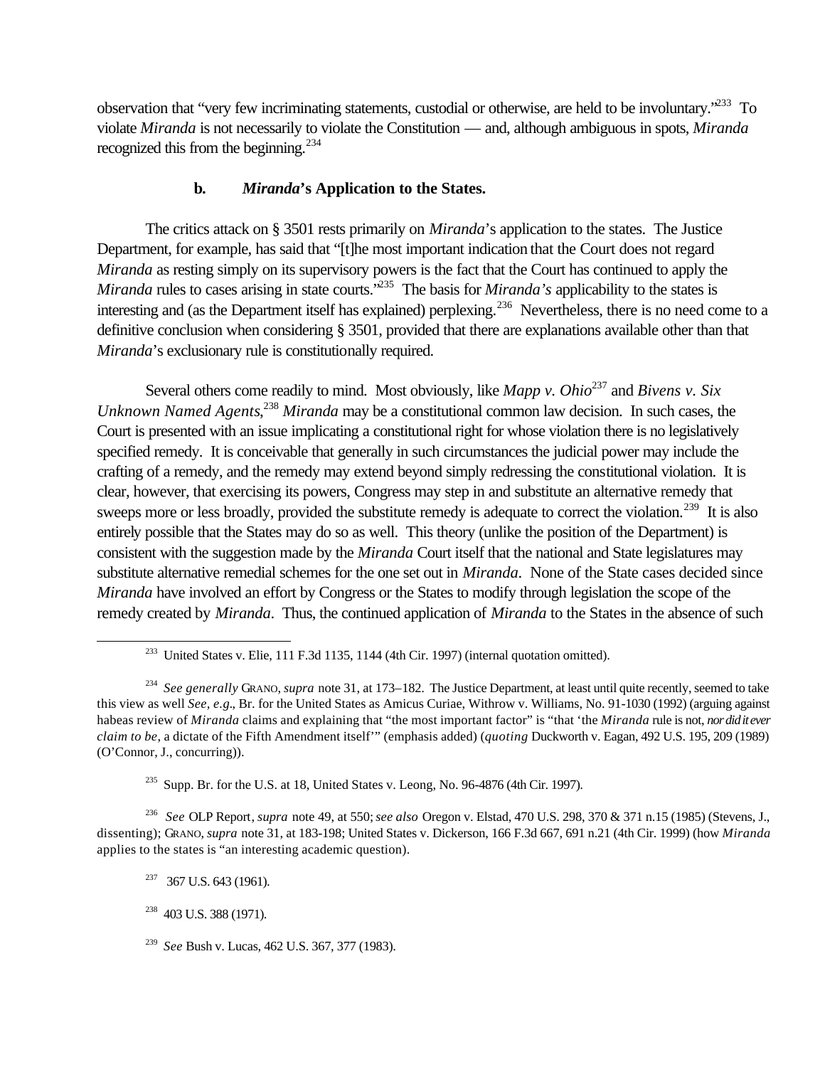observation that "very few incriminating statements, custodial or otherwise, are held to be involuntary."[233] To violate *Miranda* is not necessarily to violate the Constitution — and, although ambiguous in spots, *Miranda* recognized this from the beginning.[234]

### b. *Miranda*'s Application to the States.

The critics attack on § 3501 rests primarily on *Miranda*'s application to the states. The Justice Department, for example, has said that "[t]he most important indication that the Court does not regard *Miranda* as resting simply on its supervisory powers is the fact that the Court has continued to apply the *Miranda* rules to cases arising in state courts."[235] The basis for *Miranda's* applicability to the states is interesting and (as the Department itself has explained) perplexing.[236] Nevertheless, there is no need come to a definitive conclusion when considering § 3501, provided that there are explanations available other than that *Miranda*'s exclusionary rule is constitutionally required.

Several others come readily to mind. Most obviously, like *Mapp v. Ohio*[237] and *Bivens v. Six Unknown Named Agents*,[238] *Miranda* may be a constitutional common law decision. In such cases, the Court is presented with an issue implicating a constitutional right for whose violation there is no legislatively specified remedy. It is conceivable that generally in such circumstances the judicial power may include the crafting of a remedy, and the remedy may extend beyond simply redressing the constitutional violation. It is clear, however, that exercising its powers, Congress may step in and substitute an alternative remedy that sweeps more or less broadly, provided the substitute remedy is adequate to correct the violation.[239] It is also entirely possible that the States may do so as well. This theory (unlike the position of the Department) is consistent with the suggestion made by the *Miranda* Court itself that the national and State legislatures may substitute alternative remedial schemes for the one set out in *Miranda*. None of the State cases decided since *Miranda* have involved an effort by Congress or the States to modify through legislation the scope of the remedy created by *Miranda*. Thus, the continued application of *Miranda* to the States in the absence of such

---

[233] United States v. Elie, 111 F.3d 1135, 1144 (4th Cir. 1997) (internal quotation omitted).

[234] *See generally* GRANO, *supra* note 31, at 173–182. The Justice Department, at least until quite recently, seemed to take this view as well *See, e.g.*, Br. for the United States as Amicus Curiae, Withrow v. Williams, No. 91-1030 (1992) (arguing against habeas review of *Miranda* claims and explaining that "the most important factor" is "that 'the *Miranda* rule is not, *nor did it ever claim to be*, a dictate of the Fifth Amendment itself'" (emphasis added) (*quoting* Duckworth v. Eagan, 492 U.S. 195, 209 (1989) (O'Connor, J., concurring)).

[235] Supp. Br. for the U.S. at 18, United States v. Leong, No. 96-4876 (4th Cir. 1997).

[236] *See* OLP Report, *supra* note 49, at 550; *see also* Oregon v. Elstad, 470 U.S. 298, 370 & 371 n.15 (1985) (Stevens, J., dissenting); GRANO, *supra* note 31, at 183-198; United States v. Dickerson, 166 F.3d 667, 691 n.21 (4th Cir. 1999) (how *Miranda* applies to the states is "an interesting academic question).

[237] 367 U.S. 643 (1961).

[238] 403 U.S. 388 (1971).

[239] *See* Bush v. Lucas, 462 U.S. 367, 377 (1983).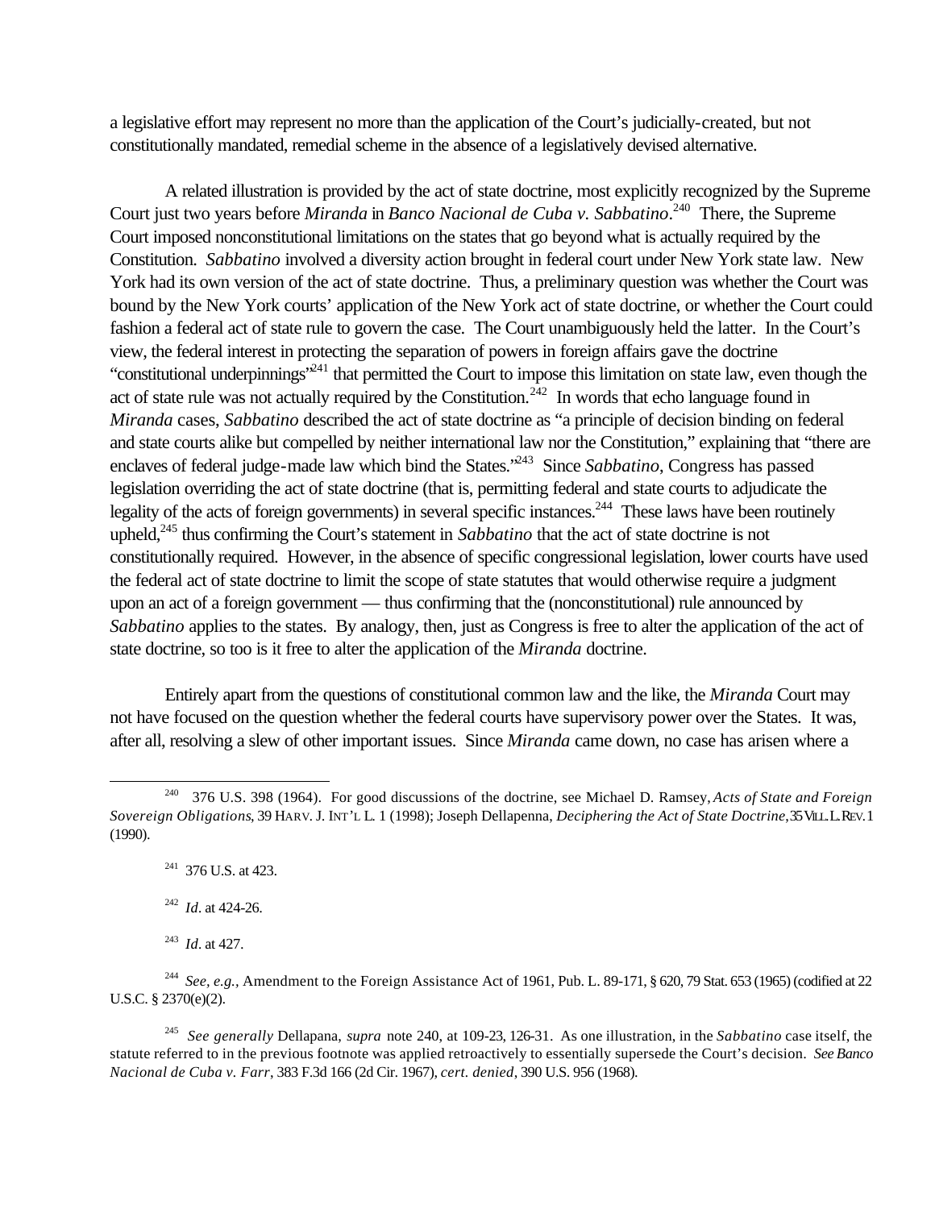a legislative effort may represent no more than the application of the Court's judicially-created, but not constitutionally mandated, remedial scheme in the absence of a legislatively devised alternative.

A related illustration is provided by the act of state doctrine, most explicitly recognized by the Supreme Court just two years before *Miranda* in *Banco Nacional de Cuba v. Sabbatino*.[240] There, the Supreme Court imposed nonconstitutional limitations on the states that go beyond what is actually required by the Constitution. *Sabbatino* involved a diversity action brought in federal court under New York state law. New York had its own version of the act of state doctrine. Thus, a preliminary question was whether the Court was bound by the New York courts' application of the New York act of state doctrine, or whether the Court could fashion a federal act of state rule to govern the case. The Court unambiguously held the latter. In the Court's view, the federal interest in protecting the separation of powers in foreign affairs gave the doctrine "constitutional underpinnings"[241] that permitted the Court to impose this limitation on state law, even though the act of state rule was not actually required by the Constitution.[242] In words that echo language found in *Miranda* cases, *Sabbatino* described the act of state doctrine as "a principle of decision binding on federal and state courts alike but compelled by neither international law nor the Constitution," explaining that "there are enclaves of federal judge-made law which bind the States."[243] Since *Sabbatino*, Congress has passed legislation overriding the act of state doctrine (that is, permitting federal and state courts to adjudicate the legality of the acts of foreign governments) in several specific instances.[244] These laws have been routinely upheld,[245] thus confirming the Court's statement in *Sabbatino* that the act of state doctrine is not constitutionally required. However, in the absence of specific congressional legislation, lower courts have used the federal act of state doctrine to limit the scope of state statutes that would otherwise require a judgment upon an act of a foreign government — thus confirming that the (nonconstitutional) rule announced by *Sabbatino* applies to the states. By analogy, then, just as Congress is free to alter the application of the act of state doctrine, so too is it free to alter the application of the *Miranda* doctrine.

Entirely apart from the questions of constitutional common law and the like, the *Miranda* Court may not have focused on the question whether the federal courts have supervisory power over the States. It was, after all, resolving a slew of other important issues. Since *Miranda* came down, no case has arisen where a

---

[240] 376 U.S. 398 (1964). For good discussions of the doctrine, see Michael D. Ramsey, *Acts of State and Foreign Sovereign Obligations*, 39 HARV. J. INT'L L. 1 (1998); Joseph Dellapenna, *Deciphering the Act of State Doctrine*, 35 VILL. L. REV. 1 (1990).

[241] 376 U.S. at 423.

[242] *Id*. at 424-26.

[243] *Id*. at 427.

[244] *See, e.g.,* Amendment to the Foreign Assistance Act of 1961, Pub. L. 89-171, § 620, 79 Stat. 653 (1965) (codified at 22 U.S.C. § 2370(e)(2).

[245] *See generally* Dellapana, *supra* note 240, at 109-23, 126-31. As one illustration, in the *Sabbatino* case itself, the statute referred to in the previous footnote was applied retroactively to essentially supersede the Court's decision. *See Banco Nacional de Cuba v. Farr*, 383 F.3d 166 (2d Cir. 1967), *cert. denied*, 390 U.S. 956 (1968).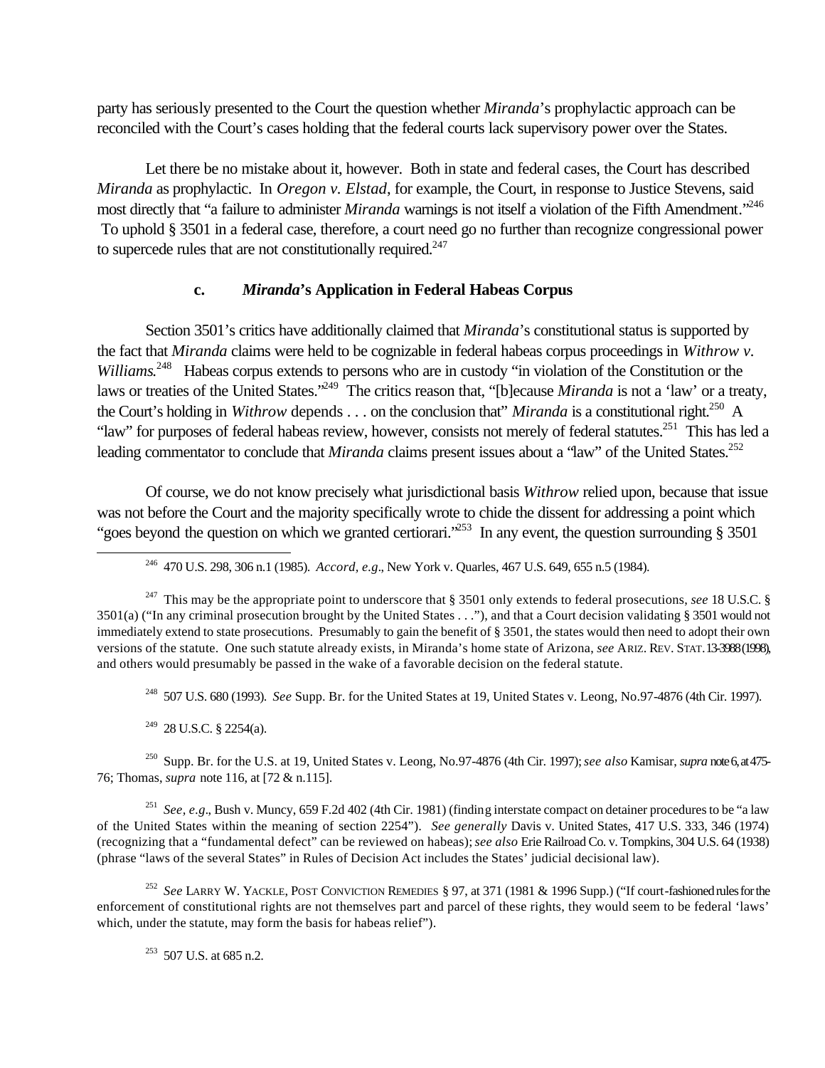party has seriously presented to the Court the question whether *Miranda*'s prophylactic approach can be reconciled with the Court's cases holding that the federal courts lack supervisory power over the States.

Let there be no mistake about it, however. Both in state and federal cases, the Court has described *Miranda* as prophylactic. In *Oregon v. Elstad*, for example, the Court, in response to Justice Stevens, said most directly that "a failure to administer *Miranda* warnings is not itself a violation of the Fifth Amendment."[246] To uphold § 3501 in a federal case, therefore, a court need go no further than recognize congressional power to supercede rules that are not constitutionally required.[247]

### c. *Miranda*'s Application in Federal Habeas Corpus

Section 3501's critics have additionally claimed that *Miranda*'s constitutional status is supported by the fact that *Miranda* claims were held to be cognizable in federal habeas corpus proceedings in *Withrow v. Williams*.[248] Habeas corpus extends to persons who are in custody "in violation of the Constitution or the laws or treaties of the United States."[249] The critics reason that, "[b]ecause *Miranda* is not a 'law' or a treaty, the Court's holding in *Withrow* depends . . . on the conclusion that" *Miranda* is a constitutional right.[250] A "law" for purposes of federal habeas review, however, consists not merely of federal statutes.[251] This has led a leading commentator to conclude that *Miranda* claims present issues about a "law" of the United States.[252]

Of course, we do not know precisely what jurisdictional basis *Withrow* relied upon, because that issue was not before the Court and the majority specifically wrote to chide the dissent for addressing a point which "goes beyond the question on which we granted certiorari."[253] In any event, the question surrounding § 3501

---

[246] 470 U.S. 298, 306 n.1 (1985). *Accord, e.g.*, New York v. Quarles, 467 U.S. 649, 655 n.5 (1984).

[247] This may be the appropriate point to underscore that § 3501 only extends to federal prosecutions, *see* 18 U.S.C. § 3501(a) ("In any criminal prosecution brought by the United States . . ."), and that a Court decision validating § 3501 would not immediately extend to state prosecutions. Presumably to gain the benefit of § 3501, the states would then need to adopt their own versions of the statute. One such statute already exists, in Miranda's home state of Arizona, *see* ARIZ. REV. STAT. 13-3988 (1998), and others would presumably be passed in the wake of a favorable decision on the federal statute.

[248] 507 U.S. 680 (1993). *See* Supp. Br. for the United States at 19, United States v. Leong, No.97-4876 (4th Cir. 1997).

[249] 28 U.S.C. § 2254(a).

[250] Supp. Br. for the U.S. at 19, United States v. Leong, No.97-4876 (4th Cir. 1997); *see also* Kamisar, *supra* note 6, at 475-76; Thomas, *supra* note 116, at [72 & n.115].

[251] *See, e.g.*, Bush v. Muncy, 659 F.2d 402 (4th Cir. 1981) (finding interstate compact on detainer procedures to be "a law of the United States within the meaning of section 2254"). *See generally* Davis v. United States, 417 U.S. 333, 346 (1974) (recognizing that a "fundamental defect" can be reviewed on habeas); *see also* Erie Railroad Co. v. Tompkins, 304 U.S. 64 (1938) (phrase "laws of the several States" in Rules of Decision Act includes the States' judicial decisional law).

[252] *See* LARRY W. YACKLE, POST CONVICTION REMEDIES § 97, at 371 (1981 & 1996 Supp.) ("If court-fashioned rules for the enforcement of constitutional rights are not themselves part and parcel of these rights, they would seem to be federal 'laws' which, under the statute, may form the basis for habeas relief").

[253] 507 U.S. at 685 n.2.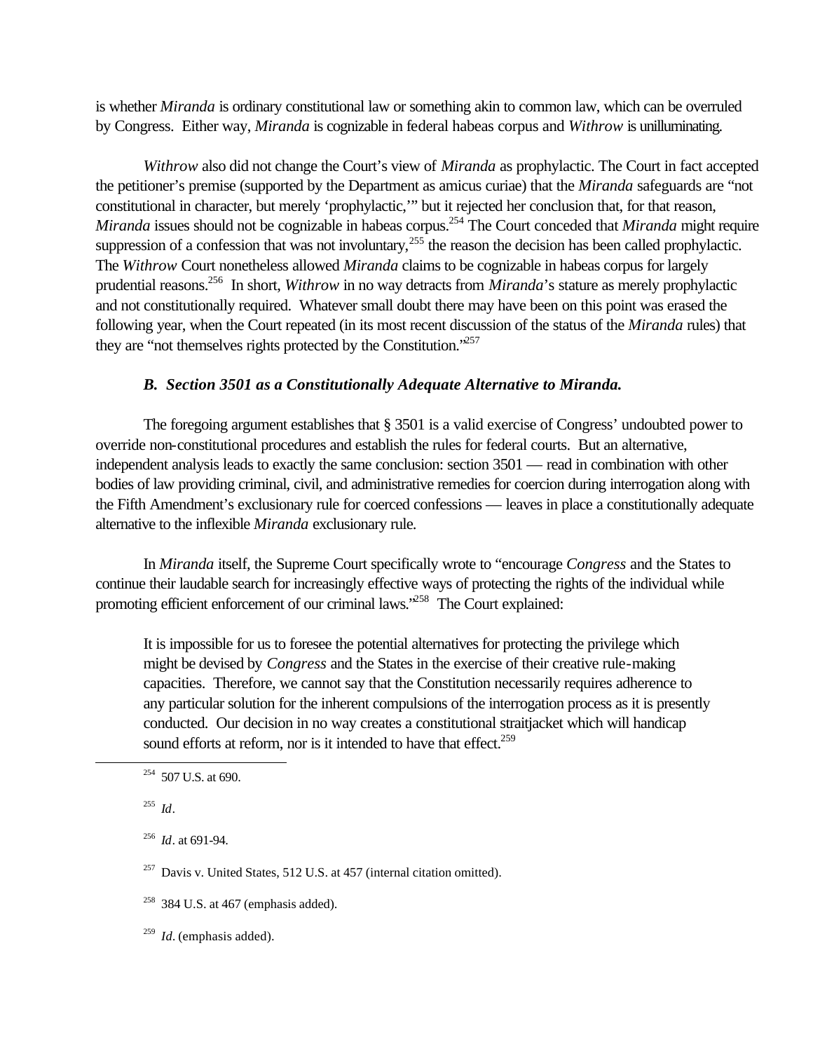is whether *Miranda* is ordinary constitutional law or something akin to common law, which can be overruled by Congress. Either way, *Miranda* is cognizable in federal habeas corpus and *Withrow* is unilluminating.

*Withrow* also did not change the Court's view of *Miranda* as prophylactic. The Court in fact accepted the petitioner's premise (supported by the Department as amicus curiae) that the *Miranda* safeguards are "not constitutional in character, but merely 'prophylactic,'" but it rejected her conclusion that, for that reason, *Miranda* issues should not be cognizable in habeas corpus.[254] The Court conceded that *Miranda* might require suppression of a confession that was not involuntary,[255] the reason the decision has been called prophylactic. The *Withrow* Court nonetheless allowed *Miranda* claims to be cognizable in habeas corpus for largely prudential reasons.[256] In short, *Withrow* in no way detracts from *Miranda*'s stature as merely prophylactic and not constitutionally required. Whatever small doubt there may have been on this point was erased the following year, when the Court repeated (in its most recent discussion of the status of the *Miranda* rules) that they are "not themselves rights protected by the Constitution."[257]

### *B. Section 3501 as a Constitutionally Adequate Alternative to Miranda.*

The foregoing argument establishes that § 3501 is a valid exercise of Congress' undoubted power to override non-constitutional procedures and establish the rules for federal courts. But an alternative, independent analysis leads to exactly the same conclusion: section 3501 — read in combination with other bodies of law providing criminal, civil, and administrative remedies for coercion during interrogation along with the Fifth Amendment's exclusionary rule for coerced confessions — leaves in place a constitutionally adequate alternative to the inflexible *Miranda* exclusionary rule.

In *Miranda* itself, the Supreme Court specifically wrote to "encourage *Congress* and the States to continue their laudable search for increasingly effective ways of protecting the rights of the individual while promoting efficient enforcement of our criminal laws."[258] The Court explained:

> It is impossible for us to foresee the potential alternatives for protecting the privilege which might be devised by *Congress* and the States in the exercise of their creative rule-making capacities. Therefore, we cannot say that the Constitution necessarily requires adherence to any particular solution for the inherent compulsions of the interrogation process as it is presently conducted. Our decision in no way creates a constitutional straitjacket which will handicap sound efforts at reform, nor is it intended to have that effect.[259]

---

[254] 507 U.S. at 690.

[255] *Id*.

[256] *Id*. at 691-94.

[257] Davis v. United States, 512 U.S. at 457 (internal citation omitted).

[258] 384 U.S. at 467 (emphasis added).

[259] *Id*. (emphasis added).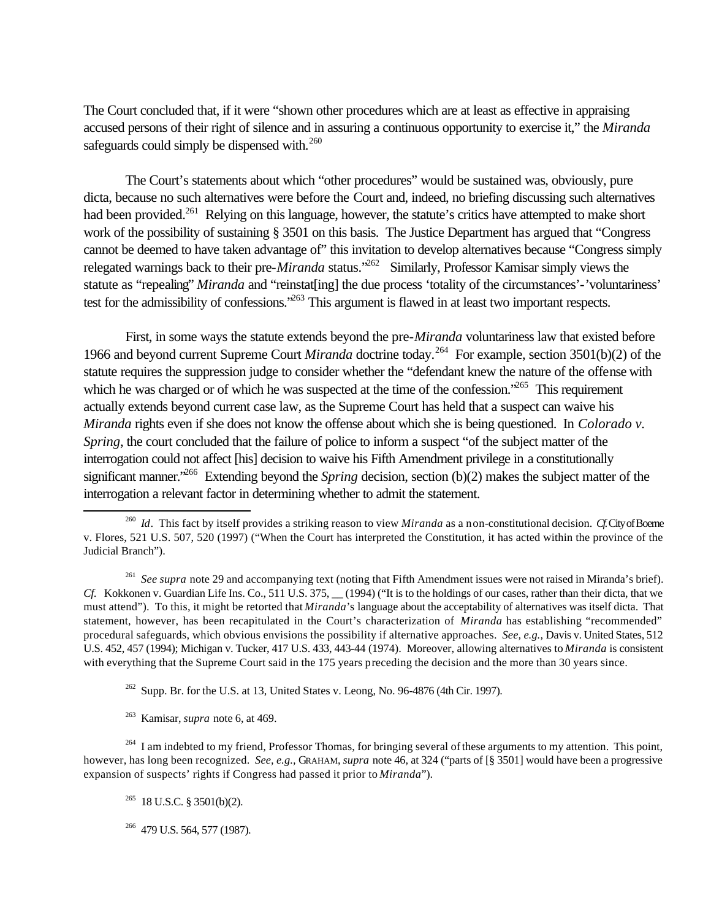The Court concluded that, if it were "shown other procedures which are at least as effective in appraising accused persons of their right of silence and in assuring a continuous opportunity to exercise it," the *Miranda* safeguards could simply be dispensed with.[260]

The Court's statements about which "other procedures" would be sustained was, obviously, pure dicta, because no such alternatives were before the Court and, indeed, no briefing discussing such alternatives had been provided.[261] Relying on this language, however, the statute's critics have attempted to make short work of the possibility of sustaining § 3501 on this basis. The Justice Department has argued that "Congress cannot be deemed to have taken advantage of" this invitation to develop alternatives because "Congress simply relegated warnings back to their pre-*Miranda* status."[262] Similarly, Professor Kamisar simply views the statute as "repealing" *Miranda* and "reinstat[ing] the due process 'totality of the circumstances'-'voluntariness' test for the admissibility of confessions."[263] This argument is flawed in at least two important respects.

First, in some ways the statute extends beyond the pre-*Miranda* voluntariness law that existed before 1966 and beyond current Supreme Court *Miranda* doctrine today.[264] For example, section 3501(b)(2) of the statute requires the suppression judge to consider whether the "defendant knew the nature of the offense with which he was charged or of which he was suspected at the time of the confession."[265] This requirement actually extends beyond current case law, as the Supreme Court has held that a suspect can waive his *Miranda* rights even if she does not know the offense about which she is being questioned. In *Colorado v. Spring*, the court concluded that the failure of police to inform a suspect "of the subject matter of the interrogation could not affect [his] decision to waive his Fifth Amendment privilege in a constitutionally significant manner."[266] Extending beyond the *Spring* decision, section (b)(2) makes the subject matter of the interrogation a relevant factor in determining whether to admit the statement.

---

[260] *Id*. This fact by itself provides a striking reason to view *Miranda* as a non-constitutional decision. *Cf.* City of Boerne v. Flores, 521 U.S. 507, 520 (1997) ("When the Court has interpreted the Constitution, it has acted within the province of the Judicial Branch").

[261] *See supra* note 29 and accompanying text (noting that Fifth Amendment issues were not raised in Miranda's brief). *Cf.* Kokkonen v. Guardian Life Ins. Co., 511 U.S. 375, __ (1994) ("It is to the holdings of our cases, rather than their dicta, that we must attend"). To this, it might be retorted that *Miranda*'s language about the acceptability of alternatives was itself dicta. That statement, however, has been recapitulated in the Court's characterization of *Miranda* has establishing "recommended" procedural safeguards, which obvious envisions the possibility if alternative approaches. *See, e.g.,* Davis v. United States, 512 U.S. 452, 457 (1994); Michigan v. Tucker, 417 U.S. 433, 443-44 (1974). Moreover, allowing alternatives to *Miranda* is consistent with everything that the Supreme Court said in the 175 years preceding the decision and the more than 30 years since.

[262] Supp. Br. for the U.S. at 13, United States v. Leong, No. 96-4876 (4th Cir. 1997).

[263] Kamisar, *supra* note 6, at 469.

[264] I am indebted to my friend, Professor Thomas, for bringing several of these arguments to my attention. This point, however, has long been recognized. *See, e.g.*, GRAHAM, *supra* note 46, at 324 ("parts of [§ 3501] would have been a progressive expansion of suspects' rights if Congress had passed it prior to *Miranda*").

[265] 18 U.S.C. § 3501(b)(2).

[266] 479 U.S. 564, 577 (1987).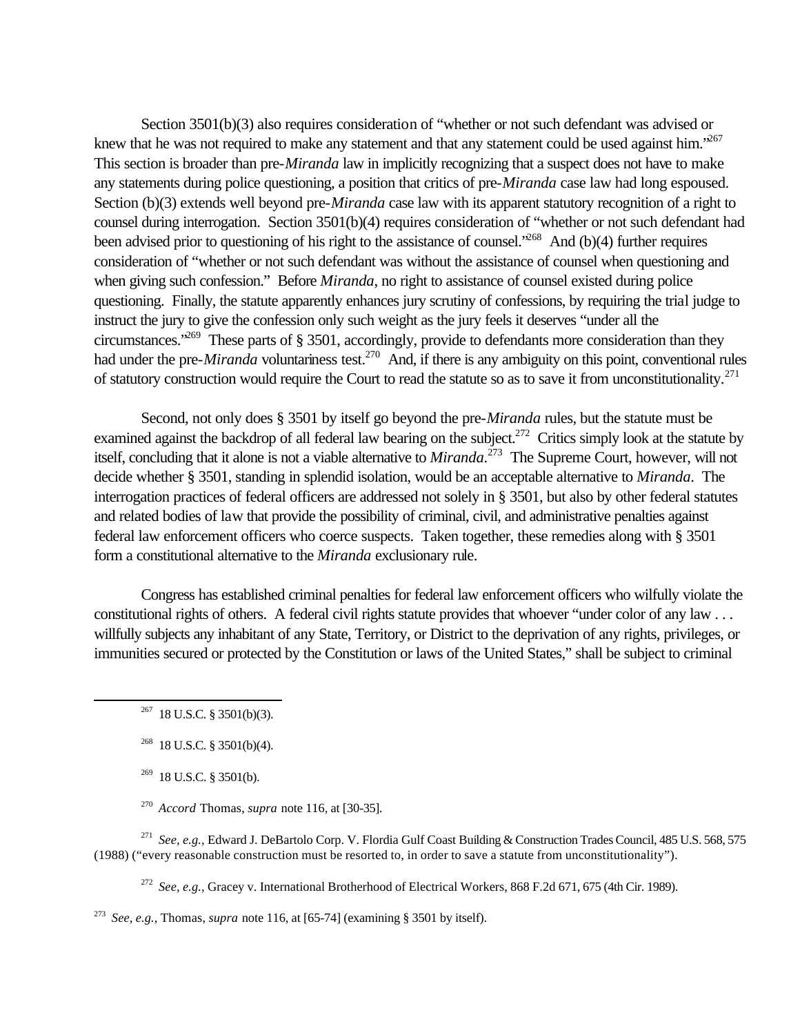Section 3501(b)(3) also requires consideration of "whether or not such defendant was advised or knew that he was not required to make any statement and that any statement could be used against him."[267] This section is broader than pre-*Miranda* law in implicitly recognizing that a suspect does not have to make any statements during police questioning, a position that critics of pre-*Miranda* case law had long espoused. Section (b)(3) extends well beyond pre-*Miranda* case law with its apparent statutory recognition of a right to counsel during interrogation. Section 3501(b)(4) requires consideration of "whether or not such defendant had been advised prior to questioning of his right to the assistance of counsel."[268] And (b)(4) further requires consideration of "whether or not such defendant was without the assistance of counsel when questioning and when giving such confession." Before *Miranda*, no right to assistance of counsel existed during police questioning. Finally, the statute apparently enhances jury scrutiny of confessions, by requiring the trial judge to instruct the jury to give the confession only such weight as the jury feels it deserves "under all the circumstances."[269] These parts of § 3501, accordingly, provide to defendants more consideration than they had under the pre-*Miranda* voluntariness test.[270] And, if there is any ambiguity on this point, conventional rules of statutory construction would require the Court to read the statute so as to save it from unconstitutionality.[271]

Second, not only does § 3501 by itself go beyond the pre-*Miranda* rules, but the statute must be examined against the backdrop of all federal law bearing on the subject.[272] Critics simply look at the statute by itself, concluding that it alone is not a viable alternative to *Miranda*.[273] The Supreme Court, however, will not decide whether § 3501, standing in splendid isolation, would be an acceptable alternative to *Miranda*. The interrogation practices of federal officers are addressed not solely in § 3501, but also by other federal statutes and related bodies of law that provide the possibility of criminal, civil, and administrative penalties against federal law enforcement officers who coerce suspects. Taken together, these remedies along with § 3501 form a constitutional alternative to the *Miranda* exclusionary rule.

Congress has established criminal penalties for federal law enforcement officers who wilfully violate the constitutional rights of others. A federal civil rights statute provides that whoever "under color of any law . . . willfully subjects any inhabitant of any State, Territory, or District to the deprivation of any rights, privileges, or immunities secured or protected by the Constitution or laws of the United States," shall be subject to criminal

---

[267] 18 U.S.C. § 3501(b)(3).

[268] 18 U.S.C. § 3501(b)(4).

[269] 18 U.S.C. § 3501(b).

[270] *Accord* Thomas, *supra* note 116, at [30-35].

[271] *See, e.g.,* Edward J. DeBartolo Corp. V. Flordia Gulf Coast Building & Construction Trades Council, 485 U.S. 568, 575 (1988) ("every reasonable construction must be resorted to, in order to save a statute from unconstitutionality").

[272] *See, e.g.,* Gracey v. International Brotherhood of Electrical Workers, 868 F.2d 671, 675 (4th Cir. 1989).

[273] *See, e.g.,* Thomas, *supra* note 116, at [65-74] (examining § 3501 by itself).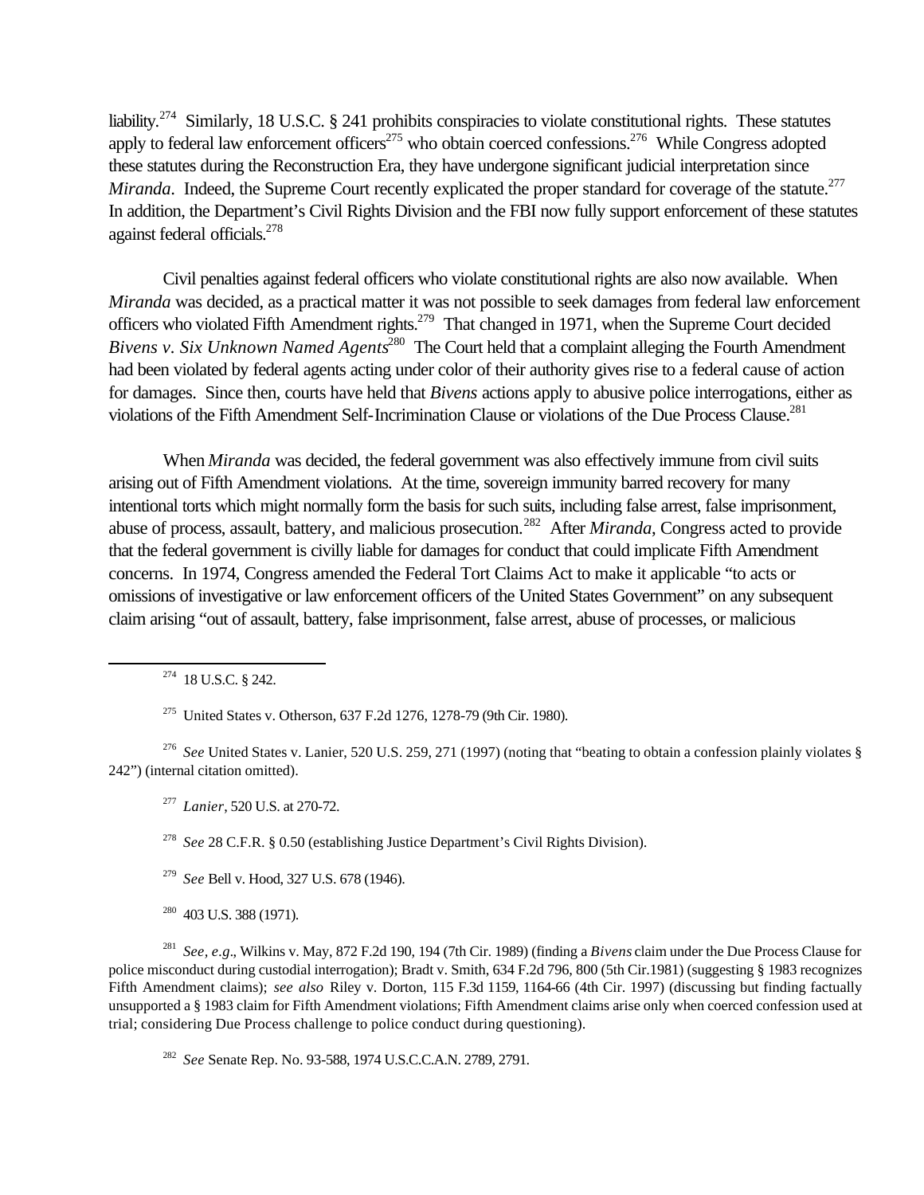liability.[274] Similarly, 18 U.S.C. § 241 prohibits conspiracies to violate constitutional rights. These statutes apply to federal law enforcement officers[275] who obtain coerced confessions.[276] While Congress adopted these statutes during the Reconstruction Era, they have undergone significant judicial interpretation since *Miranda*. Indeed, the Supreme Court recently explicated the proper standard for coverage of the statute.[277] In addition, the Department's Civil Rights Division and the FBI now fully support enforcement of these statutes against federal officials.[278]

Civil penalties against federal officers who violate constitutional rights are also now available. When *Miranda* was decided, as a practical matter it was not possible to seek damages from federal law enforcement officers who violated Fifth Amendment rights.[279] That changed in 1971, when the Supreme Court decided *Bivens v. Six Unknown Named Agents*[280] The Court held that a complaint alleging the Fourth Amendment had been violated by federal agents acting under color of their authority gives rise to a federal cause of action for damages. Since then, courts have held that *Bivens* actions apply to abusive police interrogations, either as violations of the Fifth Amendment Self-Incrimination Clause or violations of the Due Process Clause.[281]

When *Miranda* was decided, the federal government was also effectively immune from civil suits arising out of Fifth Amendment violations. At the time, sovereign immunity barred recovery for many intentional torts which might normally form the basis for such suits, including false arrest, false imprisonment, abuse of process, assault, battery, and malicious prosecution.[282] After *Miranda*, Congress acted to provide that the federal government is civilly liable for damages for conduct that could implicate Fifth Amendment concerns. In 1974, Congress amended the Federal Tort Claims Act to make it applicable "to acts or omissions of investigative or law enforcement officers of the United States Government" on any subsequent claim arising "out of assault, battery, false imprisonment, false arrest, abuse of processes, or malicious

---

[274] 18 U.S.C. § 242.

[275] United States v. Otherson, 637 F.2d 1276, 1278-79 (9th Cir. 1980).

[276] *See* United States v. Lanier, 520 U.S. 259, 271 (1997) (noting that "beating to obtain a confession plainly violates § 242") (internal citation omitted).

[277] *Lanier*, 520 U.S. at 270-72.

[278] *See* 28 C.F.R. § 0.50 (establishing Justice Department's Civil Rights Division).

[279] *See* Bell v. Hood, 327 U.S. 678 (1946).

[280] 403 U.S. 388 (1971).

[281] *See, e.g*., Wilkins v. May, 872 F.2d 190, 194 (7th Cir. 1989) (finding a *Bivens* claim under the Due Process Clause for police misconduct during custodial interrogation); Bradt v. Smith, 634 F.2d 796, 800 (5th Cir.1981) (suggesting § 1983 recognizes Fifth Amendment claims); *see also* Riley v. Dorton, 115 F.3d 1159, 1164-66 (4th Cir. 1997) (discussing but finding factually unsupported a § 1983 claim for Fifth Amendment violations; Fifth Amendment claims arise only when coerced confession used at trial; considering Due Process challenge to police conduct during questioning).

[282] *See* Senate Rep. No. 93-588, 1974 U.S.C.C.A.N. 2789, 2791.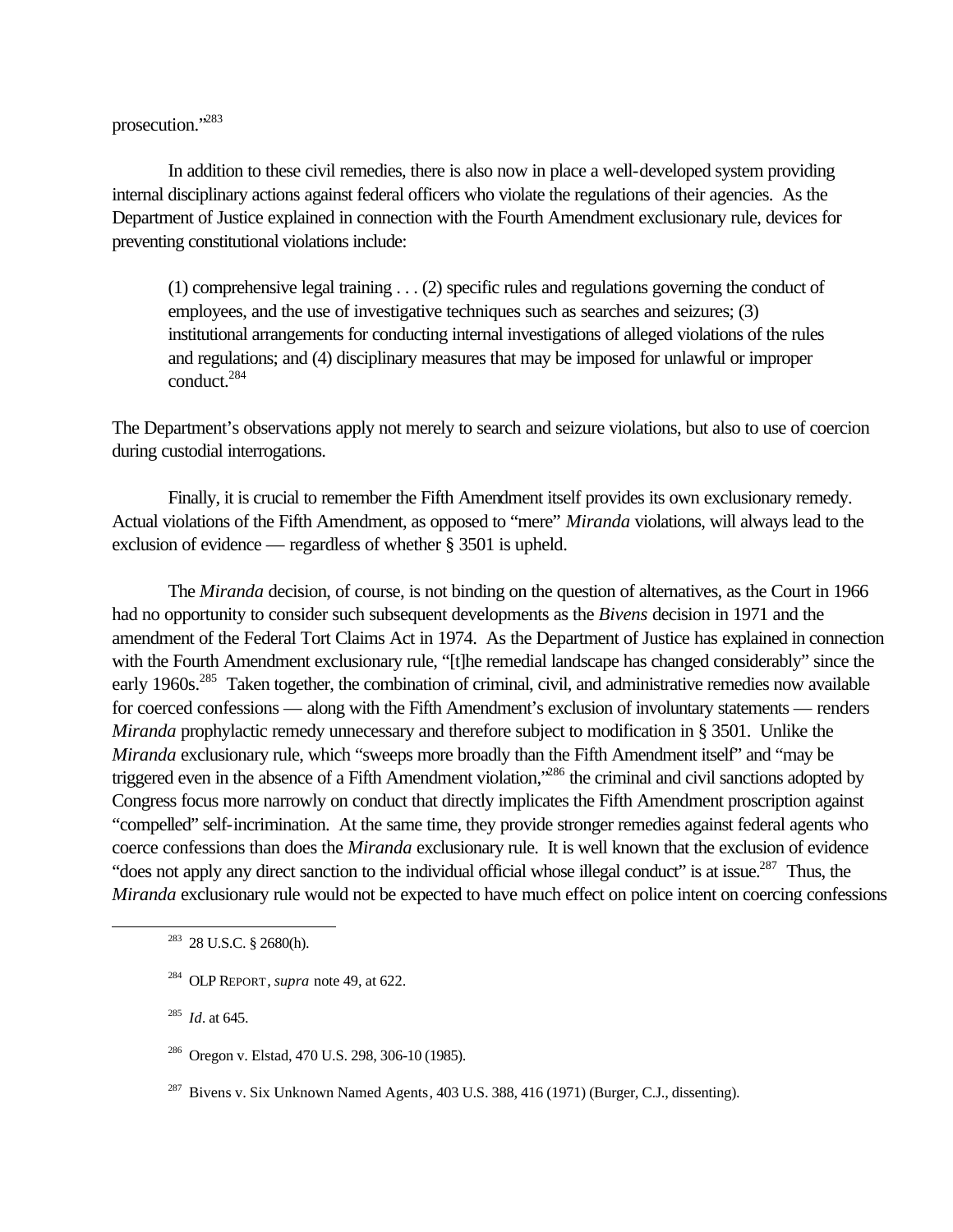prosecution."[283]

In addition to these civil remedies, there is also now in place a well-developed system providing internal disciplinary actions against federal officers who violate the regulations of their agencies. As the Department of Justice explained in connection with the Fourth Amendment exclusionary rule, devices for preventing constitutional violations include:

> (1) comprehensive legal training . . . (2) specific rules and regulations governing the conduct of employees, and the use of investigative techniques such as searches and seizures; (3) institutional arrangements for conducting internal investigations of alleged violations of the rules and regulations; and (4) disciplinary measures that may be imposed for unlawful or improper conduct.[284]

The Department's observations apply not merely to search and seizure violations, but also to use of coercion during custodial interrogations.

Finally, it is crucial to remember the Fifth Amendment itself provides its own exclusionary remedy. Actual violations of the Fifth Amendment, as opposed to "mere" *Miranda* violations, will always lead to the exclusion of evidence — regardless of whether § 3501 is upheld.

The *Miranda* decision, of course, is not binding on the question of alternatives, as the Court in 1966 had no opportunity to consider such subsequent developments as the *Bivens* decision in 1971 and the amendment of the Federal Tort Claims Act in 1974. As the Department of Justice has explained in connection with the Fourth Amendment exclusionary rule, "[t]he remedial landscape has changed considerably" since the early 1960s.[285] Taken together, the combination of criminal, civil, and administrative remedies now available for coerced confessions — along with the Fifth Amendment's exclusion of involuntary statements — renders *Miranda* prophylactic remedy unnecessary and therefore subject to modification in § 3501. Unlike the *Miranda* exclusionary rule, which "sweeps more broadly than the Fifth Amendment itself" and "may be triggered even in the absence of a Fifth Amendment violation,"[286] the criminal and civil sanctions adopted by Congress focus more narrowly on conduct that directly implicates the Fifth Amendment proscription against "compelled" self-incrimination. At the same time, they provide stronger remedies against federal agents who coerce confessions than does the *Miranda* exclusionary rule. It is well known that the exclusion of evidence "does not apply any direct sanction to the individual official whose illegal conduct" is at issue.[287] Thus, the *Miranda* exclusionary rule would not be expected to have much effect on police intent on coercing confessions

---

[283] 28 U.S.C. § 2680(h).

[284] OLP REPORT, *supra* note 49, at 622.

[285] *Id*. at 645.

[286] Oregon v. Elstad, 470 U.S. 298, 306-10 (1985).

[287] Bivens v. Six Unknown Named Agents, 403 U.S. 388, 416 (1971) (Burger, C.J., dissenting).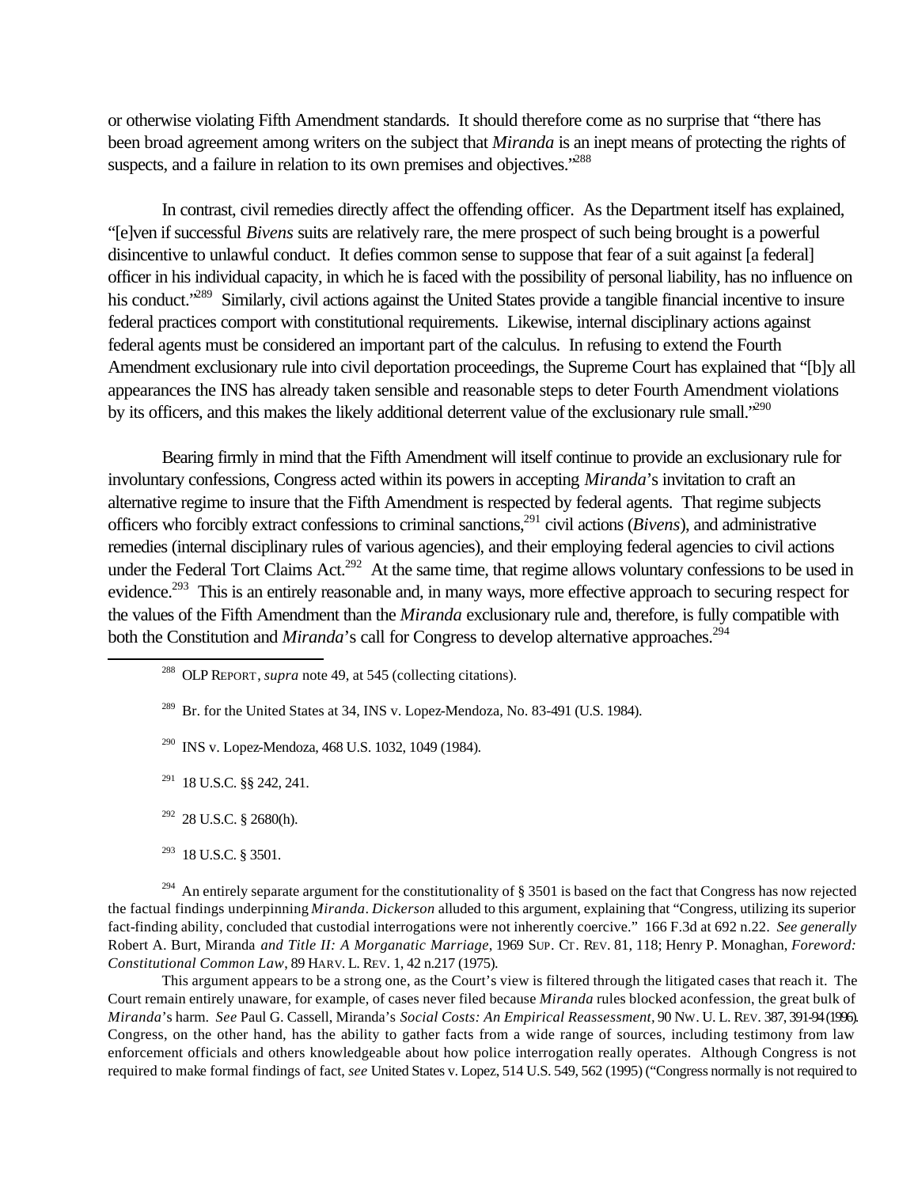or otherwise violating Fifth Amendment standards. It should therefore come as no surprise that "there has been broad agreement among writers on the subject that *Miranda* is an inept means of protecting the rights of suspects, and a failure in relation to its own premises and objectives."[288]

In contrast, civil remedies directly affect the offending officer. As the Department itself has explained, "[e]ven if successful *Bivens* suits are relatively rare, the mere prospect of such being brought is a powerful disincentive to unlawful conduct. It defies common sense to suppose that fear of a suit against [a federal] officer in his individual capacity, in which he is faced with the possibility of personal liability, has no influence on his conduct."[289] Similarly, civil actions against the United States provide a tangible financial incentive to insure federal practices comport with constitutional requirements. Likewise, internal disciplinary actions against federal agents must be considered an important part of the calculus. In refusing to extend the Fourth Amendment exclusionary rule into civil deportation proceedings, the Supreme Court has explained that "[b]y all appearances the INS has already taken sensible and reasonable steps to deter Fourth Amendment violations by its officers, and this makes the likely additional deterrent value of the exclusionary rule small."[290]

Bearing firmly in mind that the Fifth Amendment will itself continue to provide an exclusionary rule for involuntary confessions, Congress acted within its powers in accepting *Miranda*'s invitation to craft an alternative regime to insure that the Fifth Amendment is respected by federal agents. That regime subjects officers who forcibly extract confessions to criminal sanctions,[291] civil actions (*Bivens*), and administrative remedies (internal disciplinary rules of various agencies), and their employing federal agencies to civil actions under the Federal Tort Claims Act.[292] At the same time, that regime allows voluntary confessions to be used in evidence.[293] This is an entirely reasonable and, in many ways, more effective approach to securing respect for the values of the Fifth Amendment than the *Miranda* exclusionary rule and, therefore, is fully compatible with both the Constitution and *Miranda*'s call for Congress to develop alternative approaches.[294]

---

[288] OLP REPORT, *supra* note 49, at 545 (collecting citations).

[289] Br. for the United States at 34, INS v. Lopez-Mendoza, No. 83-491 (U.S. 1984).

[290] INS v. Lopez-Mendoza, 468 U.S. 1032, 1049 (1984).

[291] 18 U.S.C. §§ 242, 241.

[292] 28 U.S.C. § 2680(h).

[293] 18 U.S.C. § 3501.

[294] An entirely separate argument for the constitutionality of § 3501 is based on the fact that Congress has now rejected the factual findings underpinning *Miranda*. *Dickerson* alluded to this argument, explaining that "Congress, utilizing its superior fact-finding ability, concluded that custodial interrogations were not inherently coercive." 166 F.3d at 692 n.22. *See generally* Robert A. Burt, Miranda *and Title II: A Morganatic Marriage*, 1969 SUP. CT. REV. 81, 118; Henry P. Monaghan, *Foreword: Constitutional Common Law*, 89 HARV. L. REV. 1, 42 n.217 (1975).

This argument appears to be a strong one, as the Court's view is filtered through the litigated cases that reach it. The Court remain entirely unaware, for example, of cases never filed because *Miranda* rules blocked aconfession, the great bulk of *Miranda*'s harm. *See* Paul G. Cassell, Miranda's *Social Costs: An Empirical Reassessment*, 90 NW. U. L. REV. 387, 391-94 (1996). Congress, on the other hand, has the ability to gather facts from a wide range of sources, including testimony from law enforcement officials and others knowledgeable about how police interrogation really operates. Although Congress is not required to make formal findings of fact, *see* United States v. Lopez, 514 U.S. 549, 562 (1995) ("Congress normally is not required to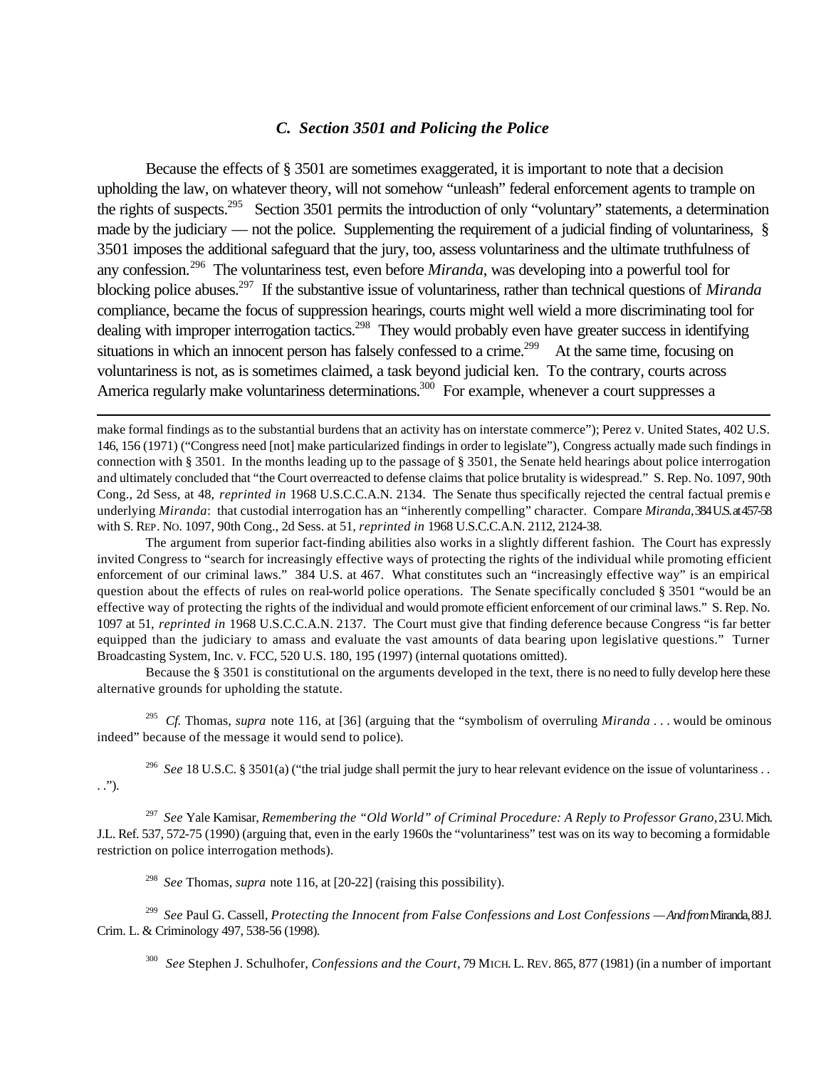### *C. Section 3501 and Policing the Police*

Because the effects of § 3501 are sometimes exaggerated, it is important to note that a decision upholding the law, on whatever theory, will not somehow "unleash" federal enforcement agents to trample on the rights of suspects.[295] Section 3501 permits the introduction of only "voluntary" statements, a determination made by the judiciary — not the police. Supplementing the requirement of a judicial finding of voluntariness, § 3501 imposes the additional safeguard that the jury, too, assess voluntariness and the ultimate truthfulness of any confession.[296] The voluntariness test, even before *Miranda*, was developing into a powerful tool for blocking police abuses.[297] If the substantive issue of voluntariness, rather than technical questions of *Miranda* compliance, became the focus of suppression hearings, courts might well wield a more discriminating tool for dealing with improper interrogation tactics.[298] They would probably even have greater success in identifying situations in which an innocent person has falsely confessed to a crime.[299] At the same time, focusing on voluntariness is not, as is sometimes claimed, a task beyond judicial ken. To the contrary, courts across America regularly make voluntariness determinations.[300] For example, whenever a court suppresses a

---

make formal findings as to the substantial burdens that an activity has on interstate commerce"); Perez v. United States, 402 U.S. 146, 156 (1971) ("Congress need [not] make particularized findings in order to legislate"), Congress actually made such findings in connection with § 3501. In the months leading up to the passage of § 3501, the Senate held hearings about police interrogation and ultimately concluded that "the Court overreacted to defense claims that police brutality is widespread." S. Rep. No. 1097, 90th Cong., 2d Sess, at 48, *reprinted in* 1968 U.S.C.C.A.N. 2134. The Senate thus specifically rejected the central factual premise underlying *Miranda*: that custodial interrogation has an "inherently compelling" character. Compare *Miranda*, 384 U.S. at 457-58 with S. REP. NO. 1097, 90th Cong., 2d Sess. at 51, *reprinted in* 1968 U.S.C.C.A.N. 2112, 2124-38.

The argument from superior fact-finding abilities also works in a slightly different fashion. The Court has expressly invited Congress to "search for increasingly effective ways of protecting the rights of the individual while promoting efficient enforcement of our criminal laws." 384 U.S. at 467. What constitutes such an "increasingly effective way" is an empirical question about the effects of rules on real-world police operations. The Senate specifically concluded § 3501 "would be an effective way of protecting the rights of the individual and would promote efficient enforcement of our criminal laws." S. Rep. No. 1097 at 51, *reprinted in* 1968 U.S.C.C.A.N. 2137. The Court must give that finding deference because Congress "is far better equipped than the judiciary to amass and evaluate the vast amounts of data bearing upon legislative questions." Turner Broadcasting System, Inc. v. FCC, 520 U.S. 180, 195 (1997) (internal quotations omitted).

Because the § 3501 is constitutional on the arguments developed in the text, there is no need to fully develop here these alternative grounds for upholding the statute.

[295] *Cf.* Thomas, *supra* note 116, at [36] (arguing that the "symbolism of overruling *Miranda* . . . would be ominous indeed" because of the message it would send to police).

[296] *See* 18 U.S.C. § 3501(a) ("the trial judge shall permit the jury to hear relevant evidence on the issue of voluntariness . . . .").

[297] *See* Yale Kamisar, *Remembering the "Old World" of Criminal Procedure: A Reply to Professor Grano*, 23 U. Mich. J.L. Ref. 537, 572-75 (1990) (arguing that, even in the early 1960s the "voluntariness" test was on its way to becoming a formidable restriction on police interrogation methods).

[298] *See* Thomas, *supra* note 116, at [20-22] (raising this possibility).

[299] *See* Paul G. Cassell, *Protecting the Innocent from False Confessions and Lost Confessions — And from* Miranda, 88 J. Crim. L. & Criminology 497, 538-56 (1998).

[300] *See* Stephen J. Schulhofer, *Confessions and the Court*, 79 MICH. L. REV. 865, 877 (1981) (in a number of important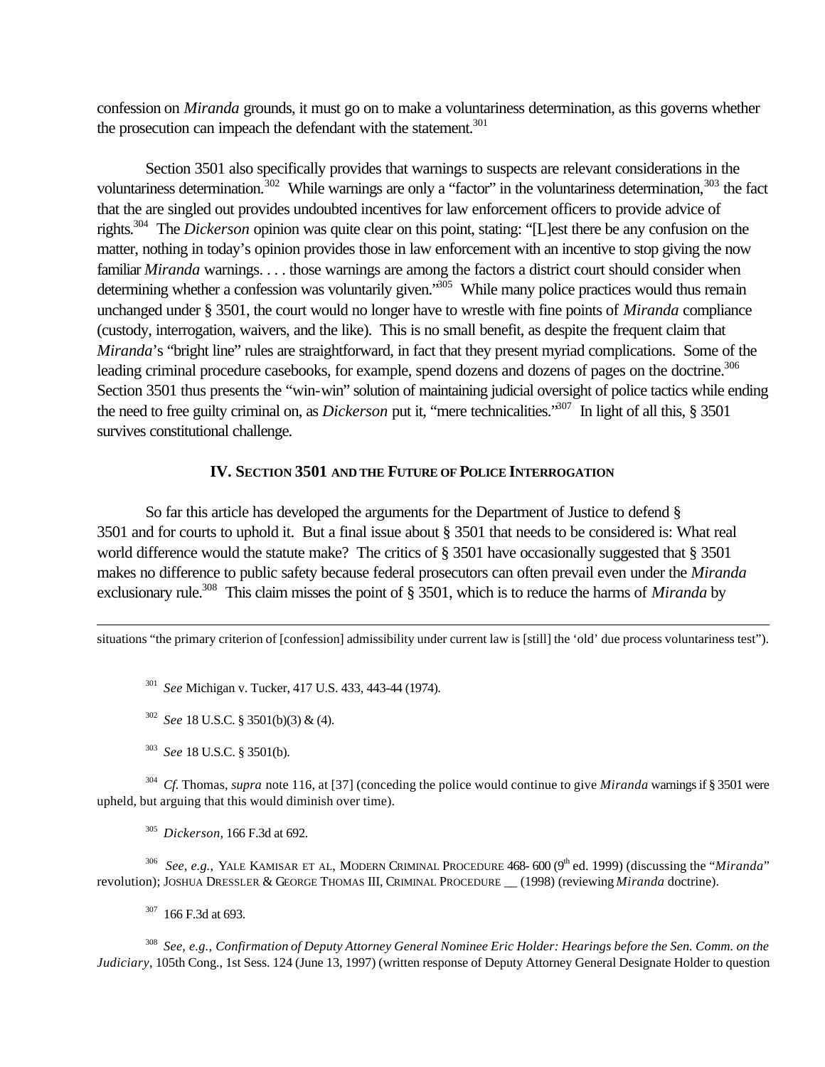confession on *Miranda* grounds, it must go on to make a voluntariness determination, as this governs whether the prosecution can impeach the defendant with the statement.[301]

Section 3501 also specifically provides that warnings to suspects are relevant considerations in the voluntariness determination.[302] While warnings are only a "factor" in the voluntariness determination,[303] the fact that the are singled out provides undoubted incentives for law enforcement officers to provide advice of rights.[304] The *Dickerson* opinion was quite clear on this point, stating: "[L]est there be any confusion on the matter, nothing in today's opinion provides those in law enforcement with an incentive to stop giving the now familiar *Miranda* warnings. . . . those warnings are among the factors a district court should consider when determining whether a confession was voluntarily given."[305] While many police practices would thus remain unchanged under § 3501, the court would no longer have to wrestle with fine points of *Miranda* compliance (custody, interrogation, waivers, and the like). This is no small benefit, as despite the frequent claim that *Miranda*'s "bright line" rules are straightforward, in fact that they present myriad complications. Some of the leading criminal procedure casebooks, for example, spend dozens and dozens of pages on the doctrine.[306] Section 3501 thus presents the "win-win" solution of maintaining judicial oversight of police tactics while ending the need to free guilty criminal on, as *Dickerson* put it, "mere technicalities."[307] In light of all this, § 3501 survives constitutional challenge.

## IV. Section 3501 and the Future of Police Interrogation

So far this article has developed the arguments for the Department of Justice to defend § 3501 and for courts to uphold it. But a final issue about § 3501 that needs to be considered is: What real world difference would the statute make? The critics of § 3501 have occasionally suggested that § 3501 makes no difference to public safety because federal prosecutors can often prevail even under the *Miranda* exclusionary rule.[308] This claim misses the point of § 3501, which is to reduce the harms of *Miranda* by

---

situations "the primary criterion of [confession] admissibility under current law is [still] the 'old' due process voluntariness test").

[301] *See* Michigan v. Tucker, 417 U.S. 433, 443-44 (1974).

[302] *See* 18 U.S.C. § 3501(b)(3) & (4).

[303] *See* 18 U.S.C. § 3501(b).

[304] *Cf.* Thomas, *supra* note 116, at [37] (conceding the police would continue to give *Miranda* warnings if § 3501 were upheld, but arguing that this would diminish over time).

[305] *Dickerson*, 166 F.3d at 692.

[306] *See, e.g.,* Yale Kamisar et al, Modern Criminal Procedure 468- 600 (9th ed. 1999) (discussing the "*Miranda*" revolution); Joshua Dressler & George Thomas III, Criminal Procedure __ (1998) (reviewing *Miranda* doctrine).

[307] 166 F.3d at 693.

[308] *See, e.g., Confirmation of Deputy Attorney General Nominee Eric Holder: Hearings before the Sen. Comm. on the Judiciary*, 105th Cong., 1st Sess. 124 (June 13, 1997) (written response of Deputy Attorney General Designate Holder to question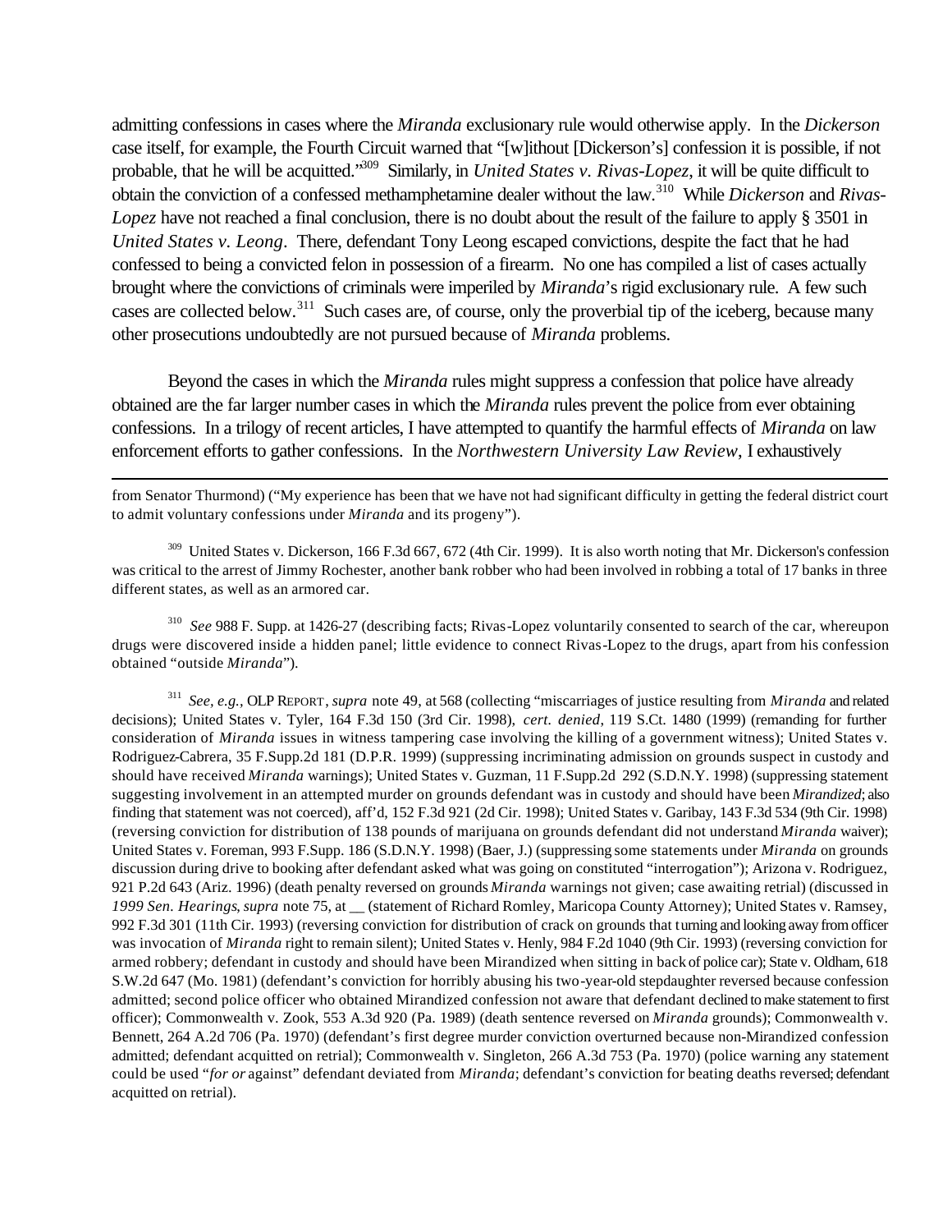admitting confessions in cases where the *Miranda* exclusionary rule would otherwise apply. In the *Dickerson* case itself, for example, the Fourth Circuit warned that "[w]ithout [Dickerson's] confession it is possible, if not probable, that he will be acquitted."[309] Similarly, in *United States v. Rivas-Lopez*, it will be quite difficult to obtain the conviction of a confessed methamphetamine dealer without the law.[310] While *Dickerson* and *Rivas-Lopez* have not reached a final conclusion, there is no doubt about the result of the failure to apply § 3501 in *United States v. Leong*. There, defendant Tony Leong escaped convictions, despite the fact that he had confessed to being a convicted felon in possession of a firearm. No one has compiled a list of cases actually brought where the convictions of criminals were imperiled by *Miranda*'s rigid exclusionary rule. A few such cases are collected below.[311] Such cases are, of course, only the proverbial tip of the iceberg, because many other prosecutions undoubtedly are not pursued because of *Miranda* problems.

Beyond the cases in which the *Miranda* rules might suppress a confession that police have already obtained are the far larger number cases in which the *Miranda* rules prevent the police from ever obtaining confessions. In a trilogy of recent articles, I have attempted to quantify the harmful effects of *Miranda* on law enforcement efforts to gather confessions. In the *Northwestern University Law Review*, I exhaustively

---

from Senator Thurmond) ("My experience has been that we have not had significant difficulty in getting the federal district court to admit voluntary confessions under *Miranda* and its progeny").

[309] United States v. Dickerson, 166 F.3d 667, 672 (4th Cir. 1999). It is also worth noting that Mr. Dickerson's confession was critical to the arrest of Jimmy Rochester, another bank robber who had been involved in robbing a total of 17 banks in three different states, as well as an armored car.

[310] *See* 988 F. Supp. at 1426-27 (describing facts; Rivas-Lopez voluntarily consented to search of the car, whereupon drugs were discovered inside a hidden panel; little evidence to connect Rivas-Lopez to the drugs, apart from his confession obtained "outside *Miranda*").

[311] *See, e.g.*, OLP REPORT, *supra* note 49, at 568 (collecting "miscarriages of justice resulting from *Miranda* and related decisions); United States v. Tyler, 164 F.3d 150 (3rd Cir. 1998), *cert. denied*, 119 S.Ct. 1480 (1999) (remanding for further consideration of *Miranda* issues in witness tampering case involving the killing of a government witness); United States v. Rodriguez-Cabrera, 35 F.Supp.2d 181 (D.P.R. 1999) (suppressing incriminating admission on grounds suspect in custody and should have received *Miranda* warnings); United States v. Guzman, 11 F.Supp.2d 292 (S.D.N.Y. 1998) (suppressing statement suggesting involvement in an attempted murder on grounds defendant was in custody and should have been *Mirandized*; also finding that statement was not coerced), aff'd, 152 F.3d 921 (2d Cir. 1998); United States v. Garibay, 143 F.3d 534 (9th Cir. 1998) (reversing conviction for distribution of 138 pounds of marijuana on grounds defendant did not understand *Miranda* waiver); United States v. Foreman, 993 F.Supp. 186 (S.D.N.Y. 1998) (Baer, J.) (suppressing some statements under *Miranda* on grounds discussion during drive to booking after defendant asked what was going on constituted "interrogation"); Arizona v. Rodriguez, 921 P.2d 643 (Ariz. 1996) (death penalty reversed on grounds *Miranda* warnings not given; case awaiting retrial) (discussed in *1999 Sen. Hearings*, *supra* note 75, at __ (statement of Richard Romley, Maricopa County Attorney); United States v. Ramsey, 992 F.3d 301 (11th Cir. 1993) (reversing conviction for distribution of crack on grounds that turning and looking away from officer was invocation of *Miranda* right to remain silent); United States v. Henly, 984 F.2d 1040 (9th Cir. 1993) (reversing conviction for armed robbery; defendant in custody and should have been Mirandized when sitting in back of police car); State v. Oldham, 618 S.W.2d 647 (Mo. 1981) (defendant's conviction for horribly abusing his two-year-old stepdaughter reversed because confession admitted; second police officer who obtained Mirandized confession not aware that defendant declined to make statement to first officer); Commonwealth v. Zook, 553 A.3d 920 (Pa. 1989) (death sentence reversed on *Miranda* grounds); Commonwealth v. Bennett, 264 A.2d 706 (Pa. 1970) (defendant's first degree murder conviction overturned because non-Mirandized confession admitted; defendant acquitted on retrial); Commonwealth v. Singleton, 266 A.3d 753 (Pa. 1970) (police warning any statement could be used "*for or* against" defendant deviated from *Miranda*; defendant's conviction for beating deaths reversed; defendant acquitted on retrial).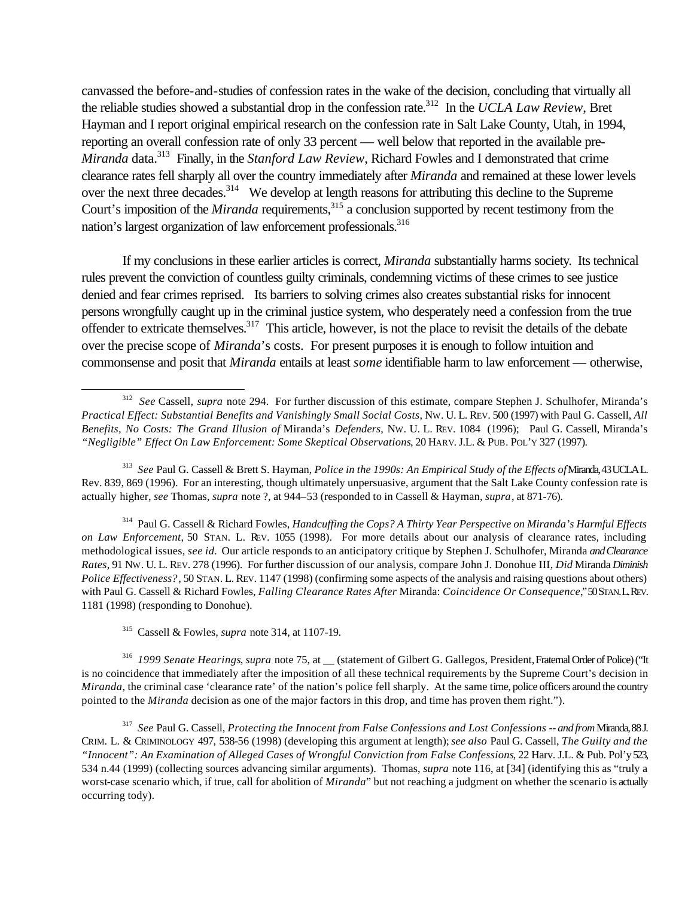canvassed the before-and-studies of confession rates in the wake of the decision, concluding that virtually all the reliable studies showed a substantial drop in the confession rate.[312] In the *UCLA Law Review*, Bret Hayman and I report original empirical research on the confession rate in Salt Lake County, Utah, in 1994, reporting an overall confession rate of only 33 percent — well below that reported in the available pre-*Miranda* data.[313] Finally, in the *Stanford Law Review*, Richard Fowles and I demonstrated that crime clearance rates fell sharply all over the country immediately after *Miranda* and remained at these lower levels over the next three decades.[314] We develop at length reasons for attributing this decline to the Supreme Court's imposition of the *Miranda* requirements,[315] a conclusion supported by recent testimony from the nation's largest organization of law enforcement professionals.[316]

If my conclusions in these earlier articles is correct, *Miranda* substantially harms society. Its technical rules prevent the conviction of countless guilty criminals, condemning victims of these crimes to see justice denied and fear crimes reprised. Its barriers to solving crimes also creates substantial risks for innocent persons wrongfully caught up in the criminal justice system, who desperately need a confession from the true offender to extricate themselves.[317] This article, however, is not the place to revisit the details of the debate over the precise scope of *Miranda*'s costs. For present purposes it is enough to follow intuition and commonsense and posit that *Miranda* entails at least *some* identifiable harm to law enforcement — otherwise,

---

[312] *See* Cassell, *supra* note 294. For further discussion of this estimate, compare Stephen J. Schulhofer, Miranda's *Practical Effect: Substantial Benefits and Vanishingly Small Social Costs*, NW. U. L. REV. 500 (1997) with Paul G. Cassell, *All Benefits, No Costs: The Grand Illusion of* Miranda's *Defenders*, NW. U. L. REV. 1084 (1996); Paul G. Cassell, Miranda's *"Negligible" Effect On Law Enforcement: Some Skeptical Observations*, 20 HARV. J.L. & PUB. POL'Y 327 (1997).

[313] *See* Paul G. Cassell & Brett S. Hayman, *Police in the 1990s: An Empirical Study of the Effects of* Miranda, 43 UCLA L. Rev. 839, 869 (1996). For an interesting, though ultimately unpersuasive, argument that the Salt Lake County confession rate is actually higher, *see* Thomas, *supra* note ?, at 944–53 (responded to in Cassell & Hayman, *supra*, at 871-76).

[314] Paul G. Cassell & Richard Fowles, *Handcuffing the Cops? A Thirty Year Perspective on Miranda's Harmful Effects on Law Enforcement*, 50 STAN. L. REV. 1055 (1998). For more details about our analysis of clearance rates, including methodological issues, *see id*. Our article responds to an anticipatory critique by Stephen J. Schulhofer, Miranda *and Clearance Rates*, 91 NW. U. L. REV. 278 (1996). For further discussion of our analysis, compare John J. Donohue III, *Did* Miranda *Diminish Police Effectiveness?*, 50 STAN. L. REV. 1147 (1998) (confirming some aspects of the analysis and raising questions about others) with Paul G. Cassell & Richard Fowles, *Falling Clearance Rates After* Miranda: *Coincidence Or Consequence*," 50 STAN. L. REV. 1181 (1998) (responding to Donohue).

[315] Cassell & Fowles, *supra* note 314, at 1107-19.

[316] *1999 Senate Hearings*, *supra* note 75, at __ (statement of Gilbert G. Gallegos, President, Fraternal Order of Police) ("It is no coincidence that immediately after the imposition of all these technical requirements by the Supreme Court's decision in *Miranda*, the criminal case 'clearance rate' of the nation's police fell sharply. At the same time, police officers around the country pointed to the *Miranda* decision as one of the major factors in this drop, and time has proven them right.").

[317] *See* Paul G. Cassell, *Protecting the Innocent from False Confessions and Lost Confessions -- and from* Miranda, 88 J. CRIM. L. & CRIMINOLOGY 497, 538-56 (1998) (developing this argument at length); *see also* Paul G. Cassell, *The Guilty and the "Innocent": An Examination of Alleged Cases of Wrongful Conviction from False Confessions*, 22 Harv. J.L. & Pub. Pol'y 523, 534 n.44 (1999) (collecting sources advancing similar arguments). Thomas, *supra* note 116, at [34] (identifying this as "truly a worst-case scenario which, if true, call for abolition of *Miranda*" but not reaching a judgment on whether the scenario is actually occurring tody).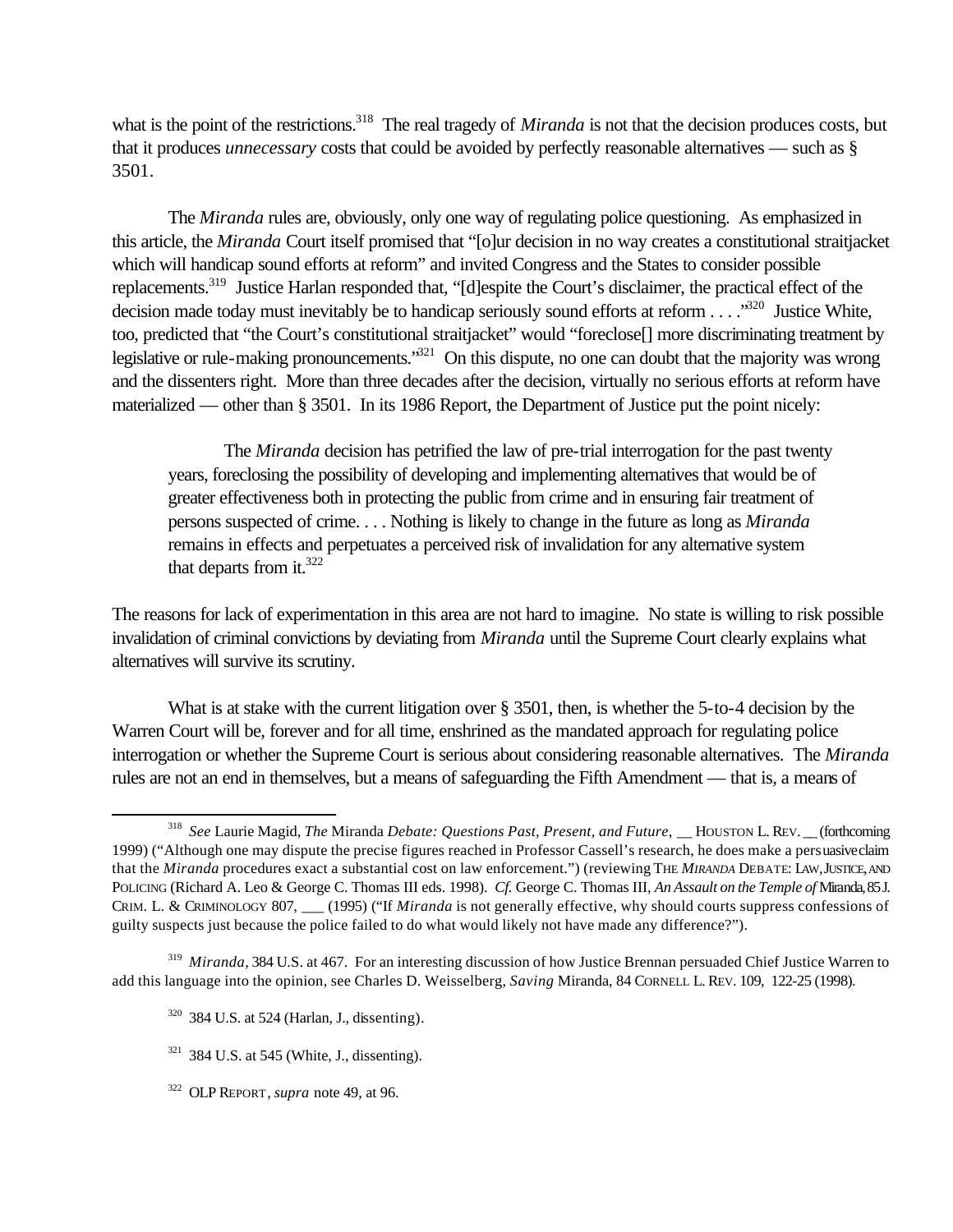what is the point of the restrictions.[318] The real tragedy of *Miranda* is not that the decision produces costs, but that it produces *unnecessary* costs that could be avoided by perfectly reasonable alternatives — such as § 3501.

The *Miranda* rules are, obviously, only one way of regulating police questioning. As emphasized in this article, the *Miranda* Court itself promised that "[o]ur decision in no way creates a constitutional straitjacket which will handicap sound efforts at reform" and invited Congress and the States to consider possible replacements.[319] Justice Harlan responded that, "[d]espite the Court's disclaimer, the practical effect of the decision made today must inevitably be to handicap seriously sound efforts at reform . . . ."[320] Justice White, too, predicted that "the Court's constitutional straitjacket" would "foreclose[] more discriminating treatment by legislative or rule-making pronouncements."[321] On this dispute, no one can doubt that the majority was wrong and the dissenters right. More than three decades after the decision, virtually no serious efforts at reform have materialized — other than § 3501. In its 1986 Report, the Department of Justice put the point nicely:

> The *Miranda* decision has petrified the law of pre-trial interrogation for the past twenty years, foreclosing the possibility of developing and implementing alternatives that would be of greater effectiveness both in protecting the public from crime and in ensuring fair treatment of persons suspected of crime. . . . Nothing is likely to change in the future as long as *Miranda* remains in effects and perpetuates a perceived risk of invalidation for any alternative system that departs from it.[322]

The reasons for lack of experimentation in this area are not hard to imagine. No state is willing to risk possible invalidation of criminal convictions by deviating from *Miranda* until the Supreme Court clearly explains what alternatives will survive its scrutiny.

What is at stake with the current litigation over § 3501, then, is whether the 5-to-4 decision by the Warren Court will be, forever and for all time, enshrined as the mandated approach for regulating police interrogation or whether the Supreme Court is serious about considering reasonable alternatives. The *Miranda* rules are not an end in themselves, but a means of safeguarding the Fifth Amendment — that is, a means of

---

[318] *See* Laurie Magid, *The* Miranda *Debate: Questions Past, Present, and Future*, __ HOUSTON L. REV. __ (forthcoming 1999) ("Although one may dispute the precise figures reached in Professor Cassell's research, he does make a persuasive claim that the *Miranda* procedures exact a substantial cost on law enforcement.") (reviewing THE *MIRANDA* DEBATE: LAW, JUSTICE, AND POLICING (Richard A. Leo & George C. Thomas III eds. 1998). *Cf.* George C. Thomas III, *An Assault on the Temple of* Miranda, 85 J. CRIM. L. & CRIMINOLOGY 807, ___ (1995) ("If *Miranda* is not generally effective, why should courts suppress confessions of guilty suspects just because the police failed to do what would likely not have made any difference?").

[319] *Miranda*, 384 U.S. at 467. For an interesting discussion of how Justice Brennan persuaded Chief Justice Warren to add this language into the opinion, see Charles D. Weisselberg, *Saving* Miranda, 84 CORNELL L. REV. 109, 122-25 (1998).

[320] 384 U.S. at 524 (Harlan, J., dissenting).

[321] 384 U.S. at 545 (White, J., dissenting).

[322] OLP REPORT, *supra* note 49, at 96.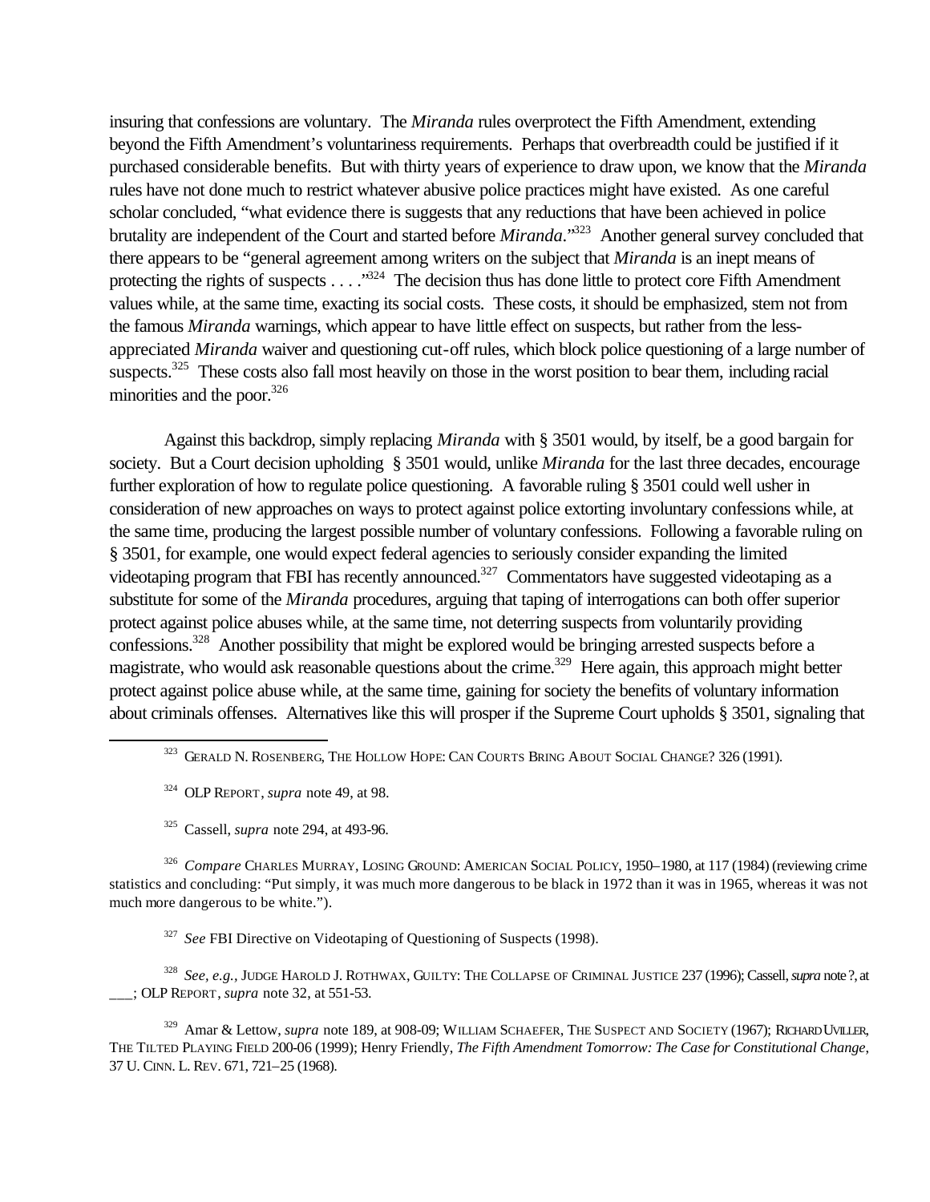insuring that confessions are voluntary. The *Miranda* rules overprotect the Fifth Amendment, extending beyond the Fifth Amendment's voluntariness requirements. Perhaps that overbreadth could be justified if it purchased considerable benefits. But with thirty years of experience to draw upon, we know that the *Miranda* rules have not done much to restrict whatever abusive police practices might have existed. As one careful scholar concluded, "what evidence there is suggests that any reductions that have been achieved in police brutality are independent of the Court and started before *Miranda*."[323] Another general survey concluded that there appears to be "general agreement among writers on the subject that *Miranda* is an inept means of protecting the rights of suspects . . . ."[324] The decision thus has done little to protect core Fifth Amendment values while, at the same time, exacting its social costs. These costs, it should be emphasized, stem not from the famous *Miranda* warnings, which appear to have little effect on suspects, but rather from the less-appreciated *Miranda* waiver and questioning cut-off rules, which block police questioning of a large number of suspects.[325] These costs also fall most heavily on those in the worst position to bear them, including racial minorities and the poor.[326]

Against this backdrop, simply replacing *Miranda* with § 3501 would, by itself, be a good bargain for society. But a Court decision upholding § 3501 would, unlike *Miranda* for the last three decades, encourage further exploration of how to regulate police questioning. A favorable ruling § 3501 could well usher in consideration of new approaches on ways to protect against police extorting involuntary confessions while, at the same time, producing the largest possible number of voluntary confessions. Following a favorable ruling on § 3501, for example, one would expect federal agencies to seriously consider expanding the limited videotaping program that FBI has recently announced.[327] Commentators have suggested videotaping as a substitute for some of the *Miranda* procedures, arguing that taping of interrogations can both offer superior protect against police abuses while, at the same time, not deterring suspects from voluntarily providing confessions.[328] Another possibility that might be explored would be bringing arrested suspects before a magistrate, who would ask reasonable questions about the crime.[329] Here again, this approach might better protect against police abuse while, at the same time, gaining for society the benefits of voluntary information about criminals offenses. Alternatives like this will prosper if the Supreme Court upholds § 3501, signaling that

---

[323] GERALD N. ROSENBERG, THE HOLLOW HOPE: CAN COURTS BRING ABOUT SOCIAL CHANGE? 326 (1991).

[324] OLP REPORT, *supra* note 49, at 98.

[325] Cassell, *supra* note 294, at 493-96.

[326] *Compare* CHARLES MURRAY, LOSING GROUND: AMERICAN SOCIAL POLICY, 1950–1980, at 117 (1984) (reviewing crime statistics and concluding: "Put simply, it was much more dangerous to be black in 1972 than it was in 1965, whereas it was not much more dangerous to be white.").

[327] *See* FBI Directive on Videotaping of Questioning of Suspects (1998).

[328] *See, e.g.*, JUDGE HAROLD J. ROTHWAX, GUILTY: THE COLLAPSE OF CRIMINAL JUSTICE 237 (1996); Cassell, *supra* note ?, at ___; OLP REPORT, *supra* note 32, at 551-53.

[329] Amar & Lettow, *supra* note 189, at 908-09; WILLIAM SCHAEFER, THE SUSPECT AND SOCIETY (1967); RICHARD UVILLER, THE TILTED PLAYING FIELD 200-06 (1999); Henry Friendly, *The Fifth Amendment Tomorrow: The Case for Constitutional Change*, 37 U. CINN. L. REV. 671, 721–25 (1968).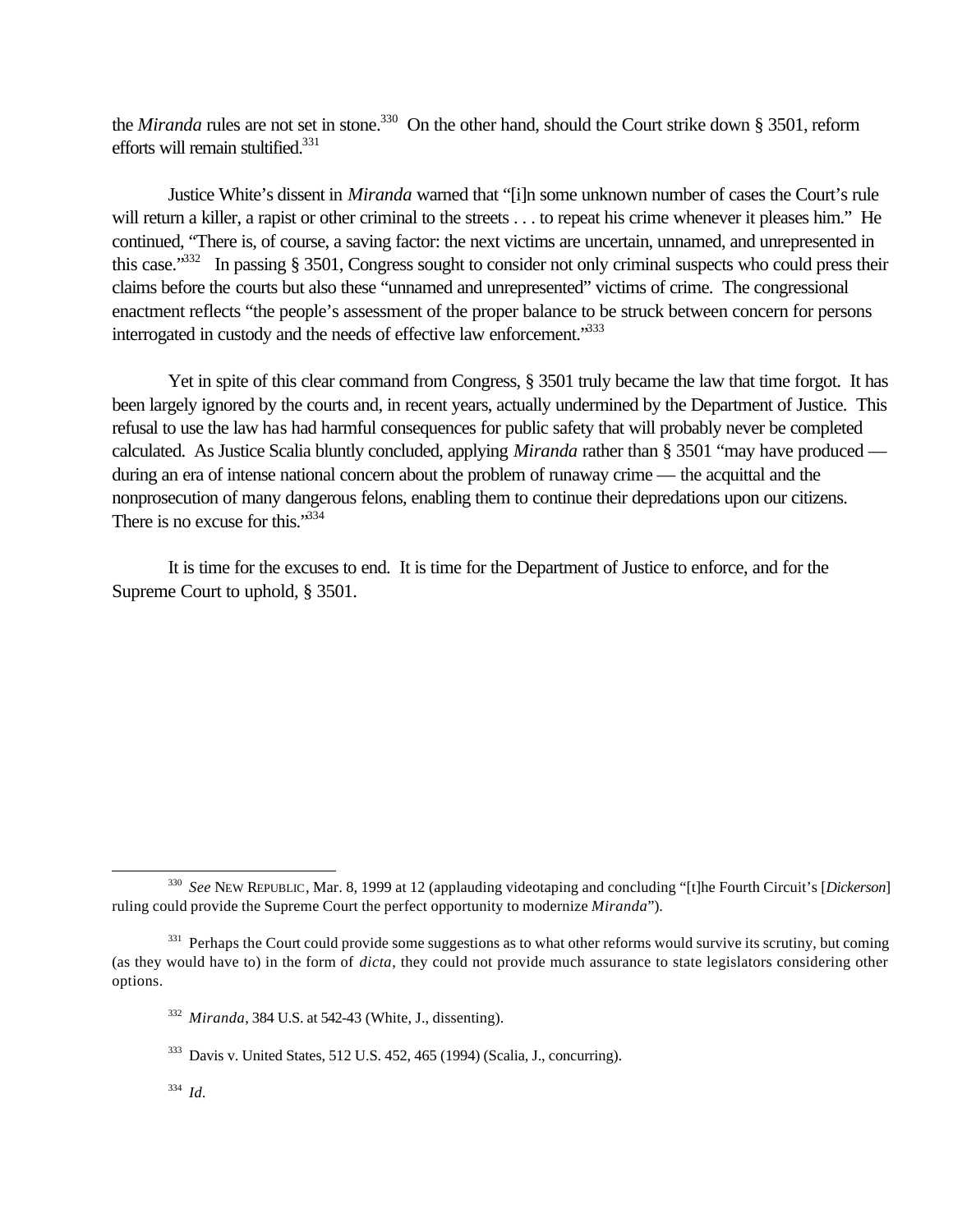the *Miranda* rules are not set in stone.[330] On the other hand, should the Court strike down § 3501, reform efforts will remain stultified.[331]

Justice White's dissent in *Miranda* warned that "[i]n some unknown number of cases the Court's rule will return a killer, a rapist or other criminal to the streets . . . to repeat his crime whenever it pleases him." He continued, "There is, of course, a saving factor: the next victims are uncertain, unnamed, and unrepresented in this case."[332] In passing § 3501, Congress sought to consider not only criminal suspects who could press their claims before the courts but also these "unnamed and unrepresented" victims of crime. The congressional enactment reflects "the people's assessment of the proper balance to be struck between concern for persons interrogated in custody and the needs of effective law enforcement."[333]

Yet in spite of this clear command from Congress, § 3501 truly became the law that time forgot. It has been largely ignored by the courts and, in recent years, actually undermined by the Department of Justice. This refusal to use the law has had harmful consequences for public safety that will probably never be completed calculated. As Justice Scalia bluntly concluded, applying *Miranda* rather than § 3501 "may have produced — during an era of intense national concern about the problem of runaway crime — the acquittal and the nonprosecution of many dangerous felons, enabling them to continue their depredations upon our citizens. There is no excuse for this."[334]

It is time for the excuses to end. It is time for the Department of Justice to enforce, and for the Supreme Court to uphold, § 3501.

---

[330] *See* NEW REPUBLIC, Mar. 8, 1999 at 12 (applauding videotaping and concluding "[t]he Fourth Circuit's [*Dickerson*] ruling could provide the Supreme Court the perfect opportunity to modernize *Miranda*").

[331] Perhaps the Court could provide some suggestions as to what other reforms would survive its scrutiny, but coming (as they would have to) in the form of *dicta*, they could not provide much assurance to state legislators considering other options.

[332] *Miranda*, 384 U.S. at 542-43 (White, J., dissenting).

[333] Davis v. United States, 512 U.S. 452, 465 (1994) (Scalia, J., concurring).

[334] *Id*.